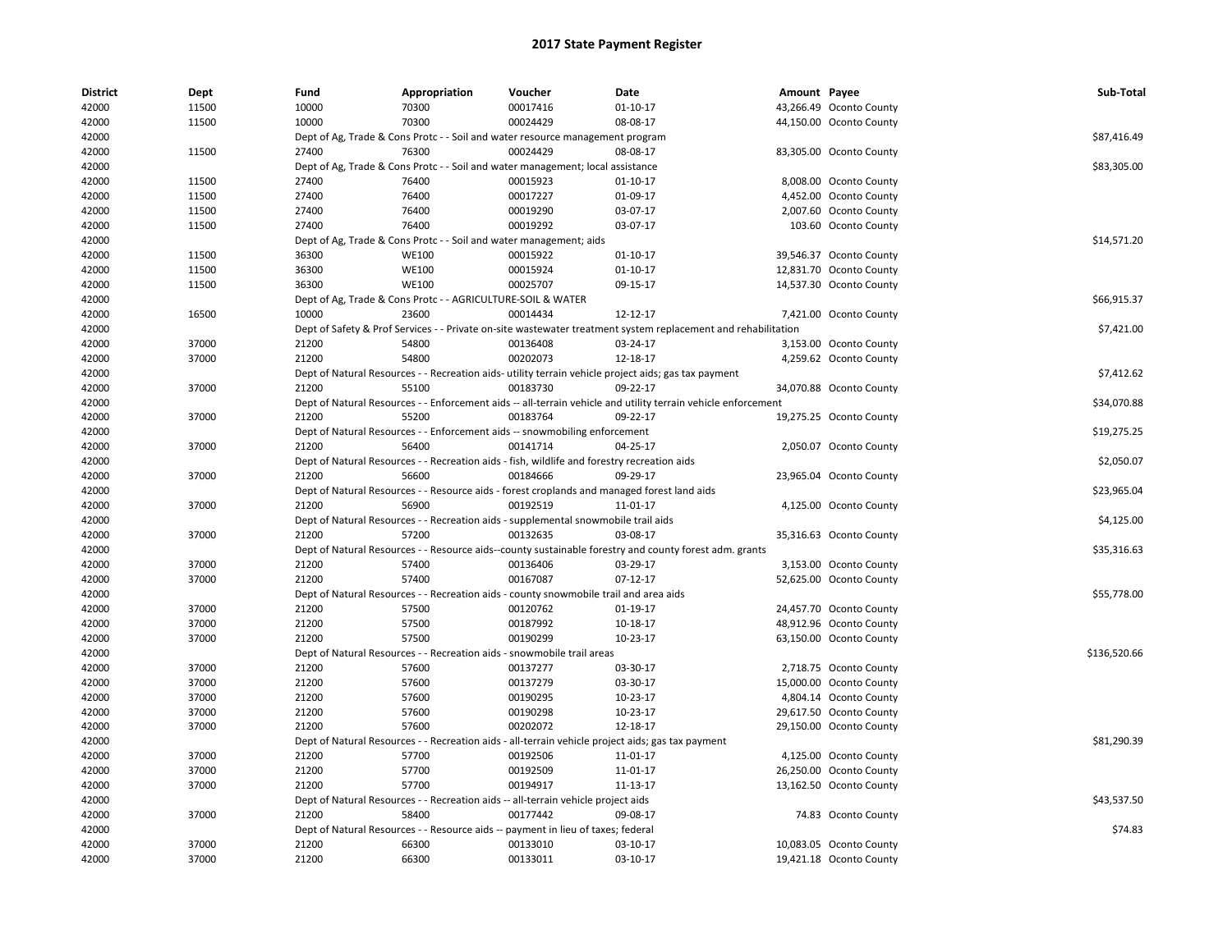# 2017 State Payment Register

| District | Dept | Fund | Appropriation | Voucher | Date | Amount | Payee | Sub-Total |
|---|---|---|---|---|---|---|---|---|
| 42000 | 11500 | 10000 | 70300 | 00017416 | 01-10-17 | 43,266.49 | Oconto County | |
| 42000 | 11500 | 10000 | 70300 | 00024429 | 08-08-17 | 44,150.00 | Oconto County | |
| 42000 | | Dept of Ag, Trade & Cons Protc - - Soil and water resource management program | | | | | | $87,416.49 |
| 42000 | 11500 | 27400 | 76300 | 00024429 | 08-08-17 | 83,305.00 | Oconto County | |
| 42000 | | Dept of Ag, Trade & Cons Protc - - Soil and water management; local assistance | | | | | | $83,305.00 |
| 42000 | 11500 | 27400 | 76400 | 00015923 | 01-10-17 | 8,008.00 | Oconto County | |
| 42000 | 11500 | 27400 | 76400 | 00017227 | 01-09-17 | 4,452.00 | Oconto County | |
| 42000 | 11500 | 27400 | 76400 | 00019290 | 03-07-17 | 2,007.60 | Oconto County | |
| 42000 | 11500 | 27400 | 76400 | 00019292 | 03-07-17 | 103.60 | Oconto County | |
| 42000 | | Dept of Ag, Trade & Cons Protc - - Soil and water management; aids | | | | | | $14,571.20 |
| 42000 | 11500 | 36300 | WE100 | 00015922 | 01-10-17 | 39,546.37 | Oconto County | |
| 42000 | 11500 | 36300 | WE100 | 00015924 | 01-10-17 | 12,831.70 | Oconto County | |
| 42000 | 11500 | 36300 | WE100 | 00025707 | 09-15-17 | 14,537.30 | Oconto County | |
| 42000 | | Dept of Ag, Trade & Cons Protc - - AGRICULTURE-SOIL & WATER | | | | | | $66,915.37 |
| 42000 | 16500 | 10000 | 23600 | 00014434 | 12-12-17 | 7,421.00 | Oconto County | |
| 42000 | | Dept of Safety & Prof Services - - Private on-site wastewater treatment system replacement and rehabilitation | | | | | | $7,421.00 |
| 42000 | 37000 | 21200 | 54800 | 00136408 | 03-24-17 | 3,153.00 | Oconto County | |
| 42000 | 37000 | 21200 | 54800 | 00202073 | 12-18-17 | 4,259.62 | Oconto County | |
| 42000 | | Dept of Natural Resources - - Recreation aids- utility terrain vehicle project aids; gas tax payment | | | | | | $7,412.62 |
| 42000 | 37000 | 21200 | 55100 | 00183730 | 09-22-17 | 34,070.88 | Oconto County | |
| 42000 | | Dept of Natural Resources - - Enforcement aids -- all-terrain vehicle and utility terrain vehicle enforcement | | | | | | $34,070.88 |
| 42000 | 37000 | 21200 | 55200 | 00183764 | 09-22-17 | 19,275.25 | Oconto County | |
| 42000 | | Dept of Natural Resources - - Enforcement aids -- snowmobiling enforcement | | | | | | $19,275.25 |
| 42000 | 37000 | 21200 | 56400 | 00141714 | 04-25-17 | 2,050.07 | Oconto County | |
| 42000 | | Dept of Natural Resources - - Recreation aids - fish, wildlife and forestry recreation aids | | | | | | $2,050.07 |
| 42000 | 37000 | 21200 | 56600 | 00184666 | 09-29-17 | 23,965.04 | Oconto County | |
| 42000 | | Dept of Natural Resources - - Resource aids - forest croplands and managed forest land aids | | | | | | $23,965.04 |
| 42000 | 37000 | 21200 | 56900 | 00192519 | 11-01-17 | 4,125.00 | Oconto County | |
| 42000 | | Dept of Natural Resources - - Recreation aids - supplemental snowmobile trail aids | | | | | | $4,125.00 |
| 42000 | 37000 | 21200 | 57200 | 00132635 | 03-08-17 | 35,316.63 | Oconto County | |
| 42000 | | Dept of Natural Resources - - Resource aids--county sustainable forestry and county forest adm. grants | | | | | | $35,316.63 |
| 42000 | 37000 | 21200 | 57400 | 00136406 | 03-29-17 | 3,153.00 | Oconto County | |
| 42000 | 37000 | 21200 | 57400 | 00167087 | 07-12-17 | 52,625.00 | Oconto County | |
| 42000 | | Dept of Natural Resources - - Recreation aids - county snowmobile trail and area aids | | | | | | $55,778.00 |
| 42000 | 37000 | 21200 | 57500 | 00120762 | 01-19-17 | 24,457.70 | Oconto County | |
| 42000 | 37000 | 21200 | 57500 | 00187992 | 10-18-17 | 48,912.96 | Oconto County | |
| 42000 | 37000 | 21200 | 57500 | 00190299 | 10-23-17 | 63,150.00 | Oconto County | |
| 42000 | | Dept of Natural Resources - - Recreation aids - snowmobile trail areas | | | | | | $136,520.66 |
| 42000 | 37000 | 21200 | 57600 | 00137277 | 03-30-17 | 2,718.75 | Oconto County | |
| 42000 | 37000 | 21200 | 57600 | 00137279 | 03-30-17 | 15,000.00 | Oconto County | |
| 42000 | 37000 | 21200 | 57600 | 00190295 | 10-23-17 | 4,804.14 | Oconto County | |
| 42000 | 37000 | 21200 | 57600 | 00190298 | 10-23-17 | 29,617.50 | Oconto County | |
| 42000 | 37000 | 21200 | 57600 | 00202072 | 12-18-17 | 29,150.00 | Oconto County | |
| 42000 | | Dept of Natural Resources - - Recreation aids - all-terrain vehicle project aids; gas tax payment | | | | | | $81,290.39 |
| 42000 | 37000 | 21200 | 57700 | 00192506 | 11-01-17 | 4,125.00 | Oconto County | |
| 42000 | 37000 | 21200 | 57700 | 00192509 | 11-01-17 | 26,250.00 | Oconto County | |
| 42000 | 37000 | 21200 | 57700 | 00194917 | 11-13-17 | 13,162.50 | Oconto County | |
| 42000 | | Dept of Natural Resources - - Recreation aids -- all-terrain vehicle project aids | | | | | | $43,537.50 |
| 42000 | 37000 | 21200 | 58400 | 00177442 | 09-08-17 | 74.83 | Oconto County | |
| 42000 | | Dept of Natural Resources - - Resource aids -- payment in lieu of taxes; federal | | | | | | $74.83 |
| 42000 | 37000 | 21200 | 66300 | 00133010 | 03-10-17 | 10,083.05 | Oconto County | |
| 42000 | 37000 | 21200 | 66300 | 00133011 | 03-10-17 | 19,421.18 | Oconto County | |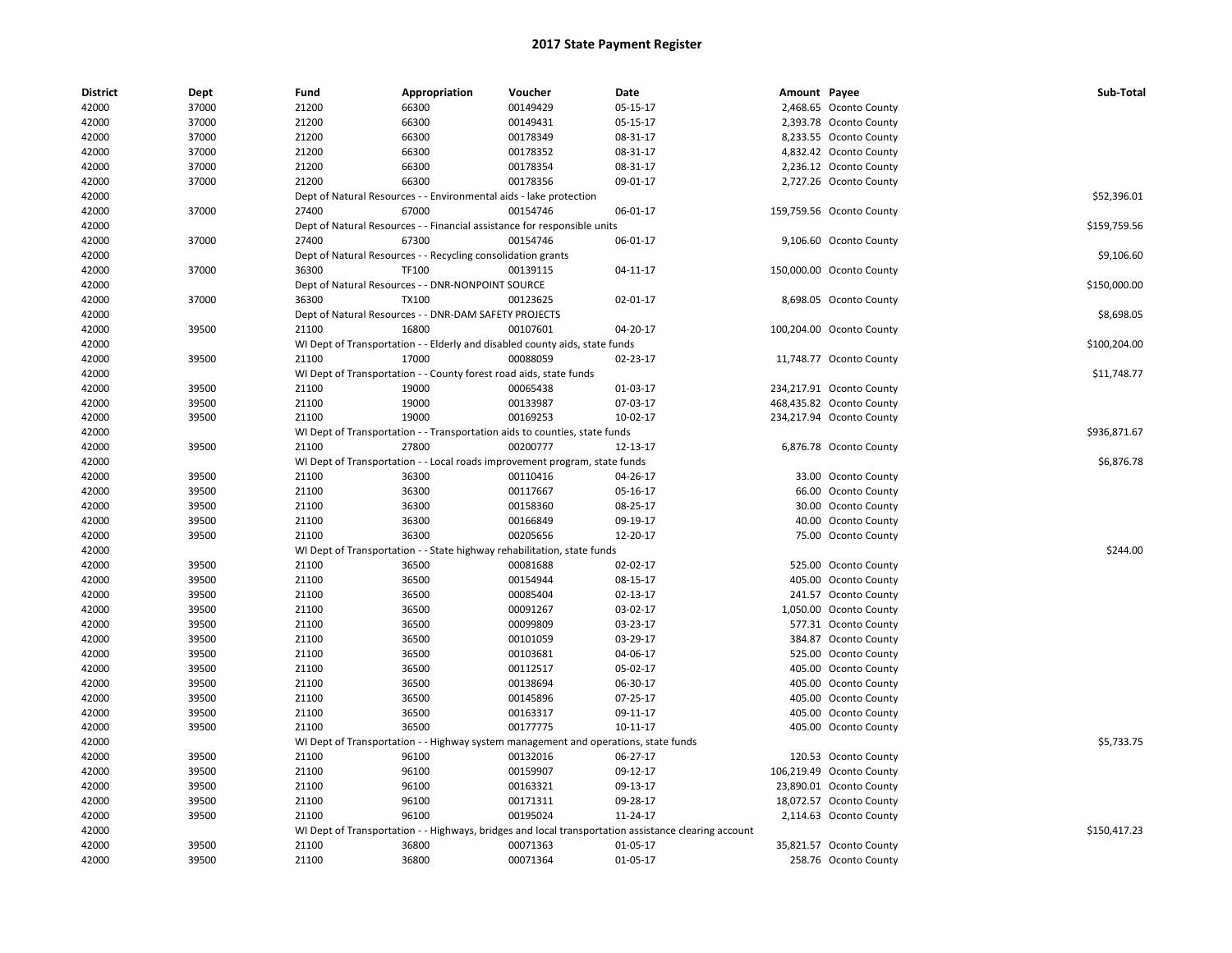# 2017 State Payment Register

| District | Dept | Fund | Appropriation | Voucher | Date | Amount | Payee | Sub-Total |
|---|---|---|---|---|---|---|---|---|
| 42000 | 37000 | 21200 | 66300 | 00149429 | 05-15-17 | 2,468.65 | Oconto County | |
| 42000 | 37000 | 21200 | 66300 | 00149431 | 05-15-17 | 2,393.78 | Oconto County | |
| 42000 | 37000 | 21200 | 66300 | 00178349 | 08-31-17 | 8,233.55 | Oconto County | |
| 42000 | 37000 | 21200 | 66300 | 00178352 | 08-31-17 | 4,832.42 | Oconto County | |
| 42000 | 37000 | 21200 | 66300 | 00178354 | 08-31-17 | 2,236.12 | Oconto County | |
| 42000 | 37000 | 21200 | 66300 | 00178356 | 09-01-17 | 2,727.26 | Oconto County | |
| 42000 | | Dept of Natural Resources - - Environmental aids - lake protection | | | | | | $52,396.01 |
| 42000 | 37000 | 27400 | 67000 | 00154746 | 06-01-17 | 159,759.56 | Oconto County | |
| 42000 | | Dept of Natural Resources - - Financial assistance for responsible units | | | | | | $159,759.56 |
| 42000 | 37000 | 27400 | 67300 | 00154746 | 06-01-17 | 9,106.60 | Oconto County | |
| 42000 | | Dept of Natural Resources - - Recycling consolidation grants | | | | | | $9,106.60 |
| 42000 | 37000 | 36300 | TF100 | 00139115 | 04-11-17 | 150,000.00 | Oconto County | |
| 42000 | | Dept of Natural Resources - - DNR-NONPOINT SOURCE | | | | | | $150,000.00 |
| 42000 | 37000 | 36300 | TX100 | 00123625 | 02-01-17 | 8,698.05 | Oconto County | |
| 42000 | | Dept of Natural Resources - - DNR-DAM SAFETY PROJECTS | | | | | | $8,698.05 |
| 42000 | 39500 | 21100 | 16800 | 00107601 | 04-20-17 | 100,204.00 | Oconto County | |
| 42000 | | WI Dept of Transportation - - Elderly and disabled county aids, state funds | | | | | | $100,204.00 |
| 42000 | 39500 | 21100 | 17000 | 00088059 | 02-23-17 | 11,748.77 | Oconto County | |
| 42000 | | WI Dept of Transportation - - County forest road aids, state funds | | | | | | $11,748.77 |
| 42000 | 39500 | 21100 | 19000 | 00065438 | 01-03-17 | 234,217.91 | Oconto County | |
| 42000 | 39500 | 21100 | 19000 | 00133987 | 07-03-17 | 468,435.82 | Oconto County | |
| 42000 | 39500 | 21100 | 19000 | 00169253 | 10-02-17 | 234,217.94 | Oconto County | |
| 42000 | | WI Dept of Transportation - - Transportation aids to counties, state funds | | | | | | $936,871.67 |
| 42000 | 39500 | 21100 | 27800 | 00200777 | 12-13-17 | 6,876.78 | Oconto County | |
| 42000 | | WI Dept of Transportation - - Local roads improvement program, state funds | | | | | | $6,876.78 |
| 42000 | 39500 | 21100 | 36300 | 00110416 | 04-26-17 | 33.00 | Oconto County | |
| 42000 | 39500 | 21100 | 36300 | 00117667 | 05-16-17 | 66.00 | Oconto County | |
| 42000 | 39500 | 21100 | 36300 | 00158360 | 08-25-17 | 30.00 | Oconto County | |
| 42000 | 39500 | 21100 | 36300 | 00166849 | 09-19-17 | 40.00 | Oconto County | |
| 42000 | 39500 | 21100 | 36300 | 00205656 | 12-20-17 | 75.00 | Oconto County | |
| 42000 | | WI Dept of Transportation - - State highway rehabilitation, state funds | | | | | | $244.00 |
| 42000 | 39500 | 21100 | 36500 | 00081688 | 02-02-17 | 525.00 | Oconto County | |
| 42000 | 39500 | 21100 | 36500 | 00154944 | 08-15-17 | 405.00 | Oconto County | |
| 42000 | 39500 | 21100 | 36500 | 00085404 | 02-13-17 | 241.57 | Oconto County | |
| 42000 | 39500 | 21100 | 36500 | 00091267 | 03-02-17 | 1,050.00 | Oconto County | |
| 42000 | 39500 | 21100 | 36500 | 00099809 | 03-23-17 | 577.31 | Oconto County | |
| 42000 | 39500 | 21100 | 36500 | 00101059 | 03-29-17 | 384.87 | Oconto County | |
| 42000 | 39500 | 21100 | 36500 | 00103681 | 04-06-17 | 525.00 | Oconto County | |
| 42000 | 39500 | 21100 | 36500 | 00112517 | 05-02-17 | 405.00 | Oconto County | |
| 42000 | 39500 | 21100 | 36500 | 00138694 | 06-30-17 | 405.00 | Oconto County | |
| 42000 | 39500 | 21100 | 36500 | 00145896 | 07-25-17 | 405.00 | Oconto County | |
| 42000 | 39500 | 21100 | 36500 | 00163317 | 09-11-17 | 405.00 | Oconto County | |
| 42000 | 39500 | 21100 | 36500 | 00177775 | 10-11-17 | 405.00 | Oconto County | |
| 42000 | | WI Dept of Transportation - - Highway system management and operations, state funds | | | | | | $5,733.75 |
| 42000 | 39500 | 21100 | 96100 | 00132016 | 06-27-17 | 120.53 | Oconto County | |
| 42000 | 39500 | 21100 | 96100 | 00159907 | 09-12-17 | 106,219.49 | Oconto County | |
| 42000 | 39500 | 21100 | 96100 | 00163321 | 09-13-17 | 23,890.01 | Oconto County | |
| 42000 | 39500 | 21100 | 96100 | 00171311 | 09-28-17 | 18,072.57 | Oconto County | |
| 42000 | 39500 | 21100 | 96100 | 00195024 | 11-24-17 | 2,114.63 | Oconto County | |
| 42000 | | WI Dept of Transportation - - Highways, bridges and local transportation assistance clearing account | | | | | | $150,417.23 |
| 42000 | 39500 | 21100 | 36800 | 00071363 | 01-05-17 | 35,821.57 | Oconto County | |
| 42000 | 39500 | 21100 | 36800 | 00071364 | 01-05-17 | 258.76 | Oconto County | |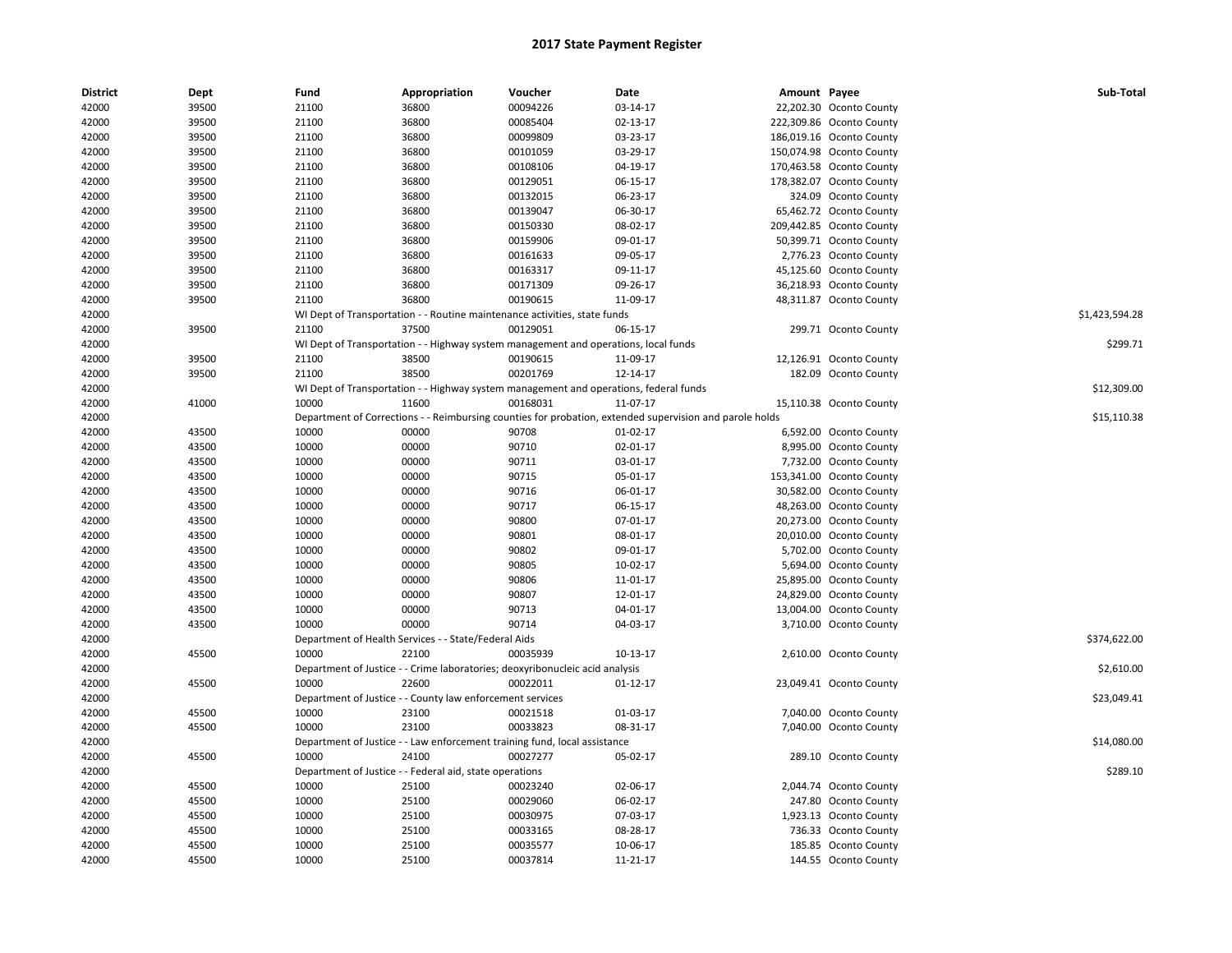# 2017 State Payment Register

| District | Dept | Fund | Appropriation | Voucher | Date | Amount | Payee | Sub-Total |
|---|---|---|---|---|---|---|---|---|
| 42000 | 39500 | 21100 | 36800 | 00094226 | 03-14-17 | 22,202.30 | Oconto County | |
| 42000 | 39500 | 21100 | 36800 | 00085404 | 02-13-17 | 222,309.86 | Oconto County | |
| 42000 | 39500 | 21100 | 36800 | 00099809 | 03-23-17 | 186,019.16 | Oconto County | |
| 42000 | 39500 | 21100 | 36800 | 00101059 | 03-29-17 | 150,074.98 | Oconto County | |
| 42000 | 39500 | 21100 | 36800 | 00108106 | 04-19-17 | 170,463.58 | Oconto County | |
| 42000 | 39500 | 21100 | 36800 | 00129051 | 06-15-17 | 178,382.07 | Oconto County | |
| 42000 | 39500 | 21100 | 36800 | 00132015 | 06-23-17 | 324.09 | Oconto County | |
| 42000 | 39500 | 21100 | 36800 | 00139047 | 06-30-17 | 65,462.72 | Oconto County | |
| 42000 | 39500 | 21100 | 36800 | 00150330 | 08-02-17 | 209,442.85 | Oconto County | |
| 42000 | 39500 | 21100 | 36800 | 00159906 | 09-01-17 | 50,399.71 | Oconto County | |
| 42000 | 39500 | 21100 | 36800 | 00161633 | 09-05-17 | 2,776.23 | Oconto County | |
| 42000 | 39500 | 21100 | 36800 | 00163317 | 09-11-17 | 45,125.60 | Oconto County | |
| 42000 | 39500 | 21100 | 36800 | 00171309 | 09-26-17 | 36,218.93 | Oconto County | |
| 42000 | 39500 | 21100 | 36800 | 00190615 | 11-09-17 | 48,311.87 | Oconto County | |
| 42000 | | WI Dept of Transportation - - Routine maintenance activities, state funds | | | | | | $1,423,594.28 |
| 42000 | 39500 | 21100 | 37500 | 00129051 | 06-15-17 | 299.71 | Oconto County | |
| 42000 | | WI Dept of Transportation - - Highway system management and operations, local funds | | | | | | $299.71 |
| 42000 | 39500 | 21100 | 38500 | 00190615 | 11-09-17 | 12,126.91 | Oconto County | |
| 42000 | 39500 | 21100 | 38500 | 00201769 | 12-14-17 | 182.09 | Oconto County | |
| 42000 | | WI Dept of Transportation - - Highway system management and operations, federal funds | | | | | | $12,309.00 |
| 42000 | 41000 | 10000 | 11600 | 00168031 | 11-07-17 | 15,110.38 | Oconto County | |
| 42000 | | Department of Corrections - - Reimbursing counties for probation, extended supervision and parole holds | | | | | | $15,110.38 |
| 42000 | 43500 | 10000 | 00000 | 90708 | 01-02-17 | 6,592.00 | Oconto County | |
| 42000 | 43500 | 10000 | 00000 | 90710 | 02-01-17 | 8,995.00 | Oconto County | |
| 42000 | 43500 | 10000 | 00000 | 90711 | 03-01-17 | 7,732.00 | Oconto County | |
| 42000 | 43500 | 10000 | 00000 | 90715 | 05-01-17 | 153,341.00 | Oconto County | |
| 42000 | 43500 | 10000 | 00000 | 90716 | 06-01-17 | 30,582.00 | Oconto County | |
| 42000 | 43500 | 10000 | 00000 | 90717 | 06-15-17 | 48,263.00 | Oconto County | |
| 42000 | 43500 | 10000 | 00000 | 90800 | 07-01-17 | 20,273.00 | Oconto County | |
| 42000 | 43500 | 10000 | 00000 | 90801 | 08-01-17 | 20,010.00 | Oconto County | |
| 42000 | 43500 | 10000 | 00000 | 90802 | 09-01-17 | 5,702.00 | Oconto County | |
| 42000 | 43500 | 10000 | 00000 | 90805 | 10-02-17 | 5,694.00 | Oconto County | |
| 42000 | 43500 | 10000 | 00000 | 90806 | 11-01-17 | 25,895.00 | Oconto County | |
| 42000 | 43500 | 10000 | 00000 | 90807 | 12-01-17 | 24,829.00 | Oconto County | |
| 42000 | 43500 | 10000 | 00000 | 90713 | 04-01-17 | 13,004.00 | Oconto County | |
| 42000 | 43500 | 10000 | 00000 | 90714 | 04-03-17 | 3,710.00 | Oconto County | |
| 42000 | | Department of Health Services - - State/Federal Aids | | | | | | $374,622.00 |
| 42000 | 45500 | 10000 | 22100 | 00035939 | 10-13-17 | 2,610.00 | Oconto County | |
| 42000 | | Department of Justice - - Crime laboratories; deoxyribonucleic acid analysis | | | | | | $2,610.00 |
| 42000 | 45500 | 10000 | 22600 | 00022011 | 01-12-17 | 23,049.41 | Oconto County | |
| 42000 | | Department of Justice - - County law enforcement services | | | | | | $23,049.41 |
| 42000 | 45500 | 10000 | 23100 | 00021518 | 01-03-17 | 7,040.00 | Oconto County | |
| 42000 | 45500 | 10000 | 23100 | 00033823 | 08-31-17 | 7,040.00 | Oconto County | |
| 42000 | | Department of Justice - - Law enforcement training fund, local assistance | | | | | | $14,080.00 |
| 42000 | 45500 | 10000 | 24100 | 00027277 | 05-02-17 | 289.10 | Oconto County | |
| 42000 | | Department of Justice - - Federal aid, state operations | | | | | | $289.10 |
| 42000 | 45500 | 10000 | 25100 | 00023240 | 02-06-17 | 2,044.74 | Oconto County | |
| 42000 | 45500 | 10000 | 25100 | 00029060 | 06-02-17 | 247.80 | Oconto County | |
| 42000 | 45500 | 10000 | 25100 | 00030975 | 07-03-17 | 1,923.13 | Oconto County | |
| 42000 | 45500 | 10000 | 25100 | 00033165 | 08-28-17 | 736.33 | Oconto County | |
| 42000 | 45500 | 10000 | 25100 | 00035577 | 10-06-17 | 185.85 | Oconto County | |
| 42000 | 45500 | 10000 | 25100 | 00037814 | 11-21-17 | 144.55 | Oconto County | |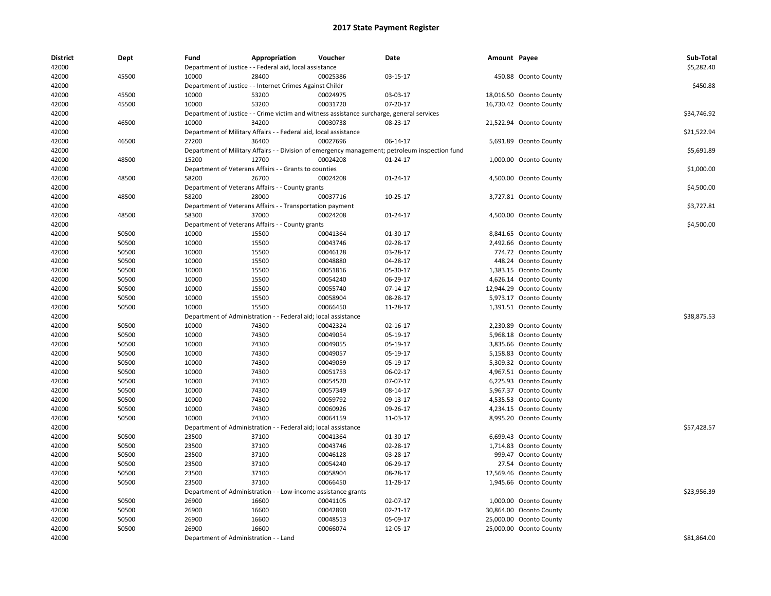## 2017 State Payment Register

| District | Dept | Fund | Appropriation | Voucher | Date | Amount | Payee | Sub-Total |
|---|---|---|---|---|---|---|---|---|
| 42000 | | Department of Justice - - Federal aid, local assistance | | | | | | $5,282.40 |
| 42000 | 45500 | 10000 | 28400 | 00025386 | 03-15-17 | 450.88 | Oconto County | |
| 42000 | | Department of Justice - - Internet Crimes Against Childr | | | | | | $450.88 |
| 42000 | 45500 | 10000 | 53200 | 00024975 | 03-03-17 | 18,016.50 | Oconto County | |
| 42000 | 45500 | 10000 | 53200 | 00031720 | 07-20-17 | 16,730.42 | Oconto County | |
| 42000 | | Department of Justice - - Crime victim and witness assistance surcharge, general services | | | | | | $34,746.92 |
| 42000 | 46500 | 10000 | 34200 | 00030738 | 08-23-17 | 21,522.94 | Oconto County | |
| 42000 | | Department of Military Affairs - - Federal aid, local assistance | | | | | | $21,522.94 |
| 42000 | 46500 | 27200 | 36400 | 00027696 | 06-14-17 | 5,691.89 | Oconto County | |
| 42000 | | Department of Military Affairs - - Division of emergency management; petroleum inspection fund | | | | | | $5,691.89 |
| 42000 | 48500 | 15200 | 12700 | 00024208 | 01-24-17 | 1,000.00 | Oconto County | |
| 42000 | | Department of Veterans Affairs - - Grants to counties | | | | | | $1,000.00 |
| 42000 | 48500 | 58200 | 26700 | 00024208 | 01-24-17 | 4,500.00 | Oconto County | |
| 42000 | | Department of Veterans Affairs - - County grants | | | | | | $4,500.00 |
| 42000 | 48500 | 58200 | 28000 | 00037716 | 10-25-17 | 3,727.81 | Oconto County | |
| 42000 | | Department of Veterans Affairs - - Transportation payment | | | | | | $3,727.81 |
| 42000 | 48500 | 58300 | 37000 | 00024208 | 01-24-17 | 4,500.00 | Oconto County | |
| 42000 | | Department of Veterans Affairs - - County grants | | | | | | $4,500.00 |
| 42000 | 50500 | 10000 | 15500 | 00041364 | 01-30-17 | 8,841.65 | Oconto County | |
| 42000 | 50500 | 10000 | 15500 | 00043746 | 02-28-17 | 2,492.66 | Oconto County | |
| 42000 | 50500 | 10000 | 15500 | 00046128 | 03-28-17 | 774.72 | Oconto County | |
| 42000 | 50500 | 10000 | 15500 | 00048880 | 04-28-17 | 448.24 | Oconto County | |
| 42000 | 50500 | 10000 | 15500 | 00051816 | 05-30-17 | 1,383.15 | Oconto County | |
| 42000 | 50500 | 10000 | 15500 | 00054240 | 06-29-17 | 4,626.14 | Oconto County | |
| 42000 | 50500 | 10000 | 15500 | 00055740 | 07-14-17 | 12,944.29 | Oconto County | |
| 42000 | 50500 | 10000 | 15500 | 00058904 | 08-28-17 | 5,973.17 | Oconto County | |
| 42000 | 50500 | 10000 | 15500 | 00066450 | 11-28-17 | 1,391.51 | Oconto County | |
| 42000 | | Department of Administration - - Federal aid; local assistance | | | | | | $38,875.53 |
| 42000 | 50500 | 10000 | 74300 | 00042324 | 02-16-17 | 2,230.89 | Oconto County | |
| 42000 | 50500 | 10000 | 74300 | 00049054 | 05-19-17 | 5,968.18 | Oconto County | |
| 42000 | 50500 | 10000 | 74300 | 00049055 | 05-19-17 | 3,835.66 | Oconto County | |
| 42000 | 50500 | 10000 | 74300 | 00049057 | 05-19-17 | 5,158.83 | Oconto County | |
| 42000 | 50500 | 10000 | 74300 | 00049059 | 05-19-17 | 5,309.32 | Oconto County | |
| 42000 | 50500 | 10000 | 74300 | 00051753 | 06-02-17 | 4,967.51 | Oconto County | |
| 42000 | 50500 | 10000 | 74300 | 00054520 | 07-07-17 | 6,225.93 | Oconto County | |
| 42000 | 50500 | 10000 | 74300 | 00057349 | 08-14-17 | 5,967.37 | Oconto County | |
| 42000 | 50500 | 10000 | 74300 | 00059792 | 09-13-17 | 4,535.53 | Oconto County | |
| 42000 | 50500 | 10000 | 74300 | 00060926 | 09-26-17 | 4,234.15 | Oconto County | |
| 42000 | 50500 | 10000 | 74300 | 00064159 | 11-03-17 | 8,995.20 | Oconto County | |
| 42000 | | Department of Administration - - Federal aid; local assistance | | | | | | $57,428.57 |
| 42000 | 50500 | 23500 | 37100 | 00041364 | 01-30-17 | 6,699.43 | Oconto County | |
| 42000 | 50500 | 23500 | 37100 | 00043746 | 02-28-17 | 1,714.83 | Oconto County | |
| 42000 | 50500 | 23500 | 37100 | 00046128 | 03-28-17 | 999.47 | Oconto County | |
| 42000 | 50500 | 23500 | 37100 | 00054240 | 06-29-17 | 27.54 | Oconto County | |
| 42000 | 50500 | 23500 | 37100 | 00058904 | 08-28-17 | 12,569.46 | Oconto County | |
| 42000 | 50500 | 23500 | 37100 | 00066450 | 11-28-17 | 1,945.66 | Oconto County | |
| 42000 | | Department of Administration - - Low-income assistance grants | | | | | | $23,956.39 |
| 42000 | 50500 | 26900 | 16600 | 00041105 | 02-07-17 | 1,000.00 | Oconto County | |
| 42000 | 50500 | 26900 | 16600 | 00042890 | 02-21-17 | 30,864.00 | Oconto County | |
| 42000 | 50500 | 26900 | 16600 | 00048513 | 05-09-17 | 25,000.00 | Oconto County | |
| 42000 | 50500 | 26900 | 16600 | 00066074 | 12-05-17 | 25,000.00 | Oconto County | |
| 42000 | | Department of Administration - - Land | | | | | | $81,864.00 |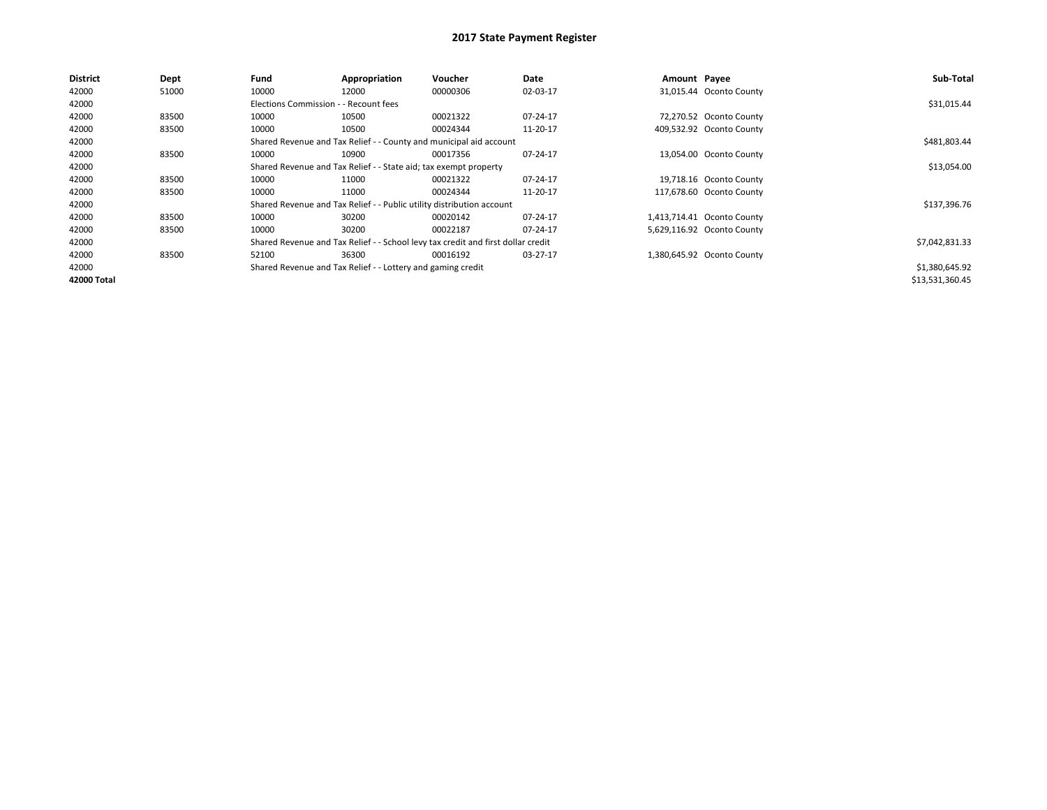# 2017 State Payment Register

| District | Dept | Fund | Appropriation | Voucher | Date | Amount | Payee | Sub-Total |
|---|---|---|---|---|---|---|---|---|
| 42000 | 51000 | 10000 | 12000 | 00000306 | 02-03-17 | 31,015.44 | Oconto County | |
| 42000 | | Elections Commission - - Recount fees | | | | | | $31,015.44 |
| 42000 | 83500 | 10000 | 10500 | 00021322 | 07-24-17 | 72,270.52 | Oconto County | |
| 42000 | 83500 | 10000 | 10500 | 00024344 | 11-20-17 | 409,532.92 | Oconto County | |
| 42000 | | Shared Revenue and Tax Relief - - County and municipal aid account | | | | | | $481,803.44 |
| 42000 | 83500 | 10000 | 10900 | 00017356 | 07-24-17 | 13,054.00 | Oconto County | |
| 42000 | | Shared Revenue and Tax Relief - - State aid; tax exempt property | | | | | | $13,054.00 |
| 42000 | 83500 | 10000 | 11000 | 00021322 | 07-24-17 | 19,718.16 | Oconto County | |
| 42000 | 83500 | 10000 | 11000 | 00024344 | 11-20-17 | 117,678.60 | Oconto County | |
| 42000 | | Shared Revenue and Tax Relief - - Public utility distribution account | | | | | | $137,396.76 |
| 42000 | 83500 | 10000 | 30200 | 00020142 | 07-24-17 | 1,413,714.41 | Oconto County | |
| 42000 | 83500 | 10000 | 30200 | 00022187 | 07-24-17 | 5,629,116.92 | Oconto County | |
| 42000 | | Shared Revenue and Tax Relief - - School levy tax credit and first dollar credit | | | | | | $7,042,831.33 |
| 42000 | 83500 | 52100 | 36300 | 00016192 | 03-27-17 | 1,380,645.92 | Oconto County | |
| 42000 | | Shared Revenue and Tax Relief - - Lottery and gaming credit | | | | | | $1,380,645.92 |
| **42000 Total** | | | | | | | | $13,531,360.45 |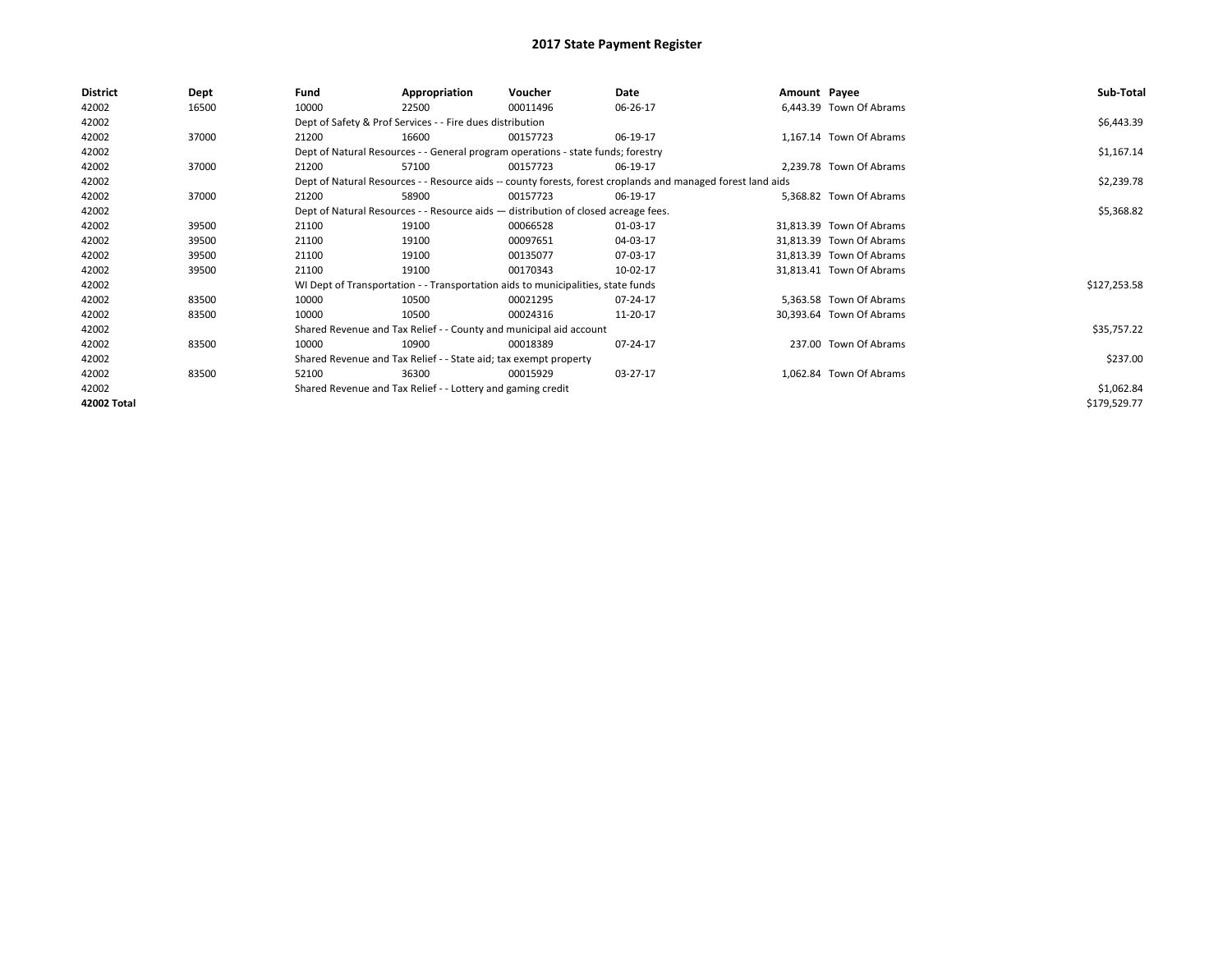# 2017 State Payment Register

| District | Dept | Fund | Appropriation | Voucher | Date | Amount | Payee | Sub-Total |
|---|---|---|---|---|---|---|---|---|
| 42002 | 16500 | 10000 | 22500 | 00011496 | 06-26-17 | 6,443.39 | Town Of Abrams | |
| 42002 | | Dept of Safety & Prof Services - - Fire dues distribution | | | | | | $6,443.39 |
| 42002 | 37000 | 21200 | 16600 | 00157723 | 06-19-17 | 1,167.14 | Town Of Abrams | |
| 42002 | | Dept of Natural Resources - - General program operations - state funds; forestry | | | | | | $1,167.14 |
| 42002 | 37000 | 21200 | 57100 | 00157723 | 06-19-17 | 2,239.78 | Town Of Abrams | |
| 42002 | | Dept of Natural Resources - - Resource aids -- county forests, forest croplands and managed forest land aids | | | | | | $2,239.78 |
| 42002 | 37000 | 21200 | 58900 | 00157723 | 06-19-17 | 5,368.82 | Town Of Abrams | |
| 42002 | | Dept of Natural Resources - - Resource aids — distribution of closed acreage fees. | | | | | | $5,368.82 |
| 42002 | 39500 | 21100 | 19100 | 00066528 | 01-03-17 | 31,813.39 | Town Of Abrams | |
| 42002 | 39500 | 21100 | 19100 | 00097651 | 04-03-17 | 31,813.39 | Town Of Abrams | |
| 42002 | 39500 | 21100 | 19100 | 00135077 | 07-03-17 | 31,813.39 | Town Of Abrams | |
| 42002 | 39500 | 21100 | 19100 | 00170343 | 10-02-17 | 31,813.41 | Town Of Abrams | |
| 42002 | | WI Dept of Transportation - - Transportation aids to municipalities, state funds | | | | | | $127,253.58 |
| 42002 | 83500 | 10000 | 10500 | 00021295 | 07-24-17 | 5,363.58 | Town Of Abrams | |
| 42002 | 83500 | 10000 | 10500 | 00024316 | 11-20-17 | 30,393.64 | Town Of Abrams | |
| 42002 | | Shared Revenue and Tax Relief - - County and municipal aid account | | | | | | $35,757.22 |
| 42002 | 83500 | 10000 | 10900 | 00018389 | 07-24-17 | 237.00 | Town Of Abrams | |
| 42002 | | Shared Revenue and Tax Relief - - State aid; tax exempt property | | | | | | $237.00 |
| 42002 | 83500 | 52100 | 36300 | 00015929 | 03-27-17 | 1,062.84 | Town Of Abrams | |
| 42002 | | Shared Revenue and Tax Relief - - Lottery and gaming credit | | | | | | $1,062.84 |
| **42002 Total** | | | | | | | | $179,529.77 |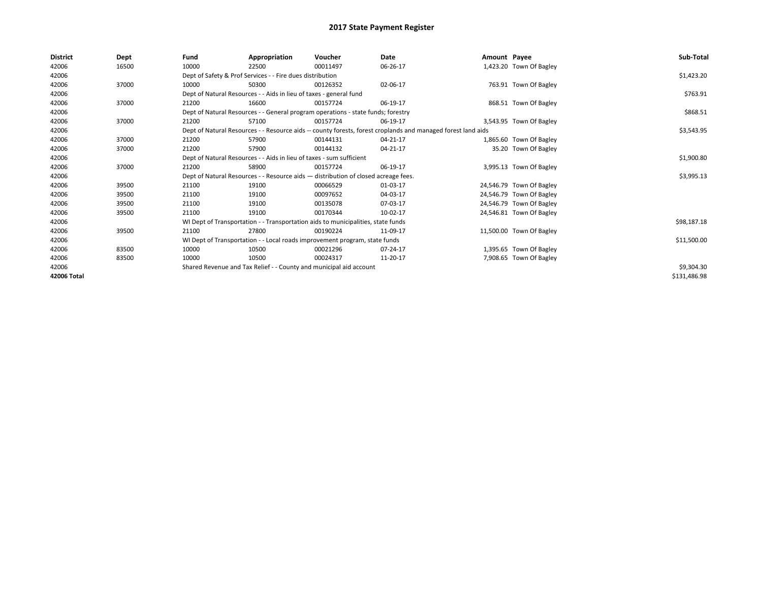# 2017 State Payment Register

| District | Dept | Fund | Appropriation | Voucher | Date | Amount | Payee | Sub-Total |
|---|---|---|---|---|---|---|---|---|
| 42006 | 16500 | 10000 | 22500 | 00011497 | 06-26-17 | 1,423.20 | Town Of Bagley | |
| 42006 | | Dept of Safety & Prof Services - - Fire dues distribution | | | | | | $1,423.20 |
| 42006 | 37000 | 10000 | 50300 | 00126352 | 02-06-17 | 763.91 | Town Of Bagley | |
| 42006 | | Dept of Natural Resources - - Aids in lieu of taxes - general fund | | | | | | $763.91 |
| 42006 | 37000 | 21200 | 16600 | 00157724 | 06-19-17 | 868.51 | Town Of Bagley | |
| 42006 | | Dept of Natural Resources - - General program operations - state funds; forestry | | | | | | $868.51 |
| 42006 | 37000 | 21200 | 57100 | 00157724 | 06-19-17 | 3,543.95 | Town Of Bagley | |
| 42006 | | Dept of Natural Resources - - Resource aids -- county forests, forest croplands and managed forest land aids | | | | | | $3,543.95 |
| 42006 | 37000 | 21200 | 57900 | 00144131 | 04-21-17 | 1,865.60 | Town Of Bagley | |
| 42006 | 37000 | 21200 | 57900 | 00144132 | 04-21-17 | 35.20 | Town Of Bagley | |
| 42006 | | Dept of Natural Resources - - Aids in lieu of taxes - sum sufficient | | | | | | $1,900.80 |
| 42006 | 37000 | 21200 | 58900 | 00157724 | 06-19-17 | 3,995.13 | Town Of Bagley | |
| 42006 | | Dept of Natural Resources - - Resource aids — distribution of closed acreage fees. | | | | | | $3,995.13 |
| 42006 | 39500 | 21100 | 19100 | 00066529 | 01-03-17 | 24,546.79 | Town Of Bagley | |
| 42006 | 39500 | 21100 | 19100 | 00097652 | 04-03-17 | 24,546.79 | Town Of Bagley | |
| 42006 | 39500 | 21100 | 19100 | 00135078 | 07-03-17 | 24,546.79 | Town Of Bagley | |
| 42006 | 39500 | 21100 | 19100 | 00170344 | 10-02-17 | 24,546.81 | Town Of Bagley | |
| 42006 | | WI Dept of Transportation - - Transportation aids to municipalities, state funds | | | | | | $98,187.18 |
| 42006 | 39500 | 21100 | 27800 | 00190224 | 11-09-17 | 11,500.00 | Town Of Bagley | |
| 42006 | | WI Dept of Transportation - - Local roads improvement program, state funds | | | | | | $11,500.00 |
| 42006 | 83500 | 10000 | 10500 | 00021296 | 07-24-17 | 1,395.65 | Town Of Bagley | |
| 42006 | 83500 | 10000 | 10500 | 00024317 | 11-20-17 | 7,908.65 | Town Of Bagley | |
| 42006 | | Shared Revenue and Tax Relief - - County and municipal aid account | | | | | | $9,304.30 |
| 42006 Total | | | | | | | | $131,486.98 |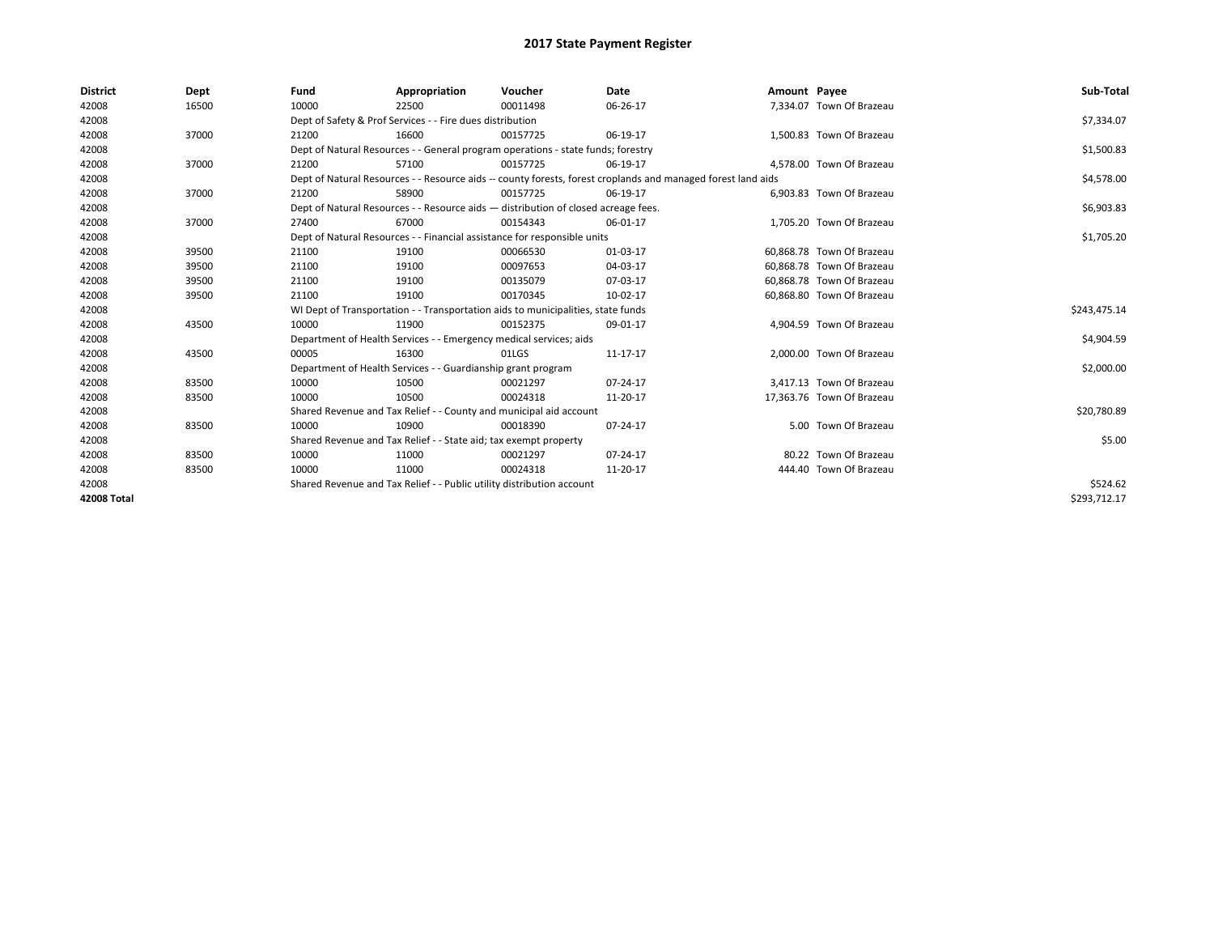# 2017 State Payment Register

| District | Dept | Fund | Appropriation | Voucher | Date | Amount | Payee | Sub-Total |
|---|---|---|---|---|---|---|---|---|
| 42008 | 16500 | 10000 | 22500 | 00011498 | 06-26-17 | 7,334.07 | Town Of Brazeau | |
| 42008 | | Dept of Safety & Prof Services - - Fire dues distribution | | | | | | $7,334.07 |
| 42008 | 37000 | 21200 | 16600 | 00157725 | 06-19-17 | 1,500.83 | Town Of Brazeau | |
| 42008 | | Dept of Natural Resources - - General program operations - state funds; forestry | | | | | | $1,500.83 |
| 42008 | 37000 | 21200 | 57100 | 00157725 | 06-19-17 | 4,578.00 | Town Of Brazeau | |
| 42008 | | Dept of Natural Resources - - Resource aids -- county forests, forest croplands and managed forest land aids | | | | | | $4,578.00 |
| 42008 | 37000 | 21200 | 58900 | 00157725 | 06-19-17 | 6,903.83 | Town Of Brazeau | |
| 42008 | | Dept of Natural Resources - - Resource aids — distribution of closed acreage fees. | | | | | | $6,903.83 |
| 42008 | 37000 | 27400 | 67000 | 00154343 | 06-01-17 | 1,705.20 | Town Of Brazeau | |
| 42008 | | Dept of Natural Resources - - Financial assistance for responsible units | | | | | | $1,705.20 |
| 42008 | 39500 | 21100 | 19100 | 00066530 | 01-03-17 | 60,868.78 | Town Of Brazeau | |
| 42008 | 39500 | 21100 | 19100 | 00097653 | 04-03-17 | 60,868.78 | Town Of Brazeau | |
| 42008 | 39500 | 21100 | 19100 | 00135079 | 07-03-17 | 60,868.78 | Town Of Brazeau | |
| 42008 | 39500 | 21100 | 19100 | 00170345 | 10-02-17 | 60,868.80 | Town Of Brazeau | |
| 42008 | | WI Dept of Transportation - - Transportation aids to municipalities, state funds | | | | | | $243,475.14 |
| 42008 | 43500 | 10000 | 11900 | 00152375 | 09-01-17 | 4,904.59 | Town Of Brazeau | |
| 42008 | | Department of Health Services - - Emergency medical services; aids | | | | | | $4,904.59 |
| 42008 | 43500 | 00005 | 16300 | 01LGS | 11-17-17 | 2,000.00 | Town Of Brazeau | |
| 42008 | | Department of Health Services - - Guardianship grant program | | | | | | $2,000.00 |
| 42008 | 83500 | 10000 | 10500 | 00021297 | 07-24-17 | 3,417.13 | Town Of Brazeau | |
| 42008 | 83500 | 10000 | 10500 | 00024318 | 11-20-17 | 17,363.76 | Town Of Brazeau | |
| 42008 | | Shared Revenue and Tax Relief - - County and municipal aid account | | | | | | $20,780.89 |
| 42008 | 83500 | 10000 | 10900 | 00018390 | 07-24-17 | 5.00 | Town Of Brazeau | |
| 42008 | | Shared Revenue and Tax Relief - - State aid; tax exempt property | | | | | | $5.00 |
| 42008 | 83500 | 10000 | 11000 | 00021297 | 07-24-17 | 80.22 | Town Of Brazeau | |
| 42008 | 83500 | 10000 | 11000 | 00024318 | 11-20-17 | 444.40 | Town Of Brazeau | |
| 42008 | | Shared Revenue and Tax Relief - - Public utility distribution account | | | | | | $524.62 |
| **42008 Total** | | | | | | | | $293,712.17 |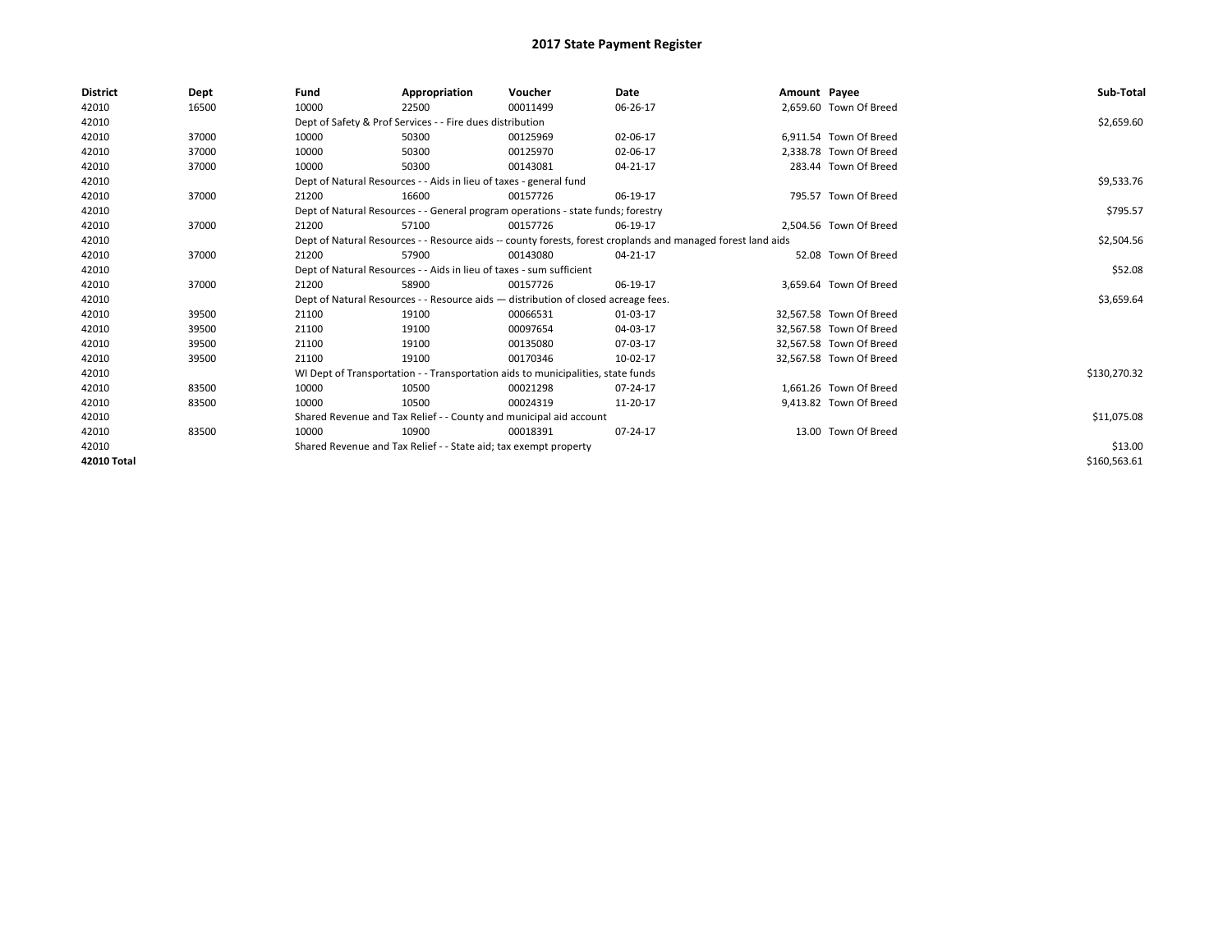# 2017 State Payment Register

| District | Dept | Fund | Appropriation | Voucher | Date | Amount | Payee | Sub-Total |
|---|---|---|---|---|---|---|---|---|
| 42010 | 16500 | 10000 | 22500 | 00011499 | 06-26-17 | 2,659.60 | Town Of Breed | |
| 42010 | | Dept of Safety & Prof Services - - Fire dues distribution | | | | | | $2,659.60 |
| 42010 | 37000 | 10000 | 50300 | 00125969 | 02-06-17 | 6,911.54 | Town Of Breed | |
| 42010 | 37000 | 10000 | 50300 | 00125970 | 02-06-17 | 2,338.78 | Town Of Breed | |
| 42010 | 37000 | 10000 | 50300 | 00143081 | 04-21-17 | 283.44 | Town Of Breed | |
| 42010 | | Dept of Natural Resources - - Aids in lieu of taxes - general fund | | | | | | $9,533.76 |
| 42010 | 37000 | 21200 | 16600 | 00157726 | 06-19-17 | 795.57 | Town Of Breed | |
| 42010 | | Dept of Natural Resources - - General program operations - state funds; forestry | | | | | | $795.57 |
| 42010 | 37000 | 21200 | 57100 | 00157726 | 06-19-17 | 2,504.56 | Town Of Breed | |
| 42010 | | Dept of Natural Resources - - Resource aids -- county forests, forest croplands and managed forest land aids | | | | | | $2,504.56 |
| 42010 | 37000 | 21200 | 57900 | 00143080 | 04-21-17 | 52.08 | Town Of Breed | |
| 42010 | | Dept of Natural Resources - - Aids in lieu of taxes - sum sufficient | | | | | | $52.08 |
| 42010 | 37000 | 21200 | 58900 | 00157726 | 06-19-17 | 3,659.64 | Town Of Breed | |
| 42010 | | Dept of Natural Resources - - Resource aids — distribution of closed acreage fees. | | | | | | $3,659.64 |
| 42010 | 39500 | 21100 | 19100 | 00066531 | 01-03-17 | 32,567.58 | Town Of Breed | |
| 42010 | 39500 | 21100 | 19100 | 00097654 | 04-03-17 | 32,567.58 | Town Of Breed | |
| 42010 | 39500 | 21100 | 19100 | 00135080 | 07-03-17 | 32,567.58 | Town Of Breed | |
| 42010 | 39500 | 21100 | 19100 | 00170346 | 10-02-17 | 32,567.58 | Town Of Breed | |
| 42010 | | WI Dept of Transportation - - Transportation aids to municipalities, state funds | | | | | | $130,270.32 |
| 42010 | 83500 | 10000 | 10500 | 00021298 | 07-24-17 | 1,661.26 | Town Of Breed | |
| 42010 | 83500 | 10000 | 10500 | 00024319 | 11-20-17 | 9,413.82 | Town Of Breed | |
| 42010 | | Shared Revenue and Tax Relief - - County and municipal aid account | | | | | | $11,075.08 |
| 42010 | 83500 | 10000 | 10900 | 00018391 | 07-24-17 | 13.00 | Town Of Breed | |
| 42010 | | Shared Revenue and Tax Relief - - State aid; tax exempt property | | | | | | $13.00 |
| 42010 Total | | | | | | | | $160,563.61 |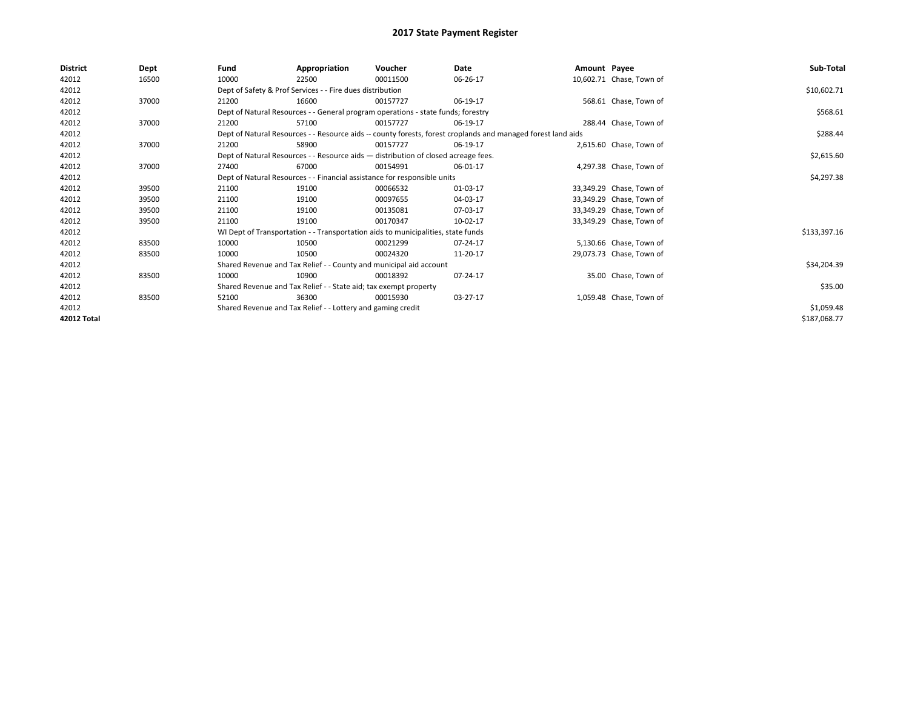# 2017 State Payment Register

| District | Dept | Fund | Appropriation | Voucher | Date | Amount | Payee | Sub-Total |
|---|---|---|---|---|---|---|---|---|
| 42012 | 16500 | 10000 | 22500 | 00011500 | 06-26-17 | 10,602.71 | Chase, Town of | |
| 42012 | | Dept of Safety & Prof Services - - Fire dues distribution | | | | | | $10,602.71 |
| 42012 | 37000 | 21200 | 16600 | 00157727 | 06-19-17 | 568.61 | Chase, Town of | |
| 42012 | | Dept of Natural Resources - - General program operations - state funds; forestry | | | | | | $568.61 |
| 42012 | 37000 | 21200 | 57100 | 00157727 | 06-19-17 | 288.44 | Chase, Town of | |
| 42012 | | Dept of Natural Resources - - Resource aids -- county forests, forest croplands and managed forest land aids | | | | | | $288.44 |
| 42012 | 37000 | 21200 | 58900 | 00157727 | 06-19-17 | 2,615.60 | Chase, Town of | |
| 42012 | | Dept of Natural Resources - - Resource aids — distribution of closed acreage fees. | | | | | | $2,615.60 |
| 42012 | 37000 | 27400 | 67000 | 00154991 | 06-01-17 | 4,297.38 | Chase, Town of | |
| 42012 | | Dept of Natural Resources - - Financial assistance for responsible units | | | | | | $4,297.38 |
| 42012 | 39500 | 21100 | 19100 | 00066532 | 01-03-17 | 33,349.29 | Chase, Town of | |
| 42012 | 39500 | 21100 | 19100 | 00097655 | 04-03-17 | 33,349.29 | Chase, Town of | |
| 42012 | 39500 | 21100 | 19100 | 00135081 | 07-03-17 | 33,349.29 | Chase, Town of | |
| 42012 | 39500 | 21100 | 19100 | 00170347 | 10-02-17 | 33,349.29 | Chase, Town of | |
| 42012 | | WI Dept of Transportation - - Transportation aids to municipalities, state funds | | | | | | $133,397.16 |
| 42012 | 83500 | 10000 | 10500 | 00021299 | 07-24-17 | 5,130.66 | Chase, Town of | |
| 42012 | 83500 | 10000 | 10500 | 00024320 | 11-20-17 | 29,073.73 | Chase, Town of | |
| 42012 | | Shared Revenue and Tax Relief - - County and municipal aid account | | | | | | $34,204.39 |
| 42012 | 83500 | 10000 | 10900 | 00018392 | 07-24-17 | 35.00 | Chase, Town of | |
| 42012 | | Shared Revenue and Tax Relief - - State aid; tax exempt property | | | | | | $35.00 |
| 42012 | 83500 | 52100 | 36300 | 00015930 | 03-27-17 | 1,059.48 | Chase, Town of | |
| 42012 | | Shared Revenue and Tax Relief - - Lottery and gaming credit | | | | | | $1,059.48 |
| **42012 Total** | | | | | | | | $187,068.77 |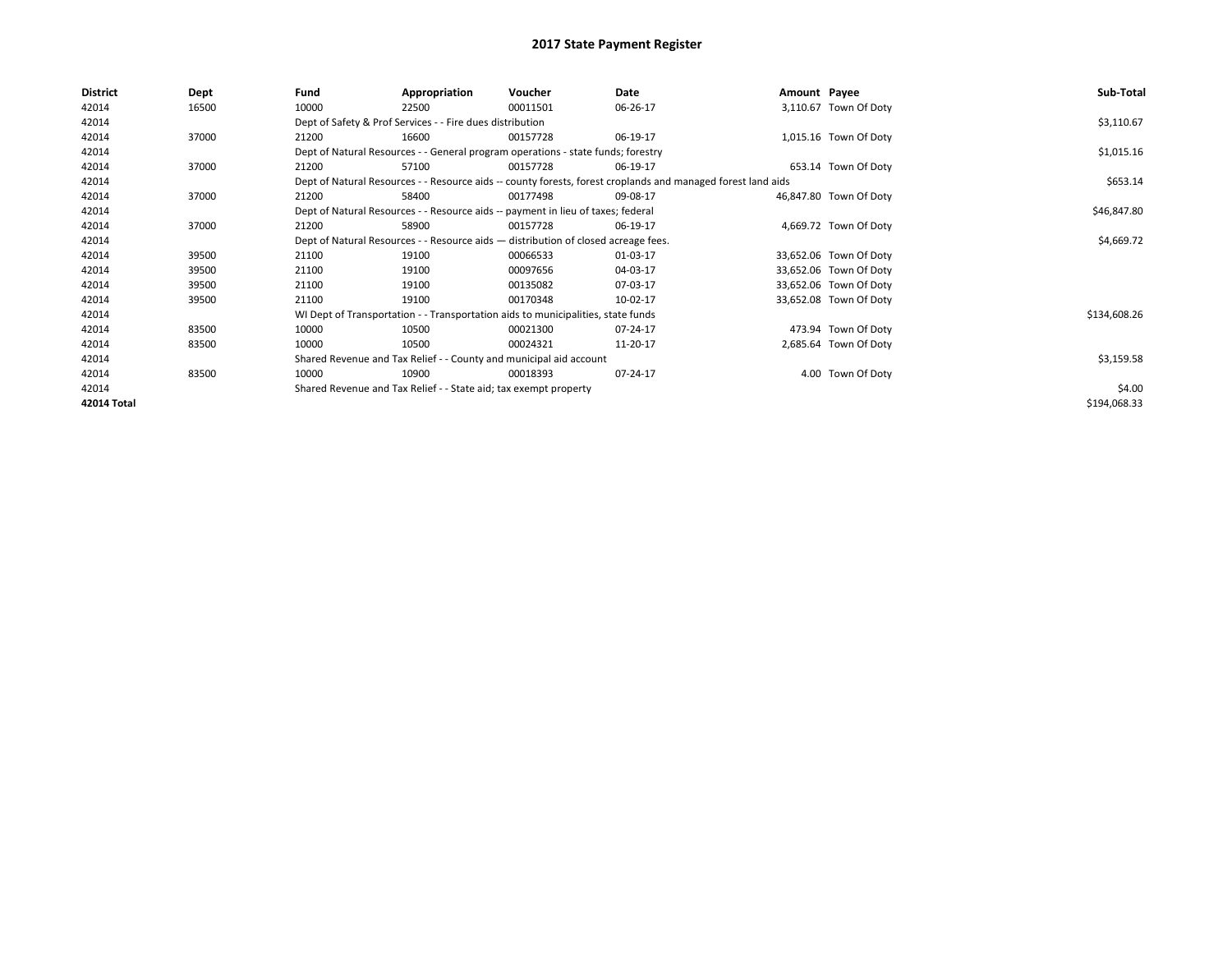# 2017 State Payment Register

| District | Dept | Fund | Appropriation | Voucher | Date | Amount | Payee | Sub-Total |
|---|---|---|---|---|---|---|---|---|
| 42014 | 16500 | 10000 | 22500 | 00011501 | 06-26-17 | 3,110.67 | Town Of Doty | |
| 42014 | | Dept of Safety & Prof Services - - Fire dues distribution | | | | | | $3,110.67 |
| 42014 | 37000 | 21200 | 16600 | 00157728 | 06-19-17 | 1,015.16 | Town Of Doty | |
| 42014 | | Dept of Natural Resources - - General program operations - state funds; forestry | | | | | | $1,015.16 |
| 42014 | 37000 | 21200 | 57100 | 00157728 | 06-19-17 | 653.14 | Town Of Doty | |
| 42014 | | Dept of Natural Resources - - Resource aids -- county forests, forest croplands and managed forest land aids | | | | | | $653.14 |
| 42014 | 37000 | 21200 | 58400 | 00177498 | 09-08-17 | 46,847.80 | Town Of Doty | |
| 42014 | | Dept of Natural Resources - - Resource aids -- payment in lieu of taxes; federal | | | | | | $46,847.80 |
| 42014 | 37000 | 21200 | 58900 | 00157728 | 06-19-17 | 4,669.72 | Town Of Doty | |
| 42014 | | Dept of Natural Resources - - Resource aids — distribution of closed acreage fees. | | | | | | $4,669.72 |
| 42014 | 39500 | 21100 | 19100 | 00066533 | 01-03-17 | 33,652.06 | Town Of Doty | |
| 42014 | 39500 | 21100 | 19100 | 00097656 | 04-03-17 | 33,652.06 | Town Of Doty | |
| 42014 | 39500 | 21100 | 19100 | 00135082 | 07-03-17 | 33,652.06 | Town Of Doty | |
| 42014 | 39500 | 21100 | 19100 | 00170348 | 10-02-17 | 33,652.08 | Town Of Doty | |
| 42014 | | WI Dept of Transportation - - Transportation aids to municipalities, state funds | | | | | | $134,608.26 |
| 42014 | 83500 | 10000 | 10500 | 00021300 | 07-24-17 | 473.94 | Town Of Doty | |
| 42014 | 83500 | 10000 | 10500 | 00024321 | 11-20-17 | 2,685.64 | Town Of Doty | |
| 42014 | | Shared Revenue and Tax Relief - - County and municipal aid account | | | | | | $3,159.58 |
| 42014 | 83500 | 10000 | 10900 | 00018393 | 07-24-17 | 4.00 | Town Of Doty | |
| 42014 | | Shared Revenue and Tax Relief - - State aid; tax exempt property | | | | | | $4.00 |
| **42014 Total** | | | | | | | | $194,068.33 |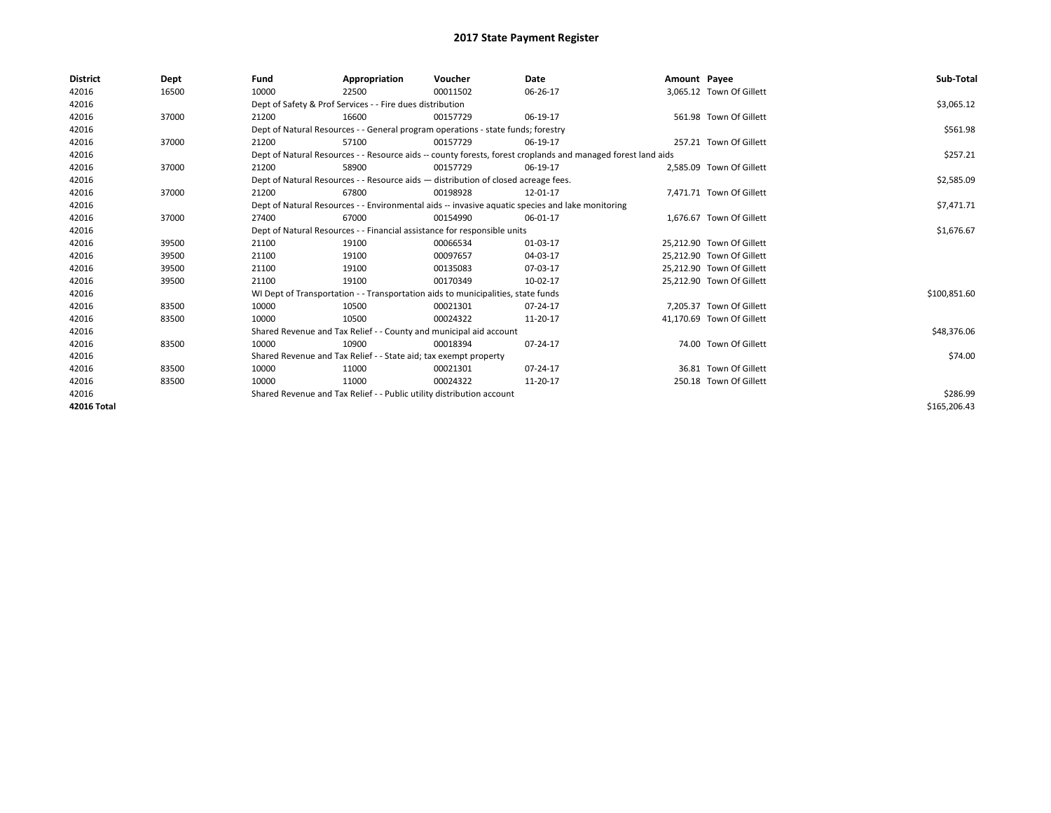# 2017 State Payment Register

| District | Dept | Fund | Appropriation | Voucher | Date | Amount | Payee | Sub-Total |
|---|---|---|---|---|---|---|---|---|
| 42016 | 16500 | 10000 | 22500 | 00011502 | 06-26-17 | 3,065.12 | Town Of Gillett | |
| 42016 | | Dept of Safety & Prof Services - - Fire dues distribution | | | | | | $3,065.12 |
| 42016 | 37000 | 21200 | 16600 | 00157729 | 06-19-17 | 561.98 | Town Of Gillett | |
| 42016 | | Dept of Natural Resources - - General program operations - state funds; forestry | | | | | | $561.98 |
| 42016 | 37000 | 21200 | 57100 | 00157729 | 06-19-17 | 257.21 | Town Of Gillett | |
| 42016 | | Dept of Natural Resources - - Resource aids -- county forests, forest croplands and managed forest land aids | | | | | | $257.21 |
| 42016 | 37000 | 21200 | 58900 | 00157729 | 06-19-17 | 2,585.09 | Town Of Gillett | |
| 42016 | | Dept of Natural Resources - - Resource aids — distribution of closed acreage fees. | | | | | | $2,585.09 |
| 42016 | 37000 | 21200 | 67800 | 00198928 | 12-01-17 | 7,471.71 | Town Of Gillett | |
| 42016 | | Dept of Natural Resources - - Environmental aids -- invasive aquatic species and lake monitoring | | | | | | $7,471.71 |
| 42016 | 37000 | 27400 | 67000 | 00154990 | 06-01-17 | 1,676.67 | Town Of Gillett | |
| 42016 | | Dept of Natural Resources - - Financial assistance for responsible units | | | | | | $1,676.67 |
| 42016 | 39500 | 21100 | 19100 | 00066534 | 01-03-17 | 25,212.90 | Town Of Gillett | |
| 42016 | 39500 | 21100 | 19100 | 00097657 | 04-03-17 | 25,212.90 | Town Of Gillett | |
| 42016 | 39500 | 21100 | 19100 | 00135083 | 07-03-17 | 25,212.90 | Town Of Gillett | |
| 42016 | 39500 | 21100 | 19100 | 00170349 | 10-02-17 | 25,212.90 | Town Of Gillett | |
| 42016 | | WI Dept of Transportation - - Transportation aids to municipalities, state funds | | | | | | $100,851.60 |
| 42016 | 83500 | 10000 | 10500 | 00021301 | 07-24-17 | 7,205.37 | Town Of Gillett | |
| 42016 | 83500 | 10000 | 10500 | 00024322 | 11-20-17 | 41,170.69 | Town Of Gillett | |
| 42016 | | Shared Revenue and Tax Relief - - County and municipal aid account | | | | | | $48,376.06 |
| 42016 | 83500 | 10000 | 10900 | 00018394 | 07-24-17 | 74.00 | Town Of Gillett | |
| 42016 | | Shared Revenue and Tax Relief - - State aid; tax exempt property | | | | | | $74.00 |
| 42016 | 83500 | 10000 | 11000 | 00021301 | 07-24-17 | 36.81 | Town Of Gillett | |
| 42016 | 83500 | 10000 | 11000 | 00024322 | 11-20-17 | 250.18 | Town Of Gillett | |
| 42016 | | Shared Revenue and Tax Relief - - Public utility distribution account | | | | | | $286.99 |
| **42016 Total** | | | | | | | | $165,206.43 |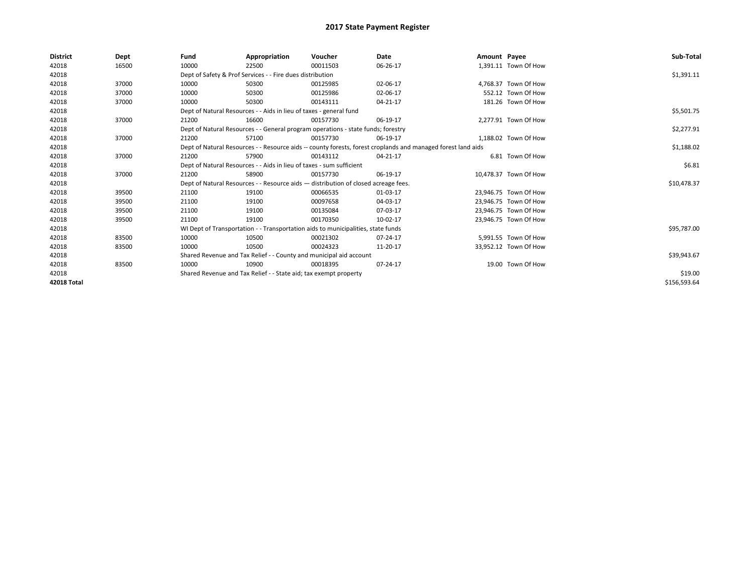# 2017 State Payment Register

| District | Dept | Fund | Appropriation | Voucher | Date | Amount | Payee | Sub-Total |
|---|---|---|---|---|---|---|---|---|
| 42018 | 16500 | 10000 | 22500 | 00011503 | 06-26-17 | 1,391.11 | Town Of How | |
| 42018 | | Dept of Safety & Prof Services - - Fire dues distribution | | | | | | $1,391.11 |
| 42018 | 37000 | 10000 | 50300 | 00125985 | 02-06-17 | 4,768.37 | Town Of How | |
| 42018 | 37000 | 10000 | 50300 | 00125986 | 02-06-17 | 552.12 | Town Of How | |
| 42018 | 37000 | 10000 | 50300 | 00143111 | 04-21-17 | 181.26 | Town Of How | |
| 42018 | | Dept of Natural Resources - - Aids in lieu of taxes - general fund | | | | | | $5,501.75 |
| 42018 | 37000 | 21200 | 16600 | 00157730 | 06-19-17 | 2,277.91 | Town Of How | |
| 42018 | | Dept of Natural Resources - - General program operations - state funds; forestry | | | | | | $2,277.91 |
| 42018 | 37000 | 21200 | 57100 | 00157730 | 06-19-17 | 1,188.02 | Town Of How | |
| 42018 | | Dept of Natural Resources - - Resource aids -- county forests, forest croplands and managed forest land aids | | | | | | $1,188.02 |
| 42018 | 37000 | 21200 | 57900 | 00143112 | 04-21-17 | 6.81 | Town Of How | |
| 42018 | | Dept of Natural Resources - - Aids in lieu of taxes - sum sufficient | | | | | | $6.81 |
| 42018 | 37000 | 21200 | 58900 | 00157730 | 06-19-17 | 10,478.37 | Town Of How | |
| 42018 | | Dept of Natural Resources - - Resource aids — distribution of closed acreage fees. | | | | | | $10,478.37 |
| 42018 | 39500 | 21100 | 19100 | 00066535 | 01-03-17 | 23,946.75 | Town Of How | |
| 42018 | 39500 | 21100 | 19100 | 00097658 | 04-03-17 | 23,946.75 | Town Of How | |
| 42018 | 39500 | 21100 | 19100 | 00135084 | 07-03-17 | 23,946.75 | Town Of How | |
| 42018 | 39500 | 21100 | 19100 | 00170350 | 10-02-17 | 23,946.75 | Town Of How | |
| 42018 | | WI Dept of Transportation - - Transportation aids to municipalities, state funds | | | | | | $95,787.00 |
| 42018 | 83500 | 10000 | 10500 | 00021302 | 07-24-17 | 5,991.55 | Town Of How | |
| 42018 | 83500 | 10000 | 10500 | 00024323 | 11-20-17 | 33,952.12 | Town Of How | |
| 42018 | | Shared Revenue and Tax Relief - - County and municipal aid account | | | | | | $39,943.67 |
| 42018 | 83500 | 10000 | 10900 | 00018395 | 07-24-17 | 19.00 | Town Of How | |
| 42018 | | Shared Revenue and Tax Relief - - State aid; tax exempt property | | | | | | $19.00 |
| **42018 Total** | | | | | | | | $156,593.64 |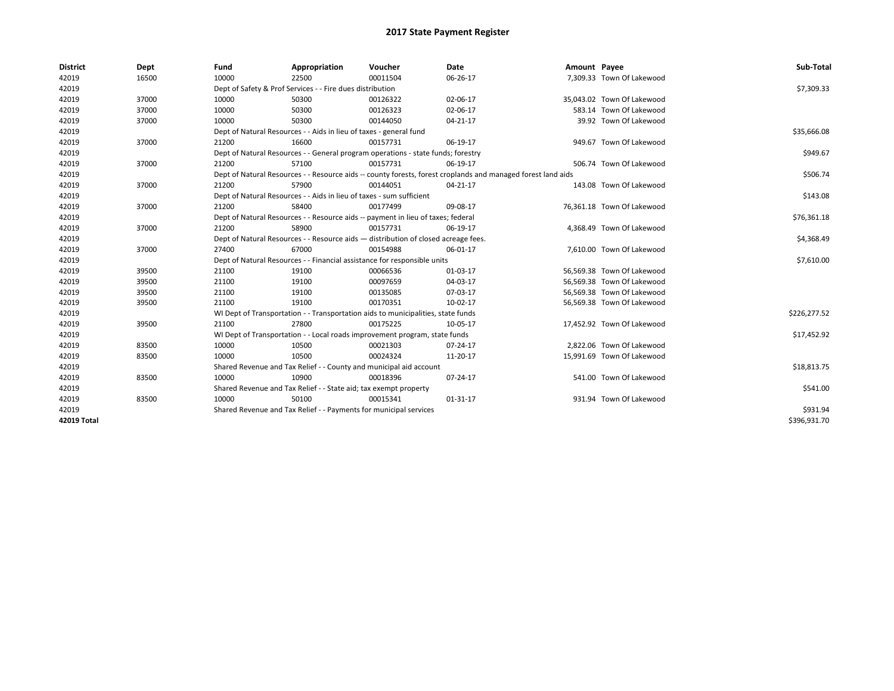# 2017 State Payment Register

| District | Dept | Fund | Appropriation | Voucher | Date | Amount | Payee | Sub-Total |
|---|---|---|---|---|---|---|---|---|
| 42019 | 16500 | 10000 | 22500 | 00011504 | 06-26-17 | 7,309.33 | Town Of Lakewood | |
| 42019 | | Dept of Safety & Prof Services - - Fire dues distribution | | | | | | $7,309.33 |
| 42019 | 37000 | 10000 | 50300 | 00126322 | 02-06-17 | 35,043.02 | Town Of Lakewood | |
| 42019 | 37000 | 10000 | 50300 | 00126323 | 02-06-17 | 583.14 | Town Of Lakewood | |
| 42019 | 37000 | 10000 | 50300 | 00144050 | 04-21-17 | 39.92 | Town Of Lakewood | |
| 42019 | | Dept of Natural Resources - - Aids in lieu of taxes - general fund | | | | | | $35,666.08 |
| 42019 | 37000 | 21200 | 16600 | 00157731 | 06-19-17 | 949.67 | Town Of Lakewood | |
| 42019 | | Dept of Natural Resources - - General program operations - state funds; forestry | | | | | | $949.67 |
| 42019 | 37000 | 21200 | 57100 | 00157731 | 06-19-17 | 506.74 | Town Of Lakewood | |
| 42019 | | Dept of Natural Resources - - Resource aids -- county forests, forest croplands and managed forest land aids | | | | | | $506.74 |
| 42019 | 37000 | 21200 | 57900 | 00144051 | 04-21-17 | 143.08 | Town Of Lakewood | |
| 42019 | | Dept of Natural Resources - - Aids in lieu of taxes - sum sufficient | | | | | | $143.08 |
| 42019 | 37000 | 21200 | 58400 | 00177499 | 09-08-17 | 76,361.18 | Town Of Lakewood | |
| 42019 | | Dept of Natural Resources - - Resource aids -- payment in lieu of taxes; federal | | | | | | $76,361.18 |
| 42019 | 37000 | 21200 | 58900 | 00157731 | 06-19-17 | 4,368.49 | Town Of Lakewood | |
| 42019 | | Dept of Natural Resources - - Resource aids — distribution of closed acreage fees. | | | | | | $4,368.49 |
| 42019 | 37000 | 27400 | 67000 | 00154988 | 06-01-17 | 7,610.00 | Town Of Lakewood | |
| 42019 | | Dept of Natural Resources - - Financial assistance for responsible units | | | | | | $7,610.00 |
| 42019 | 39500 | 21100 | 19100 | 00066536 | 01-03-17 | 56,569.38 | Town Of Lakewood | |
| 42019 | 39500 | 21100 | 19100 | 00097659 | 04-03-17 | 56,569.38 | Town Of Lakewood | |
| 42019 | 39500 | 21100 | 19100 | 00135085 | 07-03-17 | 56,569.38 | Town Of Lakewood | |
| 42019 | 39500 | 21100 | 19100 | 00170351 | 10-02-17 | 56,569.38 | Town Of Lakewood | |
| 42019 | | WI Dept of Transportation - - Transportation aids to municipalities, state funds | | | | | | $226,277.52 |
| 42019 | 39500 | 21100 | 27800 | 00175225 | 10-05-17 | 17,452.92 | Town Of Lakewood | |
| 42019 | | WI Dept of Transportation - - Local roads improvement program, state funds | | | | | | $17,452.92 |
| 42019 | 83500 | 10000 | 10500 | 00021303 | 07-24-17 | 2,822.06 | Town Of Lakewood | |
| 42019 | 83500 | 10000 | 10500 | 00024324 | 11-20-17 | 15,991.69 | Town Of Lakewood | |
| 42019 | | Shared Revenue and Tax Relief - - County and municipal aid account | | | | | | $18,813.75 |
| 42019 | 83500 | 10000 | 10900 | 00018396 | 07-24-17 | 541.00 | Town Of Lakewood | |
| 42019 | | Shared Revenue and Tax Relief - - State aid; tax exempt property | | | | | | $541.00 |
| 42019 | 83500 | 10000 | 50100 | 00015341 | 01-31-17 | 931.94 | Town Of Lakewood | |
| 42019 | | Shared Revenue and Tax Relief - - Payments for municipal services | | | | | | $931.94 |
| **42019 Total** | | | | | | | | $396,931.70 |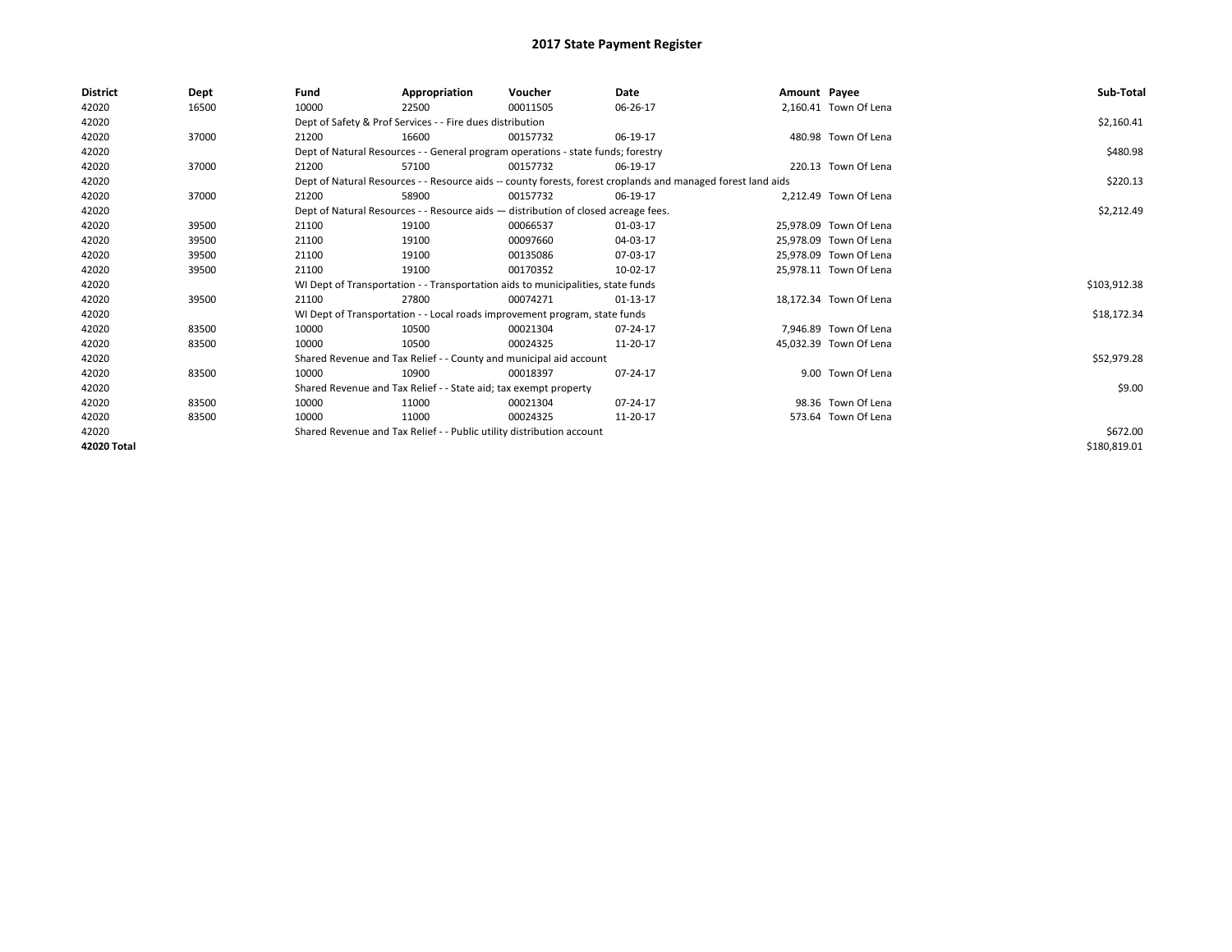# 2017 State Payment Register

| District | Dept | Fund | Appropriation | Voucher | Date | Amount | Payee | Sub-Total |
|---|---|---|---|---|---|---|---|---|
| 42020 | 16500 | 10000 | 22500 | 00011505 | 06-26-17 | 2,160.41 | Town Of Lena | |
| 42020 | | Dept of Safety & Prof Services - - Fire dues distribution | | | | | | $2,160.41 |
| 42020 | 37000 | 21200 | 16600 | 00157732 | 06-19-17 | 480.98 | Town Of Lena | |
| 42020 | | Dept of Natural Resources - - General program operations - state funds; forestry | | | | | | $480.98 |
| 42020 | 37000 | 21200 | 57100 | 00157732 | 06-19-17 | 220.13 | Town Of Lena | |
| 42020 | | Dept of Natural Resources - - Resource aids -- county forests, forest croplands and managed forest land aids | | | | | | $220.13 |
| 42020 | 37000 | 21200 | 58900 | 00157732 | 06-19-17 | 2,212.49 | Town Of Lena | |
| 42020 | | Dept of Natural Resources - - Resource aids — distribution of closed acreage fees. | | | | | | $2,212.49 |
| 42020 | 39500 | 21100 | 19100 | 00066537 | 01-03-17 | 25,978.09 | Town Of Lena | |
| 42020 | 39500 | 21100 | 19100 | 00097660 | 04-03-17 | 25,978.09 | Town Of Lena | |
| 42020 | 39500 | 21100 | 19100 | 00135086 | 07-03-17 | 25,978.09 | Town Of Lena | |
| 42020 | 39500 | 21100 | 19100 | 00170352 | 10-02-17 | 25,978.11 | Town Of Lena | |
| 42020 | | WI Dept of Transportation - - Transportation aids to municipalities, state funds | | | | | | $103,912.38 |
| 42020 | 39500 | 21100 | 27800 | 00074271 | 01-13-17 | 18,172.34 | Town Of Lena | |
| 42020 | | WI Dept of Transportation - - Local roads improvement program, state funds | | | | | | $18,172.34 |
| 42020 | 83500 | 10000 | 10500 | 00021304 | 07-24-17 | 7,946.89 | Town Of Lena | |
| 42020 | 83500 | 10000 | 10500 | 00024325 | 11-20-17 | 45,032.39 | Town Of Lena | |
| 42020 | | Shared Revenue and Tax Relief - - County and municipal aid account | | | | | | $52,979.28 |
| 42020 | 83500 | 10000 | 10900 | 00018397 | 07-24-17 | 9.00 | Town Of Lena | |
| 42020 | | Shared Revenue and Tax Relief - - State aid; tax exempt property | | | | | | $9.00 |
| 42020 | 83500 | 10000 | 11000 | 00021304 | 07-24-17 | 98.36 | Town Of Lena | |
| 42020 | 83500 | 10000 | 11000 | 00024325 | 11-20-17 | 573.64 | Town Of Lena | |
| 42020 | | Shared Revenue and Tax Relief - - Public utility distribution account | | | | | | $672.00 |
| **42020 Total** | | | | | | | | $180,819.01 |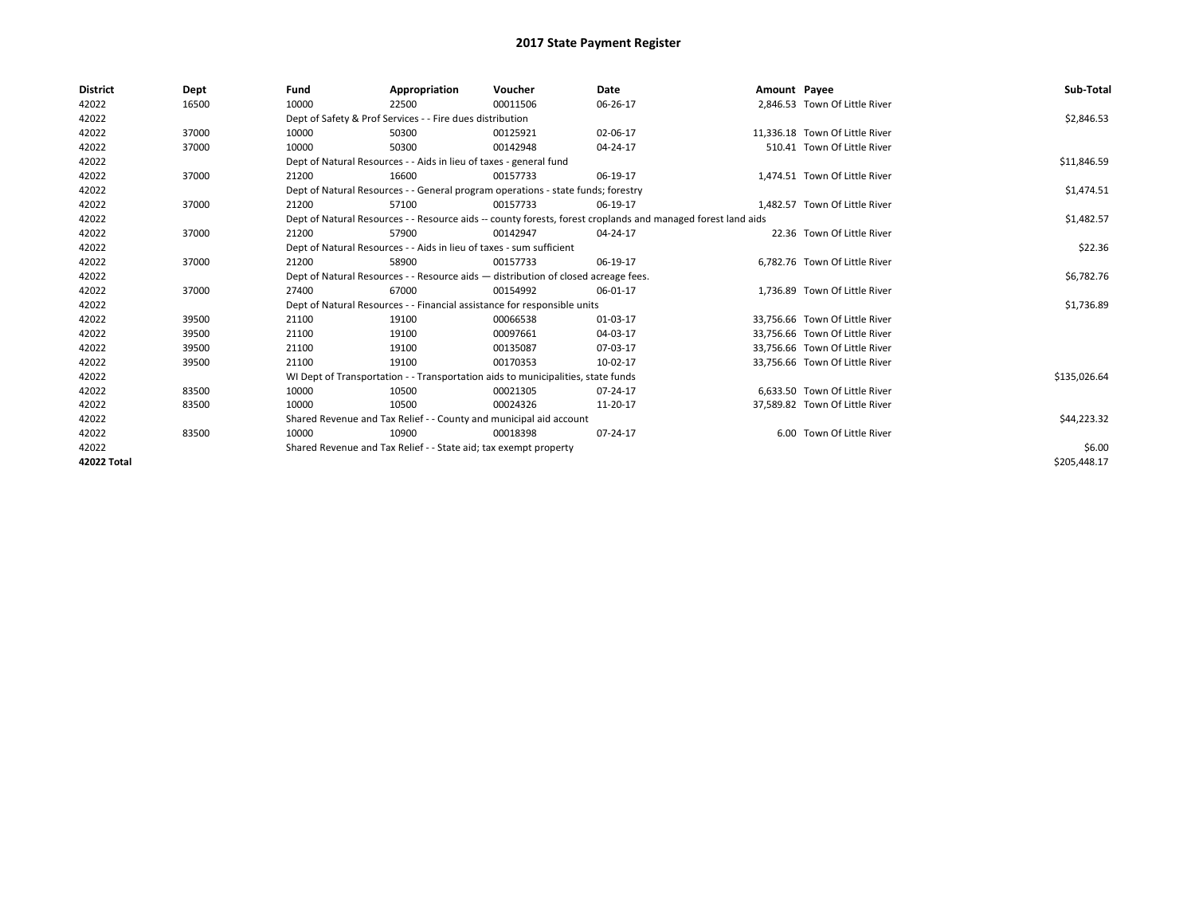# 2017 State Payment Register

| District | Dept | Fund | Appropriation | Voucher | Date | Amount | Payee | Sub-Total |
|---|---|---|---|---|---|---|---|---|
| 42022 | 16500 | 10000 | 22500 | 00011506 | 06-26-17 | 2,846.53 | Town Of Little River | |
| 42022 | | Dept of Safety & Prof Services - - Fire dues distribution | | | | | | $2,846.53 |
| 42022 | 37000 | 10000 | 50300 | 00125921 | 02-06-17 | 11,336.18 | Town Of Little River | |
| 42022 | 37000 | 10000 | 50300 | 00142948 | 04-24-17 | 510.41 | Town Of Little River | |
| 42022 | | Dept of Natural Resources - - Aids in lieu of taxes - general fund | | | | | | $11,846.59 |
| 42022 | 37000 | 21200 | 16600 | 00157733 | 06-19-17 | 1,474.51 | Town Of Little River | |
| 42022 | | Dept of Natural Resources - - General program operations - state funds; forestry | | | | | | $1,474.51 |
| 42022 | 37000 | 21200 | 57100 | 00157733 | 06-19-17 | 1,482.57 | Town Of Little River | |
| 42022 | | Dept of Natural Resources - - Resource aids -- county forests, forest croplands and managed forest land aids | | | | | | $1,482.57 |
| 42022 | 37000 | 21200 | 57900 | 00142947 | 04-24-17 | 22.36 | Town Of Little River | |
| 42022 | | Dept of Natural Resources - - Aids in lieu of taxes - sum sufficient | | | | | | $22.36 |
| 42022 | 37000 | 21200 | 58900 | 00157733 | 06-19-17 | 6,782.76 | Town Of Little River | |
| 42022 | | Dept of Natural Resources - - Resource aids — distribution of closed acreage fees. | | | | | | $6,782.76 |
| 42022 | 37000 | 27400 | 67000 | 00154992 | 06-01-17 | 1,736.89 | Town Of Little River | |
| 42022 | | Dept of Natural Resources - - Financial assistance for responsible units | | | | | | $1,736.89 |
| 42022 | 39500 | 21100 | 19100 | 00066538 | 01-03-17 | 33,756.66 | Town Of Little River | |
| 42022 | 39500 | 21100 | 19100 | 00097661 | 04-03-17 | 33,756.66 | Town Of Little River | |
| 42022 | 39500 | 21100 | 19100 | 00135087 | 07-03-17 | 33,756.66 | Town Of Little River | |
| 42022 | 39500 | 21100 | 19100 | 00170353 | 10-02-17 | 33,756.66 | Town Of Little River | |
| 42022 | | WI Dept of Transportation - - Transportation aids to municipalities, state funds | | | | | | $135,026.64 |
| 42022 | 83500 | 10000 | 10500 | 00021305 | 07-24-17 | 6,633.50 | Town Of Little River | |
| 42022 | 83500 | 10000 | 10500 | 00024326 | 11-20-17 | 37,589.82 | Town Of Little River | |
| 42022 | | Shared Revenue and Tax Relief - - County and municipal aid account | | | | | | $44,223.32 |
| 42022 | 83500 | 10000 | 10900 | 00018398 | 07-24-17 | 6.00 | Town Of Little River | |
| 42022 | | Shared Revenue and Tax Relief - - State aid; tax exempt property | | | | | | $6.00 |
| **42022 Total** | | | | | | | | $205,448.17 |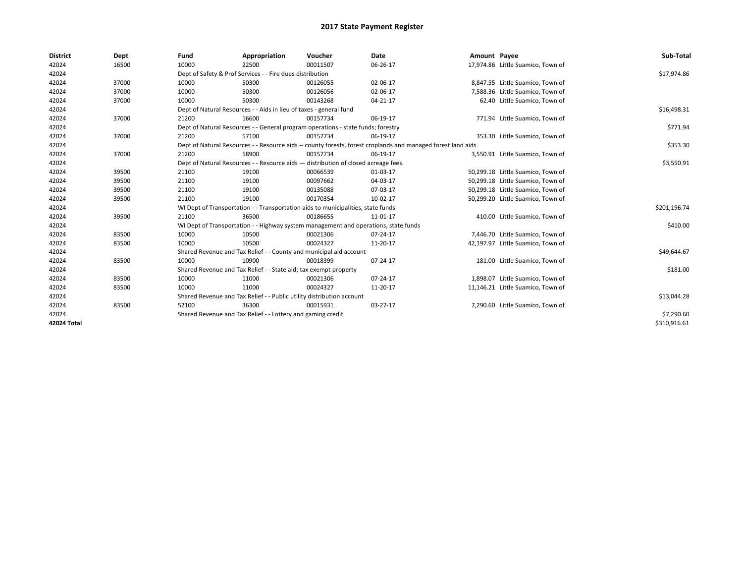# 2017 State Payment Register

| District | Dept | Fund | Appropriation | Voucher | Date | Amount | Payee | Sub-Total |
|---|---|---|---|---|---|---|---|---|
| 42024 | 16500 | 10000 | 22500 | 00011507 | 06-26-17 | 17,974.86 | Little Suamico, Town of | |
| 42024 | | Dept of Safety & Prof Services - - Fire dues distribution | | | | | | $17,974.86 |
| 42024 | 37000 | 10000 | 50300 | 00126055 | 02-06-17 | 8,847.55 | Little Suamico, Town of | |
| 42024 | 37000 | 10000 | 50300 | 00126056 | 02-06-17 | 7,588.36 | Little Suamico, Town of | |
| 42024 | 37000 | 10000 | 50300 | 00143268 | 04-21-17 | 62.40 | Little Suamico, Town of | |
| 42024 | | Dept of Natural Resources - - Aids in lieu of taxes - general fund | | | | | | $16,498.31 |
| 42024 | 37000 | 21200 | 16600 | 00157734 | 06-19-17 | 771.94 | Little Suamico, Town of | |
| 42024 | | Dept of Natural Resources - - General program operations - state funds; forestry | | | | | | $771.94 |
| 42024 | 37000 | 21200 | 57100 | 00157734 | 06-19-17 | 353.30 | Little Suamico, Town of | |
| 42024 | | Dept of Natural Resources - - Resource aids -- county forests, forest croplands and managed forest land aids | | | | | | $353.30 |
| 42024 | 37000 | 21200 | 58900 | 00157734 | 06-19-17 | 3,550.91 | Little Suamico, Town of | |
| 42024 | | Dept of Natural Resources - - Resource aids — distribution of closed acreage fees. | | | | | | $3,550.91 |
| 42024 | 39500 | 21100 | 19100 | 00066539 | 01-03-17 | 50,299.18 | Little Suamico, Town of | |
| 42024 | 39500 | 21100 | 19100 | 00097662 | 04-03-17 | 50,299.18 | Little Suamico, Town of | |
| 42024 | 39500 | 21100 | 19100 | 00135088 | 07-03-17 | 50,299.18 | Little Suamico, Town of | |
| 42024 | 39500 | 21100 | 19100 | 00170354 | 10-02-17 | 50,299.20 | Little Suamico, Town of | |
| 42024 | | WI Dept of Transportation - - Transportation aids to municipalities, state funds | | | | | | $201,196.74 |
| 42024 | 39500 | 21100 | 36500 | 00186655 | 11-01-17 | 410.00 | Little Suamico, Town of | |
| 42024 | | WI Dept of Transportation - - Highway system management and operations, state funds | | | | | | $410.00 |
| 42024 | 83500 | 10000 | 10500 | 00021306 | 07-24-17 | 7,446.70 | Little Suamico, Town of | |
| 42024 | 83500 | 10000 | 10500 | 00024327 | 11-20-17 | 42,197.97 | Little Suamico, Town of | |
| 42024 | | Shared Revenue and Tax Relief - - County and municipal aid account | | | | | | $49,644.67 |
| 42024 | 83500 | 10000 | 10900 | 00018399 | 07-24-17 | 181.00 | Little Suamico, Town of | |
| 42024 | | Shared Revenue and Tax Relief - - State aid; tax exempt property | | | | | | $181.00 |
| 42024 | 83500 | 10000 | 11000 | 00021306 | 07-24-17 | 1,898.07 | Little Suamico, Town of | |
| 42024 | 83500 | 10000 | 11000 | 00024327 | 11-20-17 | 11,146.21 | Little Suamico, Town of | |
| 42024 | | Shared Revenue and Tax Relief - - Public utility distribution account | | | | | | $13,044.28 |
| 42024 | 83500 | 52100 | 36300 | 00015931 | 03-27-17 | 7,290.60 | Little Suamico, Town of | |
| 42024 | | Shared Revenue and Tax Relief - - Lottery and gaming credit | | | | | | $7,290.60 |
| 42024 Total | | | | | | | | $310,916.61 |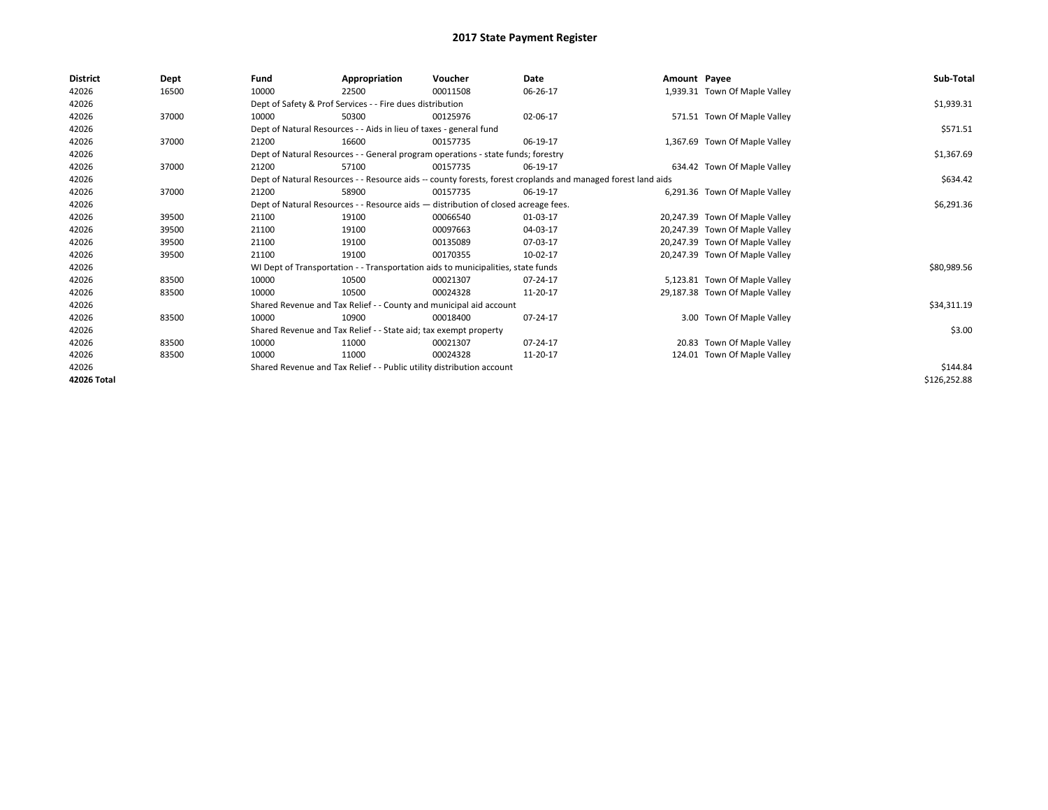# 2017 State Payment Register

| District | Dept | Fund | Appropriation | Voucher | Date | Amount | Payee | Sub-Total |
|---|---|---|---|---|---|---|---|---|
| 42026 | 16500 | 10000 | 22500 | 00011508 | 06-26-17 | 1,939.31 | Town Of Maple Valley | |
| 42026 | | Dept of Safety & Prof Services - - Fire dues distribution | | | | | | $1,939.31 |
| 42026 | 37000 | 10000 | 50300 | 00125976 | 02-06-17 | 571.51 | Town Of Maple Valley | |
| 42026 | | Dept of Natural Resources - - Aids in lieu of taxes - general fund | | | | | | $571.51 |
| 42026 | 37000 | 21200 | 16600 | 00157735 | 06-19-17 | 1,367.69 | Town Of Maple Valley | |
| 42026 | | Dept of Natural Resources - - General program operations - state funds; forestry | | | | | | $1,367.69 |
| 42026 | 37000 | 21200 | 57100 | 00157735 | 06-19-17 | 634.42 | Town Of Maple Valley | |
| 42026 | | Dept of Natural Resources - - Resource aids -- county forests, forest croplands and managed forest land aids | | | | | | $634.42 |
| 42026 | 37000 | 21200 | 58900 | 00157735 | 06-19-17 | 6,291.36 | Town Of Maple Valley | |
| 42026 | | Dept of Natural Resources - - Resource aids — distribution of closed acreage fees. | | | | | | $6,291.36 |
| 42026 | 39500 | 21100 | 19100 | 00066540 | 01-03-17 | 20,247.39 | Town Of Maple Valley | |
| 42026 | 39500 | 21100 | 19100 | 00097663 | 04-03-17 | 20,247.39 | Town Of Maple Valley | |
| 42026 | 39500 | 21100 | 19100 | 00135089 | 07-03-17 | 20,247.39 | Town Of Maple Valley | |
| 42026 | 39500 | 21100 | 19100 | 00170355 | 10-02-17 | 20,247.39 | Town Of Maple Valley | |
| 42026 | | WI Dept of Transportation - - Transportation aids to municipalities, state funds | | | | | | $80,989.56 |
| 42026 | 83500 | 10000 | 10500 | 00021307 | 07-24-17 | 5,123.81 | Town Of Maple Valley | |
| 42026 | 83500 | 10000 | 10500 | 00024328 | 11-20-17 | 29,187.38 | Town Of Maple Valley | |
| 42026 | | Shared Revenue and Tax Relief - - County and municipal aid account | | | | | | $34,311.19 |
| 42026 | 83500 | 10000 | 10900 | 00018400 | 07-24-17 | 3.00 | Town Of Maple Valley | |
| 42026 | | Shared Revenue and Tax Relief - - State aid; tax exempt property | | | | | | $3.00 |
| 42026 | 83500 | 10000 | 11000 | 00021307 | 07-24-17 | 20.83 | Town Of Maple Valley | |
| 42026 | 83500 | 10000 | 11000 | 00024328 | 11-20-17 | 124.01 | Town Of Maple Valley | |
| 42026 | | Shared Revenue and Tax Relief - - Public utility distribution account | | | | | | $144.84 |
| 42026 Total | | | | | | | | $126,252.88 |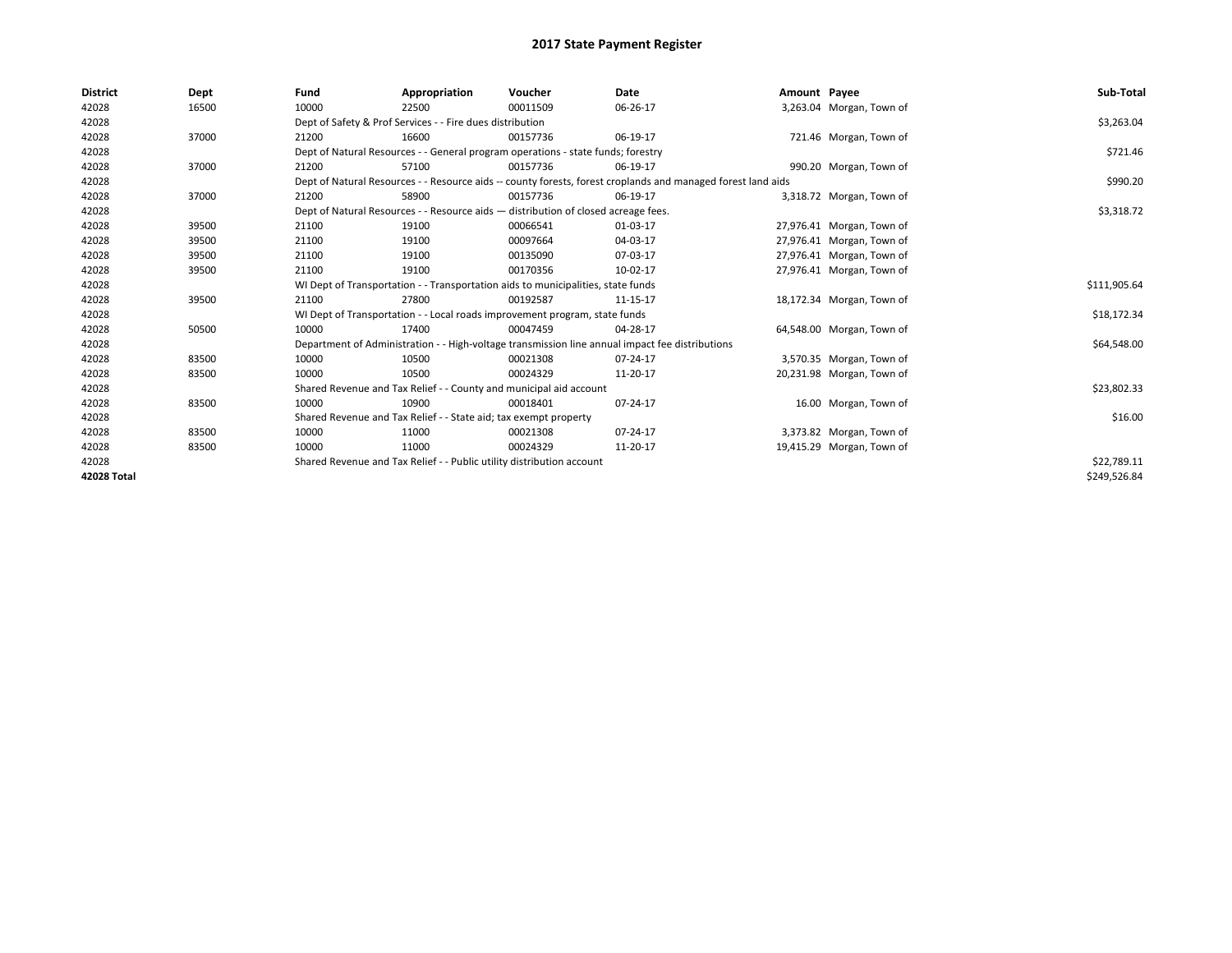# 2017 State Payment Register

| District | Dept | Fund | Appropriation | Voucher | Date | Amount | Payee | Sub-Total |
|---|---|---|---|---|---|---|---|---|
| 42028 | 16500 | 10000 | 22500 | 00011509 | 06-26-17 | 3,263.04 | Morgan, Town of | |
| 42028 | | Dept of Safety & Prof Services - - Fire dues distribution | | | | | | $3,263.04 |
| 42028 | 37000 | 21200 | 16600 | 00157736 | 06-19-17 | 721.46 | Morgan, Town of | |
| 42028 | | Dept of Natural Resources - - General program operations - state funds; forestry | | | | | | $721.46 |
| 42028 | 37000 | 21200 | 57100 | 00157736 | 06-19-17 | 990.20 | Morgan, Town of | |
| 42028 | | Dept of Natural Resources - - Resource aids -- county forests, forest croplands and managed forest land aids | | | | | | $990.20 |
| 42028 | 37000 | 21200 | 58900 | 00157736 | 06-19-17 | 3,318.72 | Morgan, Town of | |
| 42028 | | Dept of Natural Resources - - Resource aids — distribution of closed acreage fees. | | | | | | $3,318.72 |
| 42028 | 39500 | 21100 | 19100 | 00066541 | 01-03-17 | 27,976.41 | Morgan, Town of | |
| 42028 | 39500 | 21100 | 19100 | 00097664 | 04-03-17 | 27,976.41 | Morgan, Town of | |
| 42028 | 39500 | 21100 | 19100 | 00135090 | 07-03-17 | 27,976.41 | Morgan, Town of | |
| 42028 | 39500 | 21100 | 19100 | 00170356 | 10-02-17 | 27,976.41 | Morgan, Town of | |
| 42028 | | WI Dept of Transportation - - Transportation aids to municipalities, state funds | | | | | | $111,905.64 |
| 42028 | 39500 | 21100 | 27800 | 00192587 | 11-15-17 | 18,172.34 | Morgan, Town of | |
| 42028 | | WI Dept of Transportation - - Local roads improvement program, state funds | | | | | | $18,172.34 |
| 42028 | 50500 | 10000 | 17400 | 00047459 | 04-28-17 | 64,548.00 | Morgan, Town of | |
| 42028 | | Department of Administration - - High-voltage transmission line annual impact fee distributions | | | | | | $64,548.00 |
| 42028 | 83500 | 10000 | 10500 | 00021308 | 07-24-17 | 3,570.35 | Morgan, Town of | |
| 42028 | 83500 | 10000 | 10500 | 00024329 | 11-20-17 | 20,231.98 | Morgan, Town of | |
| 42028 | | Shared Revenue and Tax Relief - - County and municipal aid account | | | | | | $23,802.33 |
| 42028 | 83500 | 10000 | 10900 | 00018401 | 07-24-17 | 16.00 | Morgan, Town of | |
| 42028 | | Shared Revenue and Tax Relief - - State aid; tax exempt property | | | | | | $16.00 |
| 42028 | 83500 | 10000 | 11000 | 00021308 | 07-24-17 | 3,373.82 | Morgan, Town of | |
| 42028 | 83500 | 10000 | 11000 | 00024329 | 11-20-17 | 19,415.29 | Morgan, Town of | |
| 42028 | | Shared Revenue and Tax Relief - - Public utility distribution account | | | | | | $22,789.11 |
| **42028 Total** | | | | | | | | $249,526.84 |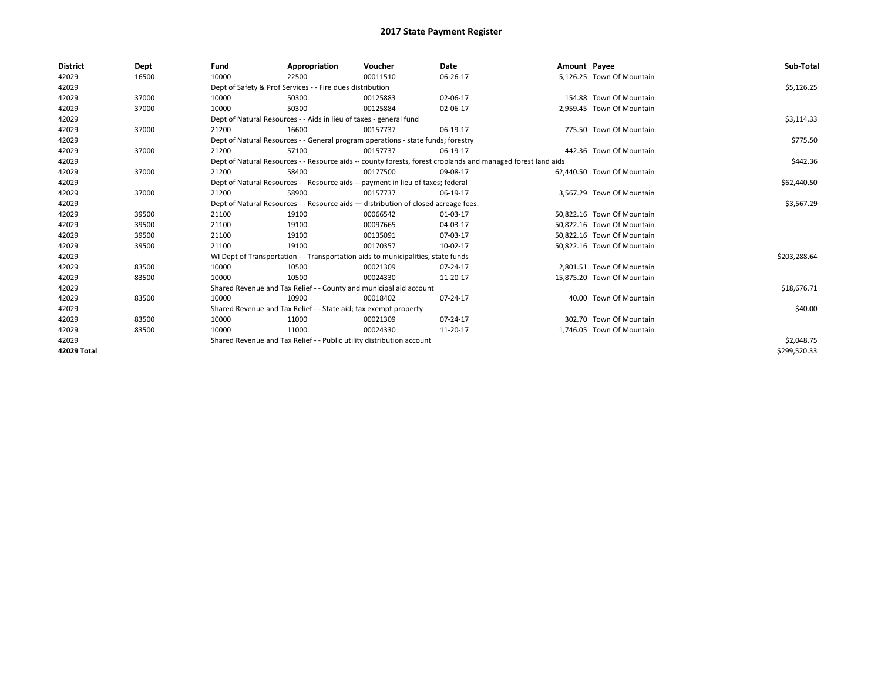# 2017 State Payment Register

| District | Dept | Fund | Appropriation | Voucher | Date | Amount | Payee | Sub-Total |
|---|---|---|---|---|---|---|---|---|
| 42029 | 16500 | 10000 | 22500 | 00011510 | 06-26-17 | 5,126.25 | Town Of Mountain | |
| 42029 | | Dept of Safety & Prof Services - - Fire dues distribution | | | | | | $5,126.25 |
| 42029 | 37000 | 10000 | 50300 | 00125883 | 02-06-17 | 154.88 | Town Of Mountain | |
| 42029 | 37000 | 10000 | 50300 | 00125884 | 02-06-17 | 2,959.45 | Town Of Mountain | |
| 42029 | | Dept of Natural Resources - - Aids in lieu of taxes - general fund | | | | | | $3,114.33 |
| 42029 | 37000 | 21200 | 16600 | 00157737 | 06-19-17 | 775.50 | Town Of Mountain | |
| 42029 | | Dept of Natural Resources - - General program operations - state funds; forestry | | | | | | $775.50 |
| 42029 | 37000 | 21200 | 57100 | 00157737 | 06-19-17 | 442.36 | Town Of Mountain | |
| 42029 | | Dept of Natural Resources - - Resource aids -- county forests, forest croplands and managed forest land aids | | | | | | $442.36 |
| 42029 | 37000 | 21200 | 58400 | 00177500 | 09-08-17 | 62,440.50 | Town Of Mountain | |
| 42029 | | Dept of Natural Resources - - Resource aids -- payment in lieu of taxes; federal | | | | | | $62,440.50 |
| 42029 | 37000 | 21200 | 58900 | 00157737 | 06-19-17 | 3,567.29 | Town Of Mountain | |
| 42029 | | Dept of Natural Resources - - Resource aids — distribution of closed acreage fees. | | | | | | $3,567.29 |
| 42029 | 39500 | 21100 | 19100 | 00066542 | 01-03-17 | 50,822.16 | Town Of Mountain | |
| 42029 | 39500 | 21100 | 19100 | 00097665 | 04-03-17 | 50,822.16 | Town Of Mountain | |
| 42029 | 39500 | 21100 | 19100 | 00135091 | 07-03-17 | 50,822.16 | Town Of Mountain | |
| 42029 | 39500 | 21100 | 19100 | 00170357 | 10-02-17 | 50,822.16 | Town Of Mountain | |
| 42029 | | WI Dept of Transportation - - Transportation aids to municipalities, state funds | | | | | | $203,288.64 |
| 42029 | 83500 | 10000 | 10500 | 00021309 | 07-24-17 | 2,801.51 | Town Of Mountain | |
| 42029 | 83500 | 10000 | 10500 | 00024330 | 11-20-17 | 15,875.20 | Town Of Mountain | |
| 42029 | | Shared Revenue and Tax Relief - - County and municipal aid account | | | | | | $18,676.71 |
| 42029 | 83500 | 10000 | 10900 | 00018402 | 07-24-17 | 40.00 | Town Of Mountain | |
| 42029 | | Shared Revenue and Tax Relief - - State aid; tax exempt property | | | | | | $40.00 |
| 42029 | 83500 | 10000 | 11000 | 00021309 | 07-24-17 | 302.70 | Town Of Mountain | |
| 42029 | 83500 | 10000 | 11000 | 00024330 | 11-20-17 | 1,746.05 | Town Of Mountain | |
| 42029 | | Shared Revenue and Tax Relief - - Public utility distribution account | | | | | | $2,048.75 |
| **42029 Total** | | | | | | | | $299,520.33 |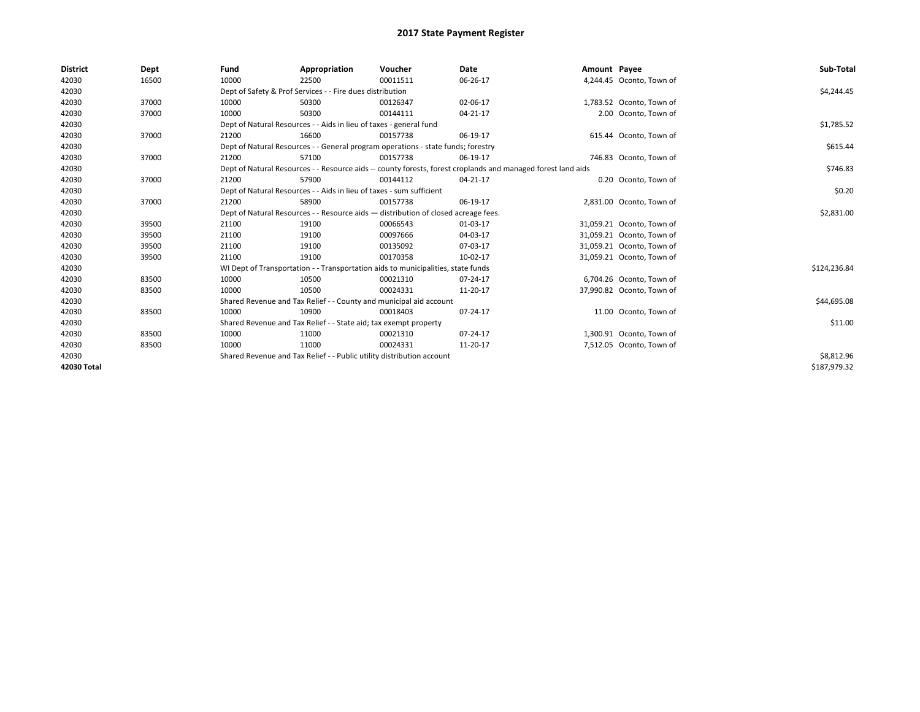# 2017 State Payment Register

| District | Dept | Fund | Appropriation | Voucher | Date | Amount | Payee | Sub-Total |
|---|---|---|---|---|---|---|---|---|
| 42030 | 16500 | 10000 | 22500 | 00011511 | 06-26-17 | 4,244.45 | Oconto, Town of | |
| 42030 | | Dept of Safety & Prof Services - - Fire dues distribution | | | | | | $4,244.45 |
| 42030 | 37000 | 10000 | 50300 | 00126347 | 02-06-17 | 1,783.52 | Oconto, Town of | |
| 42030 | 37000 | 10000 | 50300 | 00144111 | 04-21-17 | 2.00 | Oconto, Town of | |
| 42030 | | Dept of Natural Resources - - Aids in lieu of taxes - general fund | | | | | | $1,785.52 |
| 42030 | 37000 | 21200 | 16600 | 00157738 | 06-19-17 | 615.44 | Oconto, Town of | |
| 42030 | | Dept of Natural Resources - - General program operations - state funds; forestry | | | | | | $615.44 |
| 42030 | 37000 | 21200 | 57100 | 00157738 | 06-19-17 | 746.83 | Oconto, Town of | |
| 42030 | | Dept of Natural Resources - - Resource aids -- county forests, forest croplands and managed forest land aids | | | | | | $746.83 |
| 42030 | 37000 | 21200 | 57900 | 00144112 | 04-21-17 | 0.20 | Oconto, Town of | |
| 42030 | | Dept of Natural Resources - - Aids in lieu of taxes - sum sufficient | | | | | | $0.20 |
| 42030 | 37000 | 21200 | 58900 | 00157738 | 06-19-17 | 2,831.00 | Oconto, Town of | |
| 42030 | | Dept of Natural Resources - - Resource aids — distribution of closed acreage fees. | | | | | | $2,831.00 |
| 42030 | 39500 | 21100 | 19100 | 00066543 | 01-03-17 | 31,059.21 | Oconto, Town of | |
| 42030 | 39500 | 21100 | 19100 | 00097666 | 04-03-17 | 31,059.21 | Oconto, Town of | |
| 42030 | 39500 | 21100 | 19100 | 00135092 | 07-03-17 | 31,059.21 | Oconto, Town of | |
| 42030 | 39500 | 21100 | 19100 | 00170358 | 10-02-17 | 31,059.21 | Oconto, Town of | |
| 42030 | | WI Dept of Transportation - - Transportation aids to municipalities, state funds | | | | | | $124,236.84 |
| 42030 | 83500 | 10000 | 10500 | 00021310 | 07-24-17 | 6,704.26 | Oconto, Town of | |
| 42030 | 83500 | 10000 | 10500 | 00024331 | 11-20-17 | 37,990.82 | Oconto, Town of | |
| 42030 | | Shared Revenue and Tax Relief - - County and municipal aid account | | | | | | $44,695.08 |
| 42030 | 83500 | 10000 | 10900 | 00018403 | 07-24-17 | 11.00 | Oconto, Town of | |
| 42030 | | Shared Revenue and Tax Relief - - State aid; tax exempt property | | | | | | $11.00 |
| 42030 | 83500 | 10000 | 11000 | 00021310 | 07-24-17 | 1,300.91 | Oconto, Town of | |
| 42030 | 83500 | 10000 | 11000 | 00024331 | 11-20-17 | 7,512.05 | Oconto, Town of | |
| 42030 | | Shared Revenue and Tax Relief - - Public utility distribution account | | | | | | $8,812.96 |
| **42030 Total** | | | | | | | | $187,979.32 |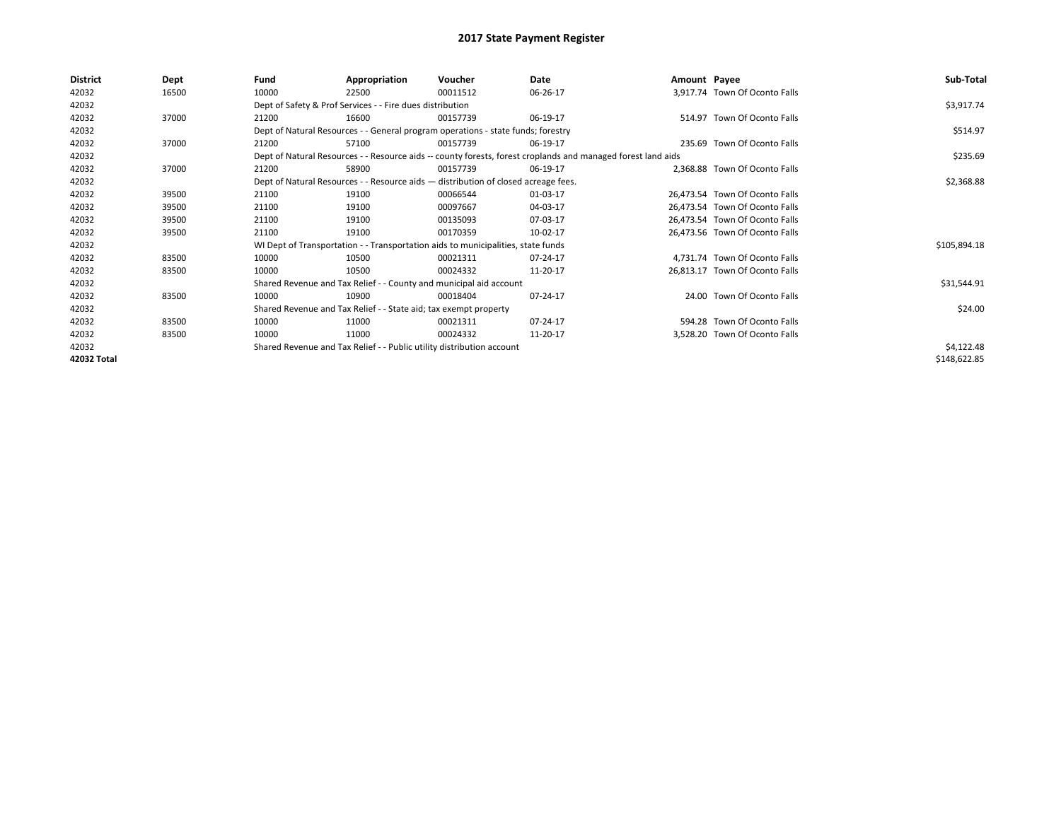# 2017 State Payment Register

| District | Dept | Fund | Appropriation | Voucher | Date | Amount | Payee | Sub-Total |
|---|---|---|---|---|---|---|---|---|
| 42032 | 16500 | 10000 | 22500 | 00011512 | 06-26-17 | 3,917.74 | Town Of Oconto Falls | |
| 42032 | | Dept of Safety & Prof Services - - Fire dues distribution | | | | | | $3,917.74 |
| 42032 | 37000 | 21200 | 16600 | 00157739 | 06-19-17 | 514.97 | Town Of Oconto Falls | |
| 42032 | | Dept of Natural Resources - - General program operations - state funds; forestry | | | | | | $514.97 |
| 42032 | 37000 | 21200 | 57100 | 00157739 | 06-19-17 | 235.69 | Town Of Oconto Falls | |
| 42032 | | Dept of Natural Resources - - Resource aids -- county forests, forest croplands and managed forest land aids | | | | | | $235.69 |
| 42032 | 37000 | 21200 | 58900 | 00157739 | 06-19-17 | 2,368.88 | Town Of Oconto Falls | |
| 42032 | | Dept of Natural Resources - - Resource aids — distribution of closed acreage fees. | | | | | | $2,368.88 |
| 42032 | 39500 | 21100 | 19100 | 00066544 | 01-03-17 | 26,473.54 | Town Of Oconto Falls | |
| 42032 | 39500 | 21100 | 19100 | 00097667 | 04-03-17 | 26,473.54 | Town Of Oconto Falls | |
| 42032 | 39500 | 21100 | 19100 | 00135093 | 07-03-17 | 26,473.54 | Town Of Oconto Falls | |
| 42032 | 39500 | 21100 | 19100 | 00170359 | 10-02-17 | 26,473.56 | Town Of Oconto Falls | |
| 42032 | | WI Dept of Transportation - - Transportation aids to municipalities, state funds | | | | | | $105,894.18 |
| 42032 | 83500 | 10000 | 10500 | 00021311 | 07-24-17 | 4,731.74 | Town Of Oconto Falls | |
| 42032 | 83500 | 10000 | 10500 | 00024332 | 11-20-17 | 26,813.17 | Town Of Oconto Falls | |
| 42032 | | Shared Revenue and Tax Relief - - County and municipal aid account | | | | | | $31,544.91 |
| 42032 | 83500 | 10000 | 10900 | 00018404 | 07-24-17 | 24.00 | Town Of Oconto Falls | |
| 42032 | | Shared Revenue and Tax Relief - - State aid; tax exempt property | | | | | | $24.00 |
| 42032 | 83500 | 10000 | 11000 | 00021311 | 07-24-17 | 594.28 | Town Of Oconto Falls | |
| 42032 | 83500 | 10000 | 11000 | 00024332 | 11-20-17 | 3,528.20 | Town Of Oconto Falls | |
| 42032 | | Shared Revenue and Tax Relief - - Public utility distribution account | | | | | | $4,122.48 |
| 42032 Total | | | | | | | | $148,622.85 |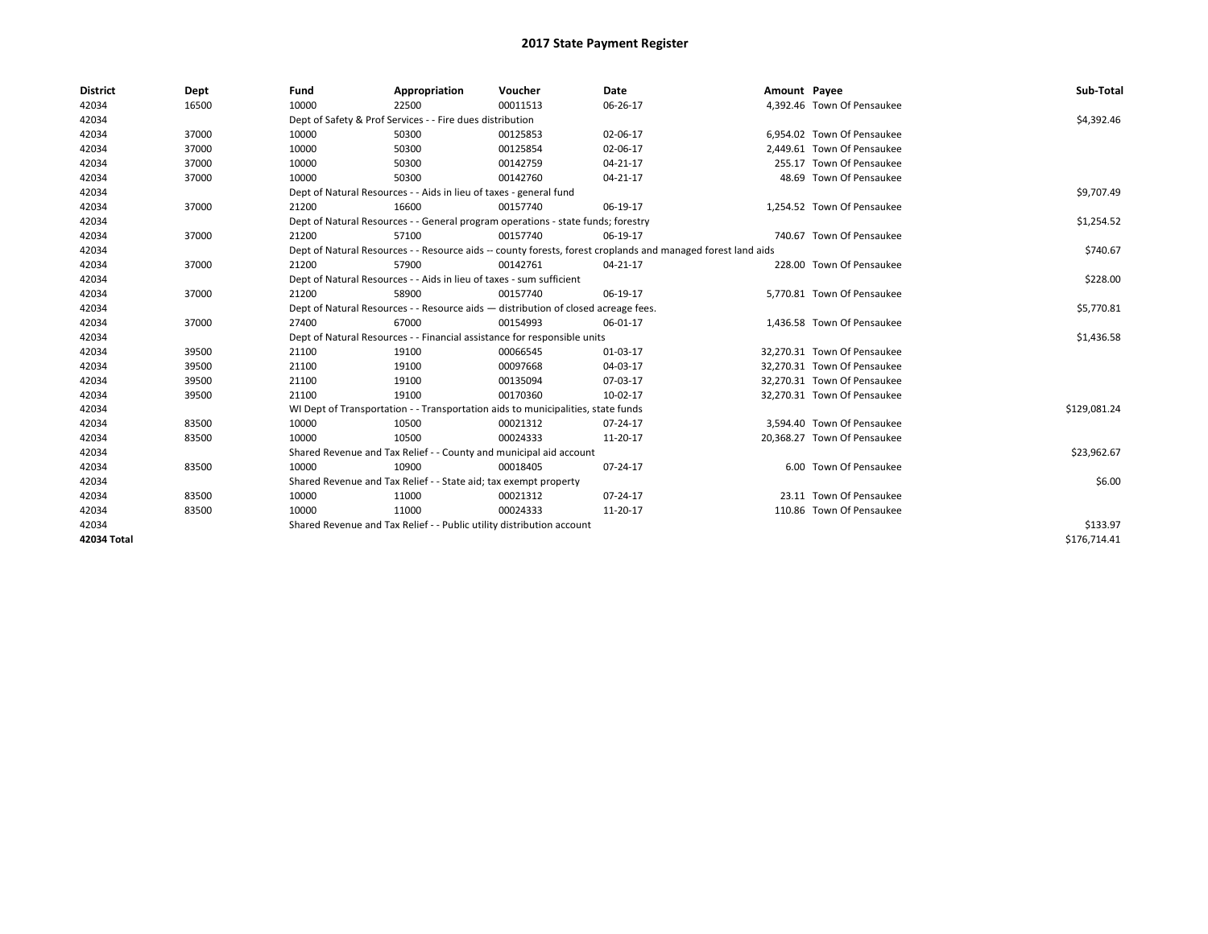# 2017 State Payment Register

| District | Dept | Fund | Appropriation | Voucher | Date | Amount | Payee | Sub-Total |
|---|---|---|---|---|---|---|---|---|
| 42034 | 16500 | 10000 | 22500 | 00011513 | 06-26-17 | 4,392.46 | Town Of Pensaukee | |
| 42034 | | Dept of Safety & Prof Services - - Fire dues distribution | | | | | | $4,392.46 |
| 42034 | 37000 | 10000 | 50300 | 00125853 | 02-06-17 | 6,954.02 | Town Of Pensaukee | |
| 42034 | 37000 | 10000 | 50300 | 00125854 | 02-06-17 | 2,449.61 | Town Of Pensaukee | |
| 42034 | 37000 | 10000 | 50300 | 00142759 | 04-21-17 | 255.17 | Town Of Pensaukee | |
| 42034 | 37000 | 10000 | 50300 | 00142760 | 04-21-17 | 48.69 | Town Of Pensaukee | |
| 42034 | | Dept of Natural Resources - - Aids in lieu of taxes - general fund | | | | | | $9,707.49 |
| 42034 | 37000 | 21200 | 16600 | 00157740 | 06-19-17 | 1,254.52 | Town Of Pensaukee | |
| 42034 | | Dept of Natural Resources - - General program operations - state funds; forestry | | | | | | $1,254.52 |
| 42034 | 37000 | 21200 | 57100 | 00157740 | 06-19-17 | 740.67 | Town Of Pensaukee | |
| 42034 | | Dept of Natural Resources - - Resource aids -- county forests, forest croplands and managed forest land aids | | | | | | $740.67 |
| 42034 | 37000 | 21200 | 57900 | 00142761 | 04-21-17 | 228.00 | Town Of Pensaukee | |
| 42034 | | Dept of Natural Resources - - Aids in lieu of taxes - sum sufficient | | | | | | $228.00 |
| 42034 | 37000 | 21200 | 58900 | 00157740 | 06-19-17 | 5,770.81 | Town Of Pensaukee | |
| 42034 | | Dept of Natural Resources - - Resource aids — distribution of closed acreage fees. | | | | | | $5,770.81 |
| 42034 | 37000 | 27400 | 67000 | 00154993 | 06-01-17 | 1,436.58 | Town Of Pensaukee | |
| 42034 | | Dept of Natural Resources - - Financial assistance for responsible units | | | | | | $1,436.58 |
| 42034 | 39500 | 21100 | 19100 | 00066545 | 01-03-17 | 32,270.31 | Town Of Pensaukee | |
| 42034 | 39500 | 21100 | 19100 | 00097668 | 04-03-17 | 32,270.31 | Town Of Pensaukee | |
| 42034 | 39500 | 21100 | 19100 | 00135094 | 07-03-17 | 32,270.31 | Town Of Pensaukee | |
| 42034 | 39500 | 21100 | 19100 | 00170360 | 10-02-17 | 32,270.31 | Town Of Pensaukee | |
| 42034 | | WI Dept of Transportation - - Transportation aids to municipalities, state funds | | | | | | $129,081.24 |
| 42034 | 83500 | 10000 | 10500 | 00021312 | 07-24-17 | 3,594.40 | Town Of Pensaukee | |
| 42034 | 83500 | 10000 | 10500 | 00024333 | 11-20-17 | 20,368.27 | Town Of Pensaukee | |
| 42034 | | Shared Revenue and Tax Relief - - County and municipal aid account | | | | | | $23,962.67 |
| 42034 | 83500 | 10000 | 10900 | 00018405 | 07-24-17 | 6.00 | Town Of Pensaukee | |
| 42034 | | Shared Revenue and Tax Relief - - State aid; tax exempt property | | | | | | $6.00 |
| 42034 | 83500 | 10000 | 11000 | 00021312 | 07-24-17 | 23.11 | Town Of Pensaukee | |
| 42034 | 83500 | 10000 | 11000 | 00024333 | 11-20-17 | 110.86 | Town Of Pensaukee | |
| 42034 | | Shared Revenue and Tax Relief - - Public utility distribution account | | | | | | $133.97 |
| **42034 Total** | | | | | | | | $176,714.41 |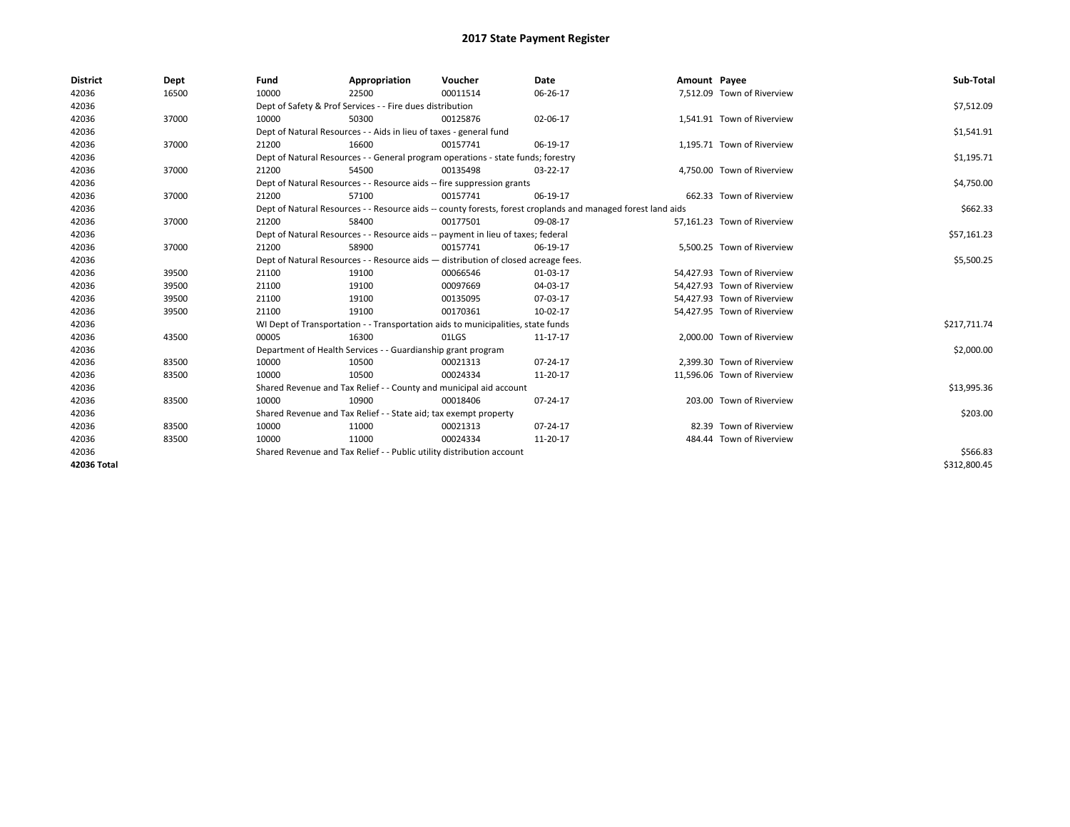# 2017 State Payment Register

| District | Dept | Fund | Appropriation | Voucher | Date | Amount | Payee | Sub-Total |
|---|---|---|---|---|---|---|---|---|
| 42036 | 16500 | 10000 | 22500 | 00011514 | 06-26-17 | 7,512.09 | Town of Riverview | |
| 42036 | | Dept of Safety & Prof Services - - Fire dues distribution | | | | | | $7,512.09 |
| 42036 | 37000 | 10000 | 50300 | 00125876 | 02-06-17 | 1,541.91 | Town of Riverview | |
| 42036 | | Dept of Natural Resources - - Aids in lieu of taxes - general fund | | | | | | $1,541.91 |
| 42036 | 37000 | 21200 | 16600 | 00157741 | 06-19-17 | 1,195.71 | Town of Riverview | |
| 42036 | | Dept of Natural Resources - - General program operations - state funds; forestry | | | | | | $1,195.71 |
| 42036 | 37000 | 21200 | 54500 | 00135498 | 03-22-17 | 4,750.00 | Town of Riverview | |
| 42036 | | Dept of Natural Resources - - Resource aids -- fire suppression grants | | | | | | $4,750.00 |
| 42036 | 37000 | 21200 | 57100 | 00157741 | 06-19-17 | 662.33 | Town of Riverview | |
| 42036 | | Dept of Natural Resources - - Resource aids -- county forests, forest croplands and managed forest land aids | | | | | | $662.33 |
| 42036 | 37000 | 21200 | 58400 | 00177501 | 09-08-17 | 57,161.23 | Town of Riverview | |
| 42036 | | Dept of Natural Resources - - Resource aids -- payment in lieu of taxes; federal | | | | | | $57,161.23 |
| 42036 | 37000 | 21200 | 58900 | 00157741 | 06-19-17 | 5,500.25 | Town of Riverview | |
| 42036 | | Dept of Natural Resources - - Resource aids — distribution of closed acreage fees. | | | | | | $5,500.25 |
| 42036 | 39500 | 21100 | 19100 | 00066546 | 01-03-17 | 54,427.93 | Town of Riverview | |
| 42036 | 39500 | 21100 | 19100 | 00097669 | 04-03-17 | 54,427.93 | Town of Riverview | |
| 42036 | 39500 | 21100 | 19100 | 00135095 | 07-03-17 | 54,427.93 | Town of Riverview | |
| 42036 | 39500 | 21100 | 19100 | 00170361 | 10-02-17 | 54,427.95 | Town of Riverview | |
| 42036 | | WI Dept of Transportation - - Transportation aids to municipalities, state funds | | | | | | $217,711.74 |
| 42036 | 43500 | 00005 | 16300 | 01LGS | 11-17-17 | 2,000.00 | Town of Riverview | |
| 42036 | | Department of Health Services - - Guardianship grant program | | | | | | $2,000.00 |
| 42036 | 83500 | 10000 | 10500 | 00021313 | 07-24-17 | 2,399.30 | Town of Riverview | |
| 42036 | 83500 | 10000 | 10500 | 00024334 | 11-20-17 | 11,596.06 | Town of Riverview | |
| 42036 | | Shared Revenue and Tax Relief - - County and municipal aid account | | | | | | $13,995.36 |
| 42036 | 83500 | 10000 | 10900 | 00018406 | 07-24-17 | 203.00 | Town of Riverview | |
| 42036 | | Shared Revenue and Tax Relief - - State aid; tax exempt property | | | | | | $203.00 |
| 42036 | 83500 | 10000 | 11000 | 00021313 | 07-24-17 | 82.39 | Town of Riverview | |
| 42036 | 83500 | 10000 | 11000 | 00024334 | 11-20-17 | 484.44 | Town of Riverview | |
| 42036 | | Shared Revenue and Tax Relief - - Public utility distribution account | | | | | | $566.83 |
| **42036 Total** | | | | | | | | $312,800.45 |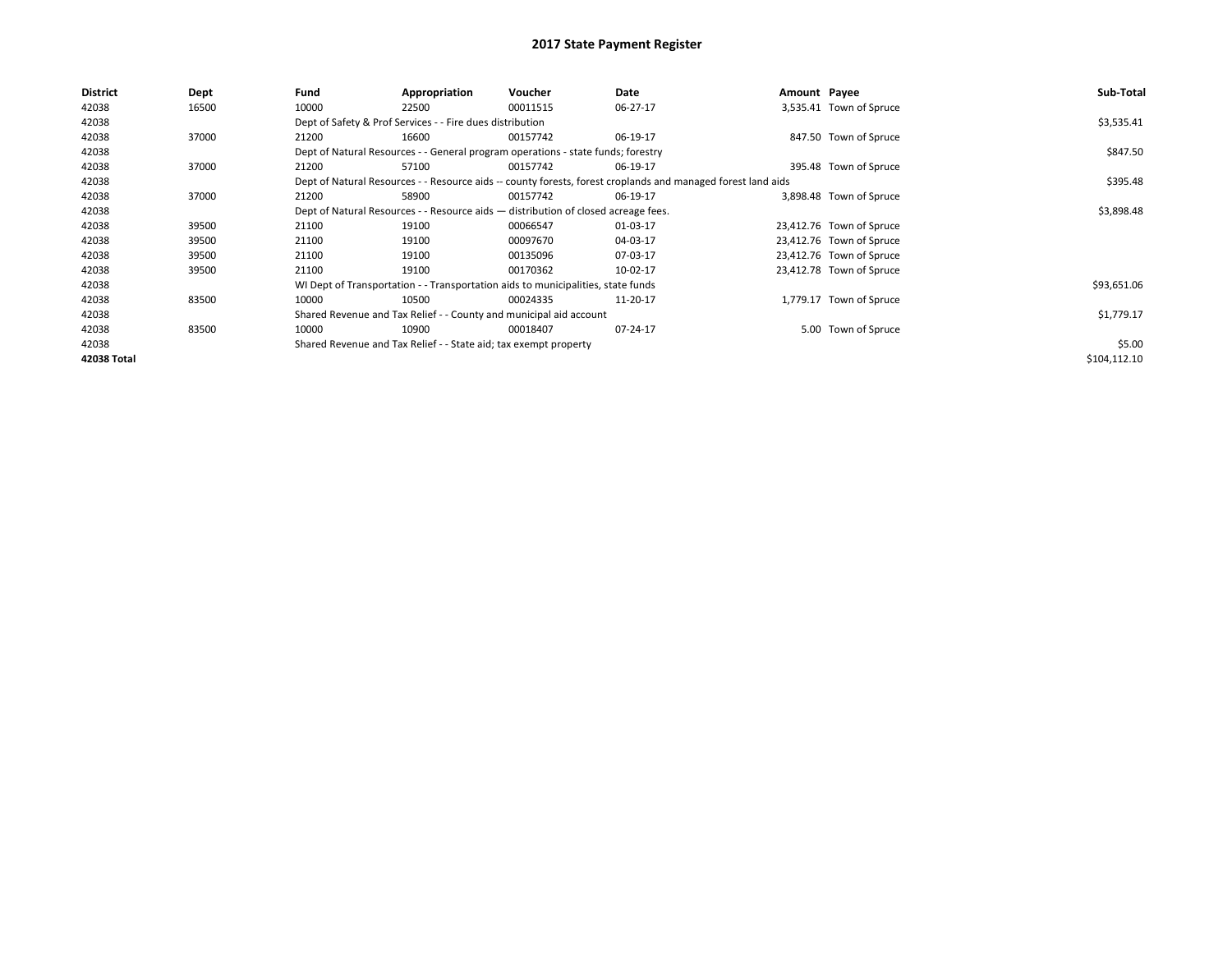# 2017 State Payment Register

| District | Dept | Fund | Appropriation | Voucher | Date | Amount | Payee | Sub-Total |
|---|---|---|---|---|---|---|---|---|
| 42038 | 16500 | 10000 | 22500 | 00011515 | 06-27-17 | 3,535.41 | Town of Spruce | |
| 42038 | | Dept of Safety & Prof Services - - Fire dues distribution | | | | | | $3,535.41 |
| 42038 | 37000 | 21200 | 16600 | 00157742 | 06-19-17 | 847.50 | Town of Spruce | |
| 42038 | | Dept of Natural Resources - - General program operations - state funds; forestry | | | | | | $847.50 |
| 42038 | 37000 | 21200 | 57100 | 00157742 | 06-19-17 | 395.48 | Town of Spruce | |
| 42038 | | Dept of Natural Resources - - Resource aids -- county forests, forest croplands and managed forest land aids | | | | | | $395.48 |
| 42038 | 37000 | 21200 | 58900 | 00157742 | 06-19-17 | 3,898.48 | Town of Spruce | |
| 42038 | | Dept of Natural Resources - - Resource aids — distribution of closed acreage fees. | | | | | | $3,898.48 |
| 42038 | 39500 | 21100 | 19100 | 00066547 | 01-03-17 | 23,412.76 | Town of Spruce | |
| 42038 | 39500 | 21100 | 19100 | 00097670 | 04-03-17 | 23,412.76 | Town of Spruce | |
| 42038 | 39500 | 21100 | 19100 | 00135096 | 07-03-17 | 23,412.76 | Town of Spruce | |
| 42038 | 39500 | 21100 | 19100 | 00170362 | 10-02-17 | 23,412.78 | Town of Spruce | |
| 42038 | | WI Dept of Transportation - - Transportation aids to municipalities, state funds | | | | | | $93,651.06 |
| 42038 | 83500 | 10000 | 10500 | 00024335 | 11-20-17 | 1,779.17 | Town of Spruce | |
| 42038 | | Shared Revenue and Tax Relief - - County and municipal aid account | | | | | | $1,779.17 |
| 42038 | 83500 | 10000 | 10900 | 00018407 | 07-24-17 | 5.00 | Town of Spruce | |
| 42038 | | Shared Revenue and Tax Relief - - State aid; tax exempt property | | | | | | $5.00 |
| **42038 Total** | | | | | | | | $104,112.10 |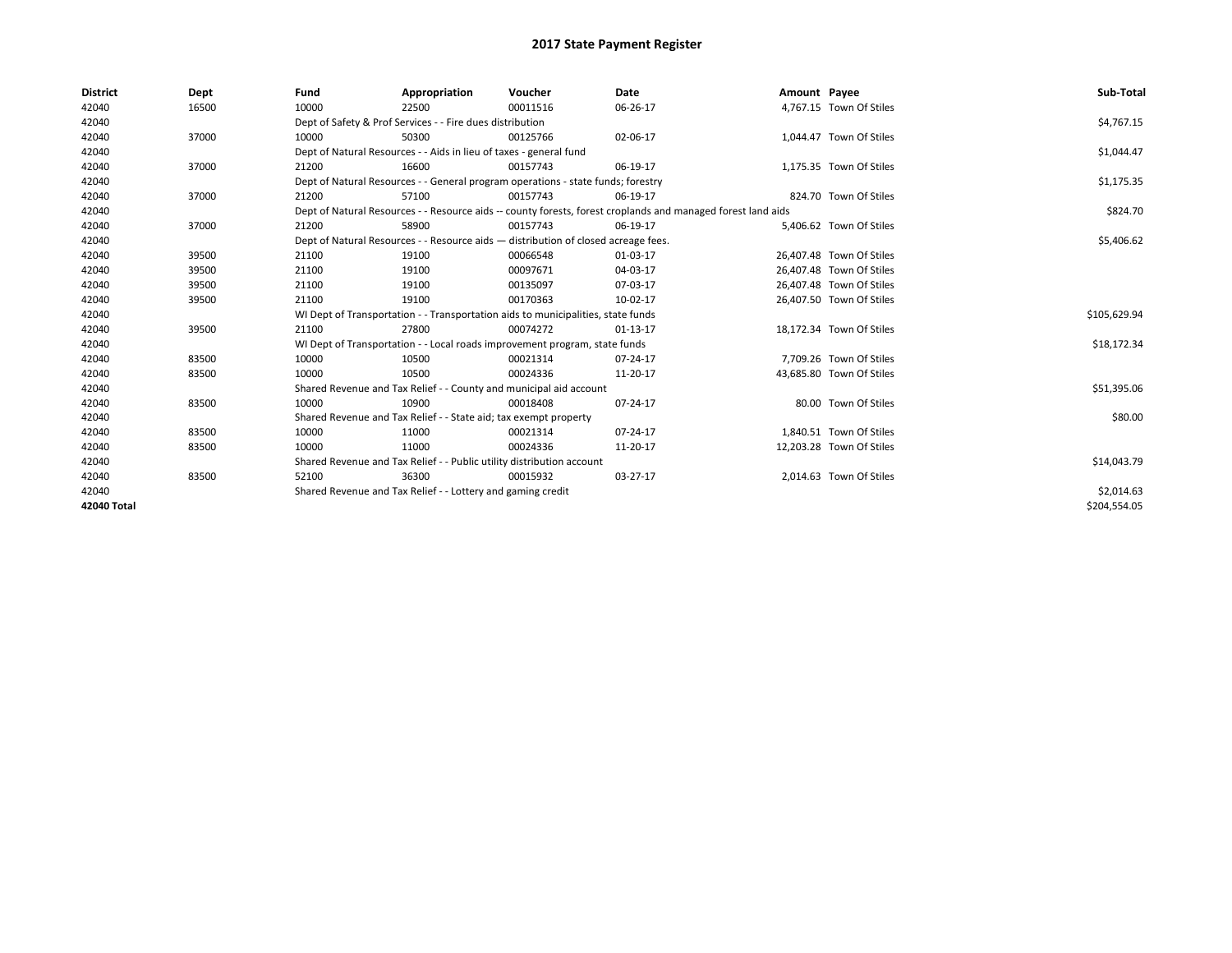# 2017 State Payment Register

| District | Dept | Fund | Appropriation | Voucher | Date | Amount | Payee | Sub-Total |
|---|---|---|---|---|---|---|---|---|
| 42040 | 16500 | 10000 | 22500 | 00011516 | 06-26-17 | 4,767.15 | Town Of Stiles | |
| 42040 | | Dept of Safety & Prof Services - - Fire dues distribution | | | | | | $4,767.15 |
| 42040 | 37000 | 10000 | 50300 | 00125766 | 02-06-17 | 1,044.47 | Town Of Stiles | |
| 42040 | | Dept of Natural Resources - - Aids in lieu of taxes - general fund | | | | | | $1,044.47 |
| 42040 | 37000 | 21200 | 16600 | 00157743 | 06-19-17 | 1,175.35 | Town Of Stiles | |
| 42040 | | Dept of Natural Resources - - General program operations - state funds; forestry | | | | | | $1,175.35 |
| 42040 | 37000 | 21200 | 57100 | 00157743 | 06-19-17 | 824.70 | Town Of Stiles | |
| 42040 | | Dept of Natural Resources - - Resource aids -- county forests, forest croplands and managed forest land aids | | | | | | $824.70 |
| 42040 | 37000 | 21200 | 58900 | 00157743 | 06-19-17 | 5,406.62 | Town Of Stiles | |
| 42040 | | Dept of Natural Resources - - Resource aids — distribution of closed acreage fees. | | | | | | $5,406.62 |
| 42040 | 39500 | 21100 | 19100 | 00066548 | 01-03-17 | 26,407.48 | Town Of Stiles | |
| 42040 | 39500 | 21100 | 19100 | 00097671 | 04-03-17 | 26,407.48 | Town Of Stiles | |
| 42040 | 39500 | 21100 | 19100 | 00135097 | 07-03-17 | 26,407.48 | Town Of Stiles | |
| 42040 | 39500 | 21100 | 19100 | 00170363 | 10-02-17 | 26,407.50 | Town Of Stiles | |
| 42040 | | WI Dept of Transportation - - Transportation aids to municipalities, state funds | | | | | | $105,629.94 |
| 42040 | 39500 | 21100 | 27800 | 00074272 | 01-13-17 | 18,172.34 | Town Of Stiles | |
| 42040 | | WI Dept of Transportation - - Local roads improvement program, state funds | | | | | | $18,172.34 |
| 42040 | 83500 | 10000 | 10500 | 00021314 | 07-24-17 | 7,709.26 | Town Of Stiles | |
| 42040 | 83500 | 10000 | 10500 | 00024336 | 11-20-17 | 43,685.80 | Town Of Stiles | |
| 42040 | | Shared Revenue and Tax Relief - - County and municipal aid account | | | | | | $51,395.06 |
| 42040 | 83500 | 10000 | 10900 | 00018408 | 07-24-17 | 80.00 | Town Of Stiles | |
| 42040 | | Shared Revenue and Tax Relief - - State aid; tax exempt property | | | | | | $80.00 |
| 42040 | 83500 | 10000 | 11000 | 00021314 | 07-24-17 | 1,840.51 | Town Of Stiles | |
| 42040 | 83500 | 10000 | 11000 | 00024336 | 11-20-17 | 12,203.28 | Town Of Stiles | |
| 42040 | | Shared Revenue and Tax Relief - - Public utility distribution account | | | | | | $14,043.79 |
| 42040 | 83500 | 52100 | 36300 | 00015932 | 03-27-17 | 2,014.63 | Town Of Stiles | |
| 42040 | | Shared Revenue and Tax Relief - - Lottery and gaming credit | | | | | | $2,014.63 |
| 42040 Total | | | | | | | | $204,554.05 |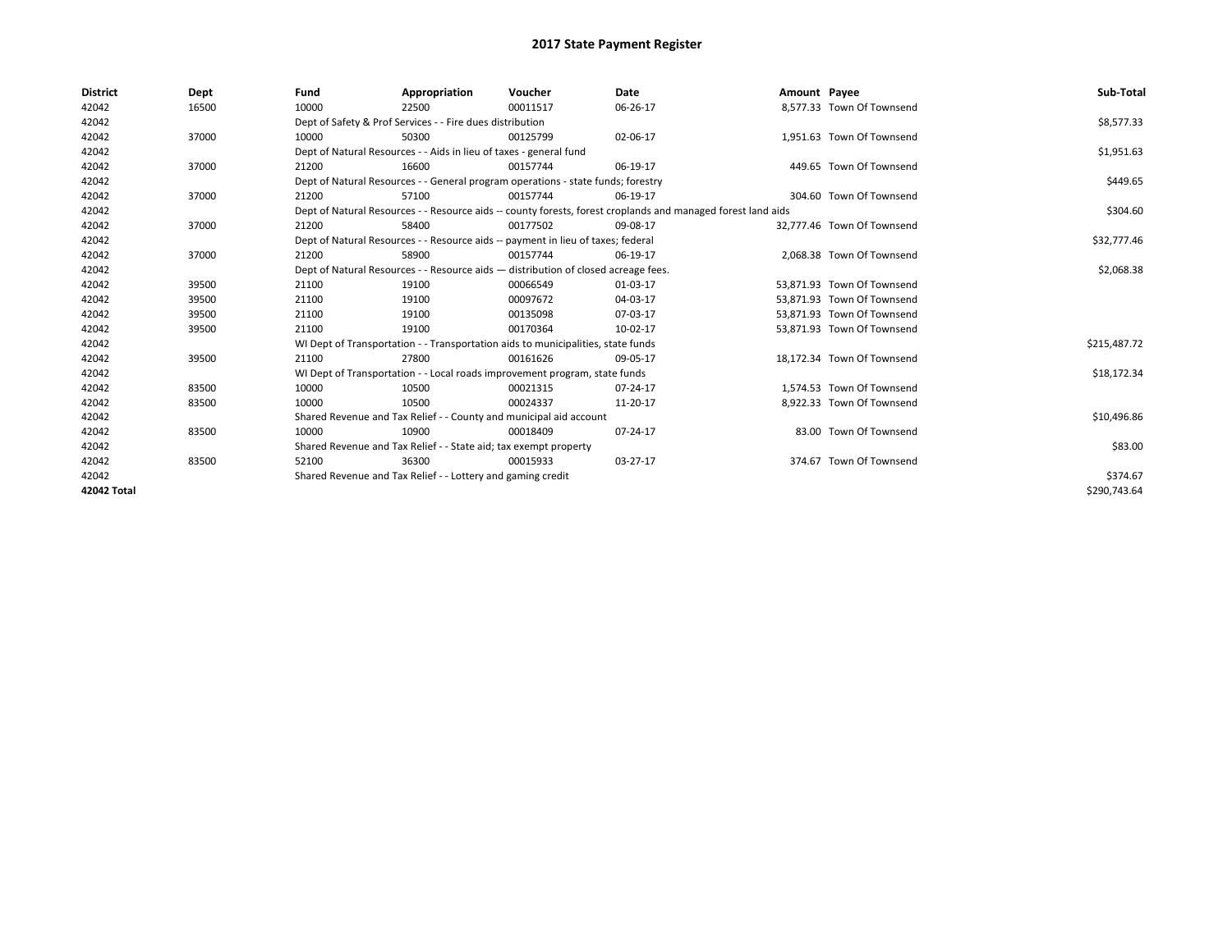# 2017 State Payment Register

| District | Dept | Fund | Appropriation | Voucher | Date | Amount | Payee | Sub-Total |
|---|---|---|---|---|---|---|---|---|
| 42042 | 16500 | 10000 | 22500 | 00011517 | 06-26-17 | 8,577.33 | Town Of Townsend | |
| 42042 | | Dept of Safety & Prof Services - - Fire dues distribution | | | | | | $8,577.33 |
| 42042 | 37000 | 10000 | 50300 | 00125799 | 02-06-17 | 1,951.63 | Town Of Townsend | |
| 42042 | | Dept of Natural Resources - - Aids in lieu of taxes - general fund | | | | | | $1,951.63 |
| 42042 | 37000 | 21200 | 16600 | 00157744 | 06-19-17 | 449.65 | Town Of Townsend | |
| 42042 | | Dept of Natural Resources - - General program operations - state funds; forestry | | | | | | $449.65 |
| 42042 | 37000 | 21200 | 57100 | 00157744 | 06-19-17 | 304.60 | Town Of Townsend | |
| 42042 | | Dept of Natural Resources - - Resource aids -- county forests, forest croplands and managed forest land aids | | | | | | $304.60 |
| 42042 | 37000 | 21200 | 58400 | 00177502 | 09-08-17 | 32,777.46 | Town Of Townsend | |
| 42042 | | Dept of Natural Resources - - Resource aids -- payment in lieu of taxes; federal | | | | | | $32,777.46 |
| 42042 | 37000 | 21200 | 58900 | 00157744 | 06-19-17 | 2,068.38 | Town Of Townsend | |
| 42042 | | Dept of Natural Resources - - Resource aids — distribution of closed acreage fees. | | | | | | $2,068.38 |
| 42042 | 39500 | 21100 | 19100 | 00066549 | 01-03-17 | 53,871.93 | Town Of Townsend | |
| 42042 | 39500 | 21100 | 19100 | 00097672 | 04-03-17 | 53,871.93 | Town Of Townsend | |
| 42042 | 39500 | 21100 | 19100 | 00135098 | 07-03-17 | 53,871.93 | Town Of Townsend | |
| 42042 | 39500 | 21100 | 19100 | 00170364 | 10-02-17 | 53,871.93 | Town Of Townsend | |
| 42042 | | WI Dept of Transportation - - Transportation aids to municipalities, state funds | | | | | | $215,487.72 |
| 42042 | 39500 | 21100 | 27800 | 00161626 | 09-05-17 | 18,172.34 | Town Of Townsend | |
| 42042 | | WI Dept of Transportation - - Local roads improvement program, state funds | | | | | | $18,172.34 |
| 42042 | 83500 | 10000 | 10500 | 00021315 | 07-24-17 | 1,574.53 | Town Of Townsend | |
| 42042 | 83500 | 10000 | 10500 | 00024337 | 11-20-17 | 8,922.33 | Town Of Townsend | |
| 42042 | | Shared Revenue and Tax Relief - - County and municipal aid account | | | | | | $10,496.86 |
| 42042 | 83500 | 10000 | 10900 | 00018409 | 07-24-17 | 83.00 | Town Of Townsend | |
| 42042 | | Shared Revenue and Tax Relief - - State aid; tax exempt property | | | | | | $83.00 |
| 42042 | 83500 | 52100 | 36300 | 00015933 | 03-27-17 | 374.67 | Town Of Townsend | |
| 42042 | | Shared Revenue and Tax Relief - - Lottery and gaming credit | | | | | | $374.67 |
| 42042 Total | | | | | | | | $290,743.64 |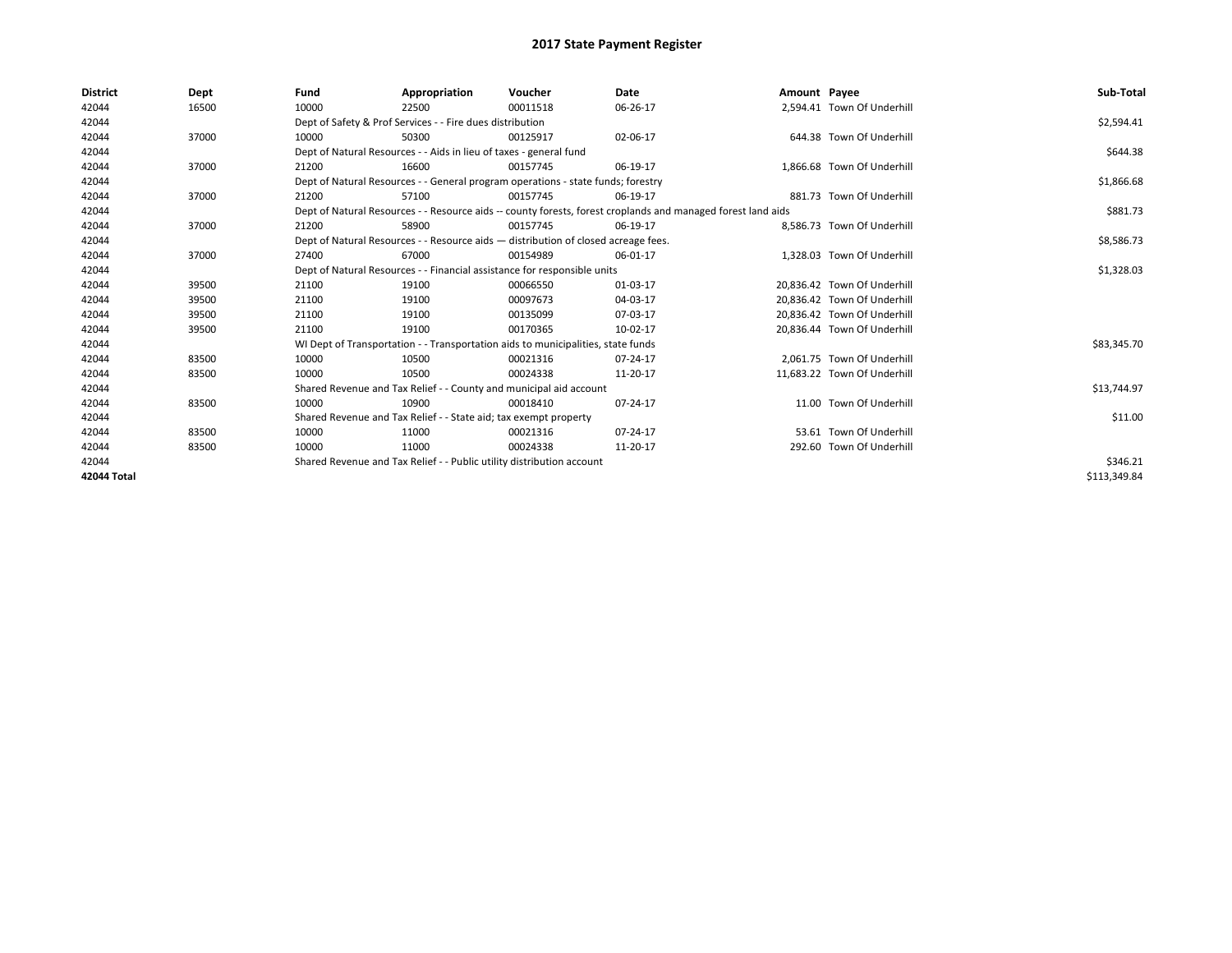# 2017 State Payment Register

| District | Dept | Fund | Appropriation | Voucher | Date | Amount | Payee | Sub-Total |
|---|---|---|---|---|---|---|---|---|
| 42044 | 16500 | 10000 | 22500 | 00011518 | 06-26-17 | 2,594.41 | Town Of Underhill | |
| 42044 | | Dept of Safety & Prof Services - - Fire dues distribution | | | | | | $2,594.41 |
| 42044 | 37000 | 10000 | 50300 | 00125917 | 02-06-17 | 644.38 | Town Of Underhill | |
| 42044 | | Dept of Natural Resources - - Aids in lieu of taxes - general fund | | | | | | $644.38 |
| 42044 | 37000 | 21200 | 16600 | 00157745 | 06-19-17 | 1,866.68 | Town Of Underhill | |
| 42044 | | Dept of Natural Resources - - General program operations - state funds; forestry | | | | | | $1,866.68 |
| 42044 | 37000 | 21200 | 57100 | 00157745 | 06-19-17 | 881.73 | Town Of Underhill | |
| 42044 | | Dept of Natural Resources - - Resource aids -- county forests, forest croplands and managed forest land aids | | | | | | $881.73 |
| 42044 | 37000 | 21200 | 58900 | 00157745 | 06-19-17 | 8,586.73 | Town Of Underhill | |
| 42044 | | Dept of Natural Resources - - Resource aids — distribution of closed acreage fees. | | | | | | $8,586.73 |
| 42044 | 37000 | 27400 | 67000 | 00154989 | 06-01-17 | 1,328.03 | Town Of Underhill | |
| 42044 | | Dept of Natural Resources - - Financial assistance for responsible units | | | | | | $1,328.03 |
| 42044 | 39500 | 21100 | 19100 | 00066550 | 01-03-17 | 20,836.42 | Town Of Underhill | |
| 42044 | 39500 | 21100 | 19100 | 00097673 | 04-03-17 | 20,836.42 | Town Of Underhill | |
| 42044 | 39500 | 21100 | 19100 | 00135099 | 07-03-17 | 20,836.42 | Town Of Underhill | |
| 42044 | 39500 | 21100 | 19100 | 00170365 | 10-02-17 | 20,836.44 | Town Of Underhill | |
| 42044 | | WI Dept of Transportation - - Transportation aids to municipalities, state funds | | | | | | $83,345.70 |
| 42044 | 83500 | 10000 | 10500 | 00021316 | 07-24-17 | 2,061.75 | Town Of Underhill | |
| 42044 | 83500 | 10000 | 10500 | 00024338 | 11-20-17 | 11,683.22 | Town Of Underhill | |
| 42044 | | Shared Revenue and Tax Relief - - County and municipal aid account | | | | | | $13,744.97 |
| 42044 | 83500 | 10000 | 10900 | 00018410 | 07-24-17 | 11.00 | Town Of Underhill | |
| 42044 | | Shared Revenue and Tax Relief - - State aid; tax exempt property | | | | | | $11.00 |
| 42044 | 83500 | 10000 | 11000 | 00021316 | 07-24-17 | 53.61 | Town Of Underhill | |
| 42044 | 83500 | 10000 | 11000 | 00024338 | 11-20-17 | 292.60 | Town Of Underhill | |
| 42044 | | Shared Revenue and Tax Relief - - Public utility distribution account | | | | | | $346.21 |
| **42044 Total** | | | | | | | | $113,349.84 |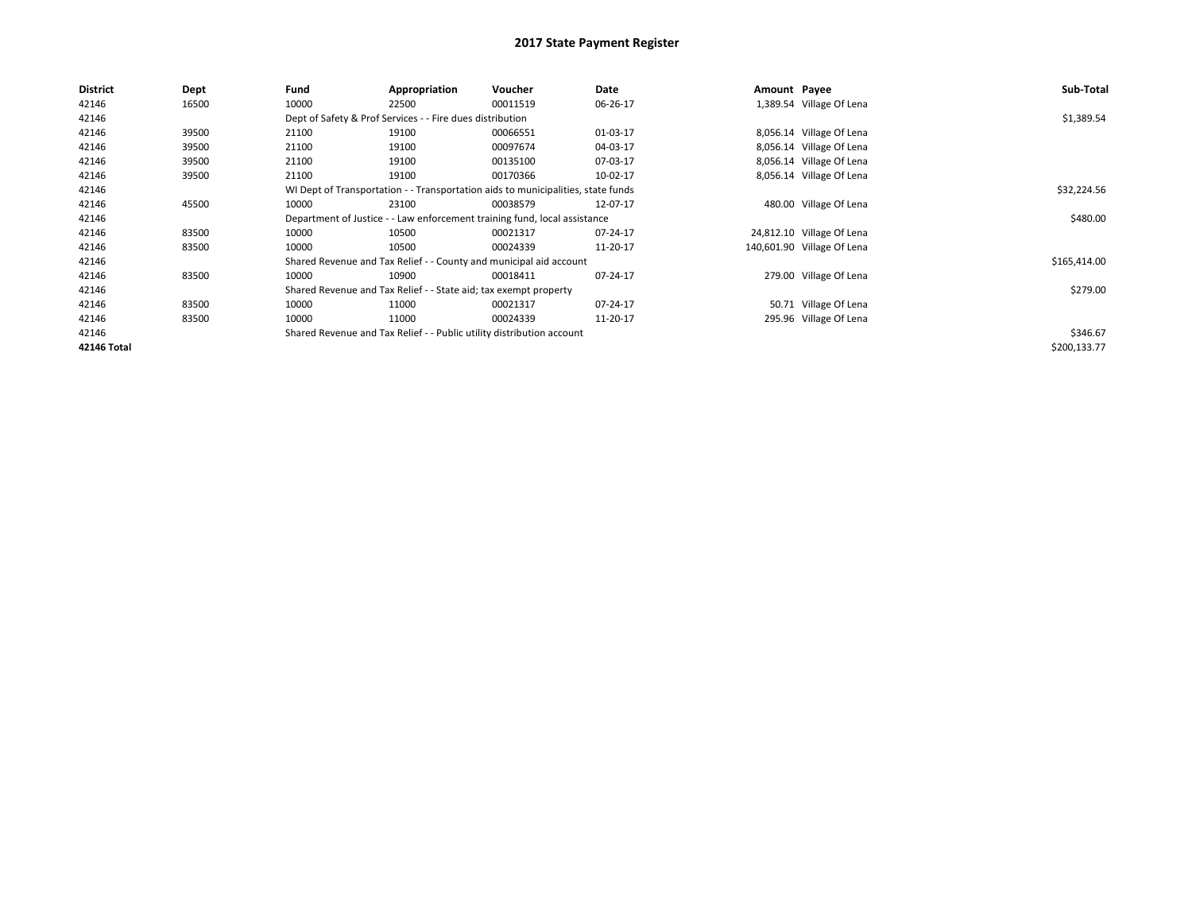# 2017 State Payment Register

| District | Dept | Fund | Appropriation | Voucher | Date | Amount | Payee | Sub-Total |
|---|---|---|---|---|---|---|---|---|
| 42146 | 16500 | 10000 | 22500 | 00011519 | 06-26-17 | 1,389.54 | Village Of Lena | |
| 42146 | | Dept of Safety & Prof Services - - Fire dues distribution | | | | | | $1,389.54 |
| 42146 | 39500 | 21100 | 19100 | 00066551 | 01-03-17 | 8,056.14 | Village Of Lena | |
| 42146 | 39500 | 21100 | 19100 | 00097674 | 04-03-17 | 8,056.14 | Village Of Lena | |
| 42146 | 39500 | 21100 | 19100 | 00135100 | 07-03-17 | 8,056.14 | Village Of Lena | |
| 42146 | 39500 | 21100 | 19100 | 00170366 | 10-02-17 | 8,056.14 | Village Of Lena | |
| 42146 | | WI Dept of Transportation - - Transportation aids to municipalities, state funds | | | | | | $32,224.56 |
| 42146 | 45500 | 10000 | 23100 | 00038579 | 12-07-17 | 480.00 | Village Of Lena | |
| 42146 | | Department of Justice - - Law enforcement training fund, local assistance | | | | | | $480.00 |
| 42146 | 83500 | 10000 | 10500 | 00021317 | 07-24-17 | 24,812.10 | Village Of Lena | |
| 42146 | 83500 | 10000 | 10500 | 00024339 | 11-20-17 | 140,601.90 | Village Of Lena | |
| 42146 | | Shared Revenue and Tax Relief - - County and municipal aid account | | | | | | $165,414.00 |
| 42146 | 83500 | 10000 | 10900 | 00018411 | 07-24-17 | 279.00 | Village Of Lena | |
| 42146 | | Shared Revenue and Tax Relief - - State aid; tax exempt property | | | | | | $279.00 |
| 42146 | 83500 | 10000 | 11000 | 00021317 | 07-24-17 | 50.71 | Village Of Lena | |
| 42146 | 83500 | 10000 | 11000 | 00024339 | 11-20-17 | 295.96 | Village Of Lena | |
| 42146 | | Shared Revenue and Tax Relief - - Public utility distribution account | | | | | | $346.67 |
| **42146 Total** | | | | | | | | $200,133.77 |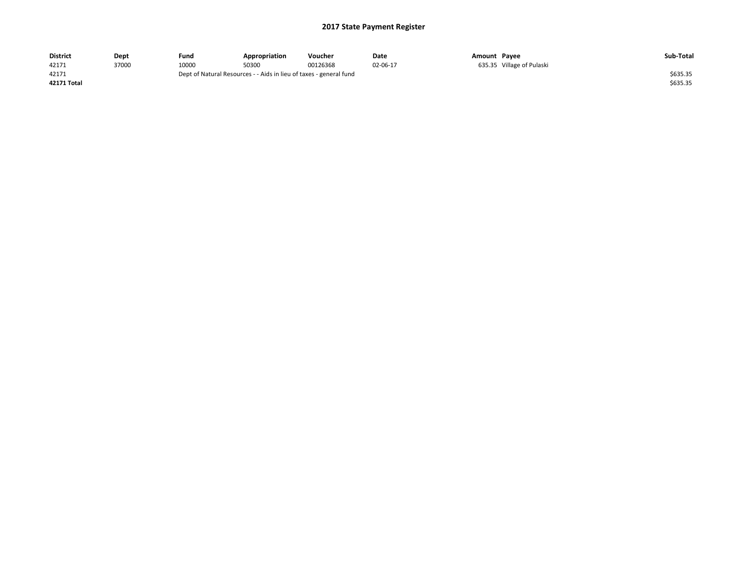# 2017 State Payment Register

| District | Dept | Fund | Appropriation | Voucher | Date | Amount | Payee | Sub-Total |
|---|---|---|---|---|---|---|---|---|
| 42171 | 37000 | 10000 | 50300 | 00126368 | 02-06-17 | 635.35 | Village of Pulaski | |
| 42171 | | Dept of Natural Resources - - Aids in lieu of taxes - general fund | | | | | | $635.35 |
| **42171 Total** | | | | | | | | $635.35 |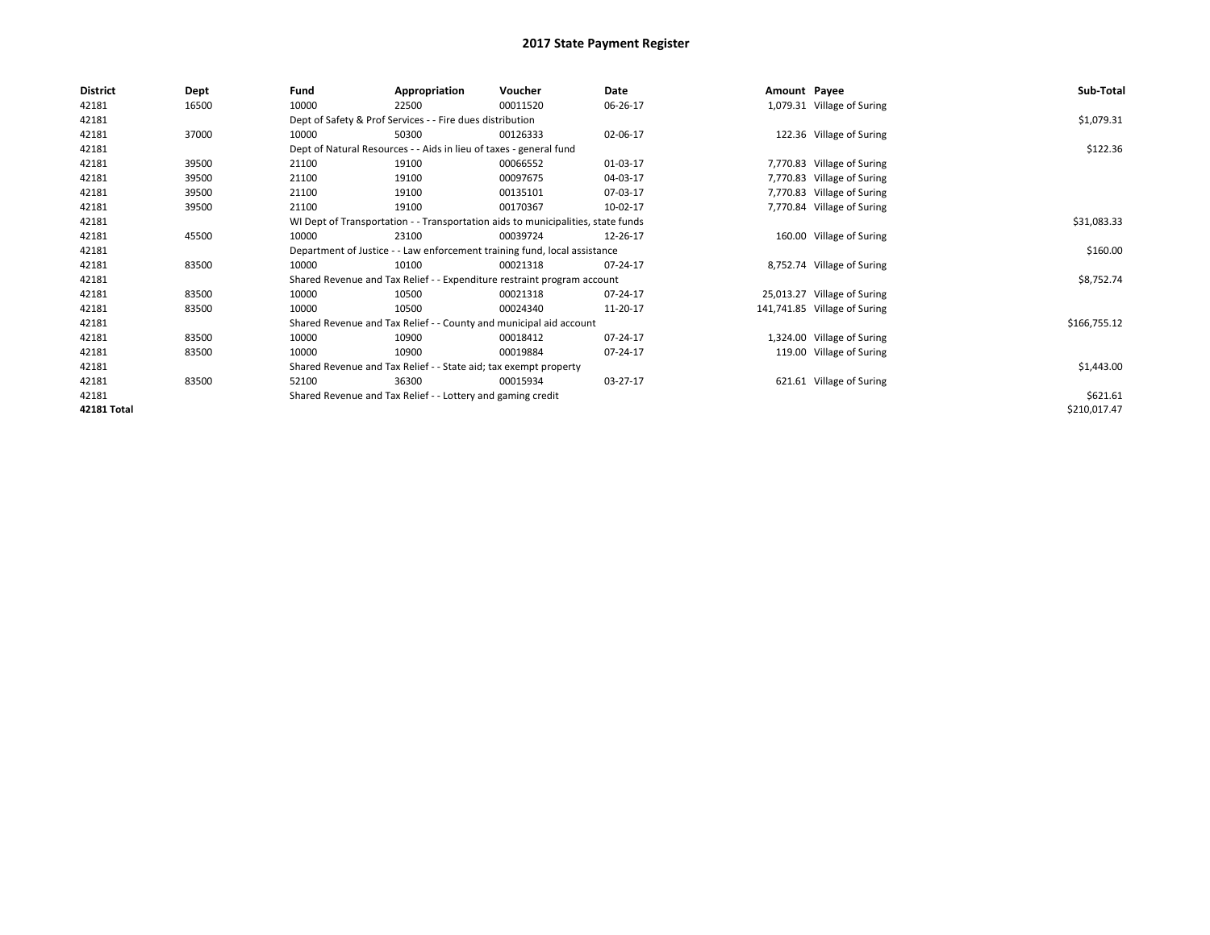# 2017 State Payment Register

| District | Dept | Fund | Appropriation | Voucher | Date | Amount | Payee | Sub-Total |
|---|---|---|---|---|---|---|---|---|
| 42181 | 16500 | 10000 | 22500 | 00011520 | 06-26-17 | 1,079.31 | Village of Suring | |
| 42181 | | Dept of Safety & Prof Services - - Fire dues distribution | | | | | | $1,079.31 |
| 42181 | 37000 | 10000 | 50300 | 00126333 | 02-06-17 | 122.36 | Village of Suring | |
| 42181 | | Dept of Natural Resources - - Aids in lieu of taxes - general fund | | | | | | $122.36 |
| 42181 | 39500 | 21100 | 19100 | 00066552 | 01-03-17 | 7,770.83 | Village of Suring | |
| 42181 | 39500 | 21100 | 19100 | 00097675 | 04-03-17 | 7,770.83 | Village of Suring | |
| 42181 | 39500 | 21100 | 19100 | 00135101 | 07-03-17 | 7,770.83 | Village of Suring | |
| 42181 | 39500 | 21100 | 19100 | 00170367 | 10-02-17 | 7,770.84 | Village of Suring | |
| 42181 | | WI Dept of Transportation - - Transportation aids to municipalities, state funds | | | | | | $31,083.33 |
| 42181 | 45500 | 10000 | 23100 | 00039724 | 12-26-17 | 160.00 | Village of Suring | |
| 42181 | | Department of Justice - - Law enforcement training fund, local assistance | | | | | | $160.00 |
| 42181 | 83500 | 10000 | 10100 | 00021318 | 07-24-17 | 8,752.74 | Village of Suring | |
| 42181 | | Shared Revenue and Tax Relief - - Expenditure restraint program account | | | | | | $8,752.74 |
| 42181 | 83500 | 10000 | 10500 | 00021318 | 07-24-17 | 25,013.27 | Village of Suring | |
| 42181 | 83500 | 10000 | 10500 | 00024340 | 11-20-17 | 141,741.85 | Village of Suring | |
| 42181 | | Shared Revenue and Tax Relief - - County and municipal aid account | | | | | | $166,755.12 |
| 42181 | 83500 | 10000 | 10900 | 00018412 | 07-24-17 | 1,324.00 | Village of Suring | |
| 42181 | 83500 | 10000 | 10900 | 00019884 | 07-24-17 | 119.00 | Village of Suring | |
| 42181 | | Shared Revenue and Tax Relief - - State aid; tax exempt property | | | | | | $1,443.00 |
| 42181 | 83500 | 52100 | 36300 | 00015934 | 03-27-17 | 621.61 | Village of Suring | |
| 42181 | | Shared Revenue and Tax Relief - - Lottery and gaming credit | | | | | | $621.61 |
| 42181 Total | | | | | | | | $210,017.47 |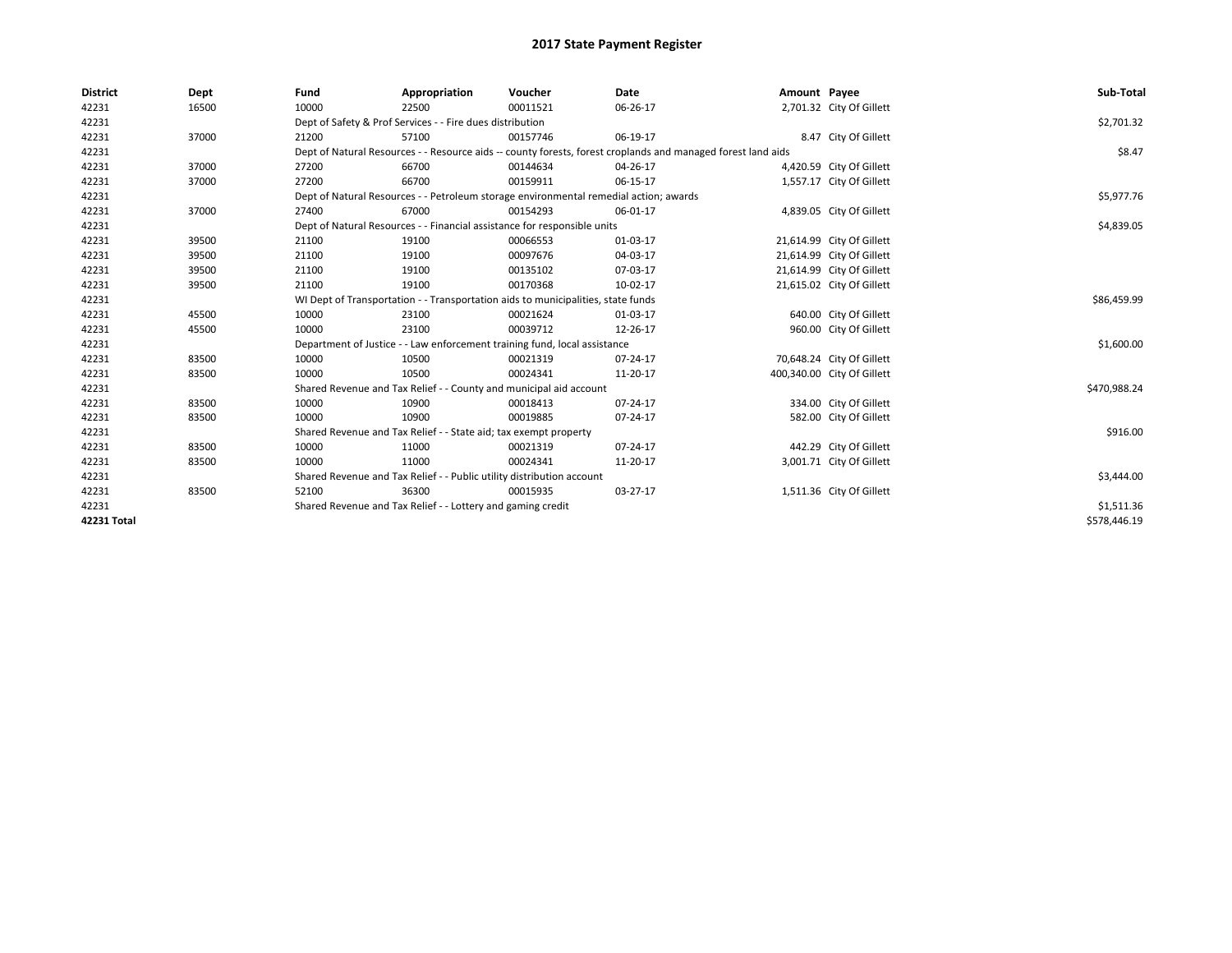# 2017 State Payment Register

| District | Dept | Fund | Appropriation | Voucher | Date | Amount | Payee | Sub-Total |
|---|---|---|---|---|---|---|---|---|
| 42231 | 16500 | 10000 | 22500 | 00011521 | 06-26-17 | 2,701.32 | City Of Gillett | |
| 42231 | | Dept of Safety & Prof Services - - Fire dues distribution | | | | | | $2,701.32 |
| 42231 | 37000 | 21200 | 57100 | 00157746 | 06-19-17 | 8.47 | City Of Gillett | |
| 42231 | | Dept of Natural Resources - - Resource aids -- county forests, forest croplands and managed forest land aids | | | | | | $8.47 |
| 42231 | 37000 | 27200 | 66700 | 00144634 | 04-26-17 | 4,420.59 | City Of Gillett | |
| 42231 | 37000 | 27200 | 66700 | 00159911 | 06-15-17 | 1,557.17 | City Of Gillett | |
| 42231 | | Dept of Natural Resources - - Petroleum storage environmental remedial action; awards | | | | | | $5,977.76 |
| 42231 | 37000 | 27400 | 67000 | 00154293 | 06-01-17 | 4,839.05 | City Of Gillett | |
| 42231 | | Dept of Natural Resources - - Financial assistance for responsible units | | | | | | $4,839.05 |
| 42231 | 39500 | 21100 | 19100 | 00066553 | 01-03-17 | 21,614.99 | City Of Gillett | |
| 42231 | 39500 | 21100 | 19100 | 00097676 | 04-03-17 | 21,614.99 | City Of Gillett | |
| 42231 | 39500 | 21100 | 19100 | 00135102 | 07-03-17 | 21,614.99 | City Of Gillett | |
| 42231 | 39500 | 21100 | 19100 | 00170368 | 10-02-17 | 21,615.02 | City Of Gillett | |
| 42231 | | WI Dept of Transportation - - Transportation aids to municipalities, state funds | | | | | | $86,459.99 |
| 42231 | 45500 | 10000 | 23100 | 00021624 | 01-03-17 | 640.00 | City Of Gillett | |
| 42231 | 45500 | 10000 | 23100 | 00039712 | 12-26-17 | 960.00 | City Of Gillett | |
| 42231 | | Department of Justice - - Law enforcement training fund, local assistance | | | | | | $1,600.00 |
| 42231 | 83500 | 10000 | 10500 | 00021319 | 07-24-17 | 70,648.24 | City Of Gillett | |
| 42231 | 83500 | 10000 | 10500 | 00024341 | 11-20-17 | 400,340.00 | City Of Gillett | |
| 42231 | | Shared Revenue and Tax Relief - - County and municipal aid account | | | | | | $470,988.24 |
| 42231 | 83500 | 10000 | 10900 | 00018413 | 07-24-17 | 334.00 | City Of Gillett | |
| 42231 | 83500 | 10000 | 10900 | 00019885 | 07-24-17 | 582.00 | City Of Gillett | |
| 42231 | | Shared Revenue and Tax Relief - - State aid; tax exempt property | | | | | | $916.00 |
| 42231 | 83500 | 10000 | 11000 | 00021319 | 07-24-17 | 442.29 | City Of Gillett | |
| 42231 | 83500 | 10000 | 11000 | 00024341 | 11-20-17 | 3,001.71 | City Of Gillett | |
| 42231 | | Shared Revenue and Tax Relief - - Public utility distribution account | | | | | | $3,444.00 |
| 42231 | 83500 | 52100 | 36300 | 00015935 | 03-27-17 | 1,511.36 | City Of Gillett | |
| 42231 | | Shared Revenue and Tax Relief - - Lottery and gaming credit | | | | | | $1,511.36 |
| **42231 Total** | | | | | | | | $578,446.19 |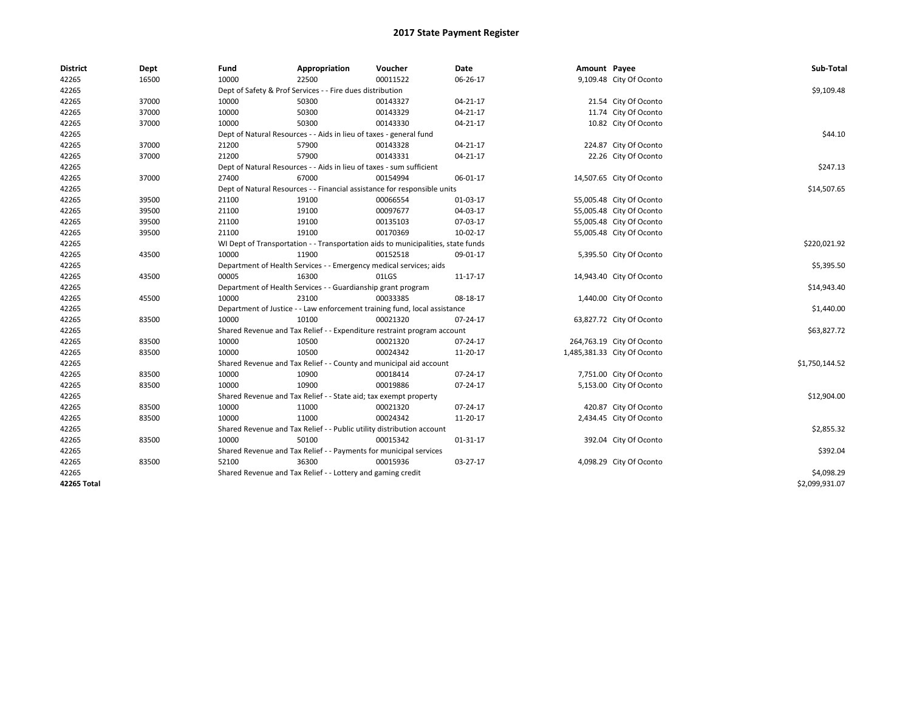# 2017 State Payment Register

| District | Dept | Fund | Appropriation | Voucher | Date | Amount | Payee | Sub-Total |
|---|---|---|---|---|---|---|---|---|
| 42265 | 16500 | 10000 | 22500 | 00011522 | 06-26-17 | 9,109.48 | City Of Oconto | |
| 42265 | | Dept of Safety & Prof Services - - Fire dues distribution | | | | | | $9,109.48 |
| 42265 | 37000 | 10000 | 50300 | 00143327 | 04-21-17 | 21.54 | City Of Oconto | |
| 42265 | 37000 | 10000 | 50300 | 00143329 | 04-21-17 | 11.74 | City Of Oconto | |
| 42265 | 37000 | 10000 | 50300 | 00143330 | 04-21-17 | 10.82 | City Of Oconto | |
| 42265 | | Dept of Natural Resources - - Aids in lieu of taxes - general fund | | | | | | $44.10 |
| 42265 | 37000 | 21200 | 57900 | 00143328 | 04-21-17 | 224.87 | City Of Oconto | |
| 42265 | 37000 | 21200 | 57900 | 00143331 | 04-21-17 | 22.26 | City Of Oconto | |
| 42265 | | Dept of Natural Resources - - Aids in lieu of taxes - sum sufficient | | | | | | $247.13 |
| 42265 | 37000 | 27400 | 67000 | 00154994 | 06-01-17 | 14,507.65 | City Of Oconto | |
| 42265 | | Dept of Natural Resources - - Financial assistance for responsible units | | | | | | $14,507.65 |
| 42265 | 39500 | 21100 | 19100 | 00066554 | 01-03-17 | 55,005.48 | City Of Oconto | |
| 42265 | 39500 | 21100 | 19100 | 00097677 | 04-03-17 | 55,005.48 | City Of Oconto | |
| 42265 | 39500 | 21100 | 19100 | 00135103 | 07-03-17 | 55,005.48 | City Of Oconto | |
| 42265 | 39500 | 21100 | 19100 | 00170369 | 10-02-17 | 55,005.48 | City Of Oconto | |
| 42265 | | WI Dept of Transportation - - Transportation aids to municipalities, state funds | | | | | | $220,021.92 |
| 42265 | 43500 | 10000 | 11900 | 00152518 | 09-01-17 | 5,395.50 | City Of Oconto | |
| 42265 | | Department of Health Services - - Emergency medical services; aids | | | | | | $5,395.50 |
| 42265 | 43500 | 00005 | 16300 | 01LGS | 11-17-17 | 14,943.40 | City Of Oconto | |
| 42265 | | Department of Health Services - - Guardianship grant program | | | | | | $14,943.40 |
| 42265 | 45500 | 10000 | 23100 | 00033385 | 08-18-17 | 1,440.00 | City Of Oconto | |
| 42265 | | Department of Justice - - Law enforcement training fund, local assistance | | | | | | $1,440.00 |
| 42265 | 83500 | 10000 | 10100 | 00021320 | 07-24-17 | 63,827.72 | City Of Oconto | |
| 42265 | | Shared Revenue and Tax Relief - - Expenditure restraint program account | | | | | | $63,827.72 |
| 42265 | 83500 | 10000 | 10500 | 00021320 | 07-24-17 | 264,763.19 | City Of Oconto | |
| 42265 | 83500 | 10000 | 10500 | 00024342 | 11-20-17 | 1,485,381.33 | City Of Oconto | |
| 42265 | | Shared Revenue and Tax Relief - - County and municipal aid account | | | | | | $1,750,144.52 |
| 42265 | 83500 | 10000 | 10900 | 00018414 | 07-24-17 | 7,751.00 | City Of Oconto | |
| 42265 | 83500 | 10000 | 10900 | 00019886 | 07-24-17 | 5,153.00 | City Of Oconto | |
| 42265 | | Shared Revenue and Tax Relief - - State aid; tax exempt property | | | | | | $12,904.00 |
| 42265 | 83500 | 10000 | 11000 | 00021320 | 07-24-17 | 420.87 | City Of Oconto | |
| 42265 | 83500 | 10000 | 11000 | 00024342 | 11-20-17 | 2,434.45 | City Of Oconto | |
| 42265 | | Shared Revenue and Tax Relief - - Public utility distribution account | | | | | | $2,855.32 |
| 42265 | 83500 | 10000 | 50100 | 00015342 | 01-31-17 | 392.04 | City Of Oconto | |
| 42265 | | Shared Revenue and Tax Relief - - Payments for municipal services | | | | | | $392.04 |
| 42265 | 83500 | 52100 | 36300 | 00015936 | 03-27-17 | 4,098.29 | City Of Oconto | |
| 42265 | | Shared Revenue and Tax Relief - - Lottery and gaming credit | | | | | | $4,098.29 |
| **42265 Total** | | | | | | | | $2,099,931.07 |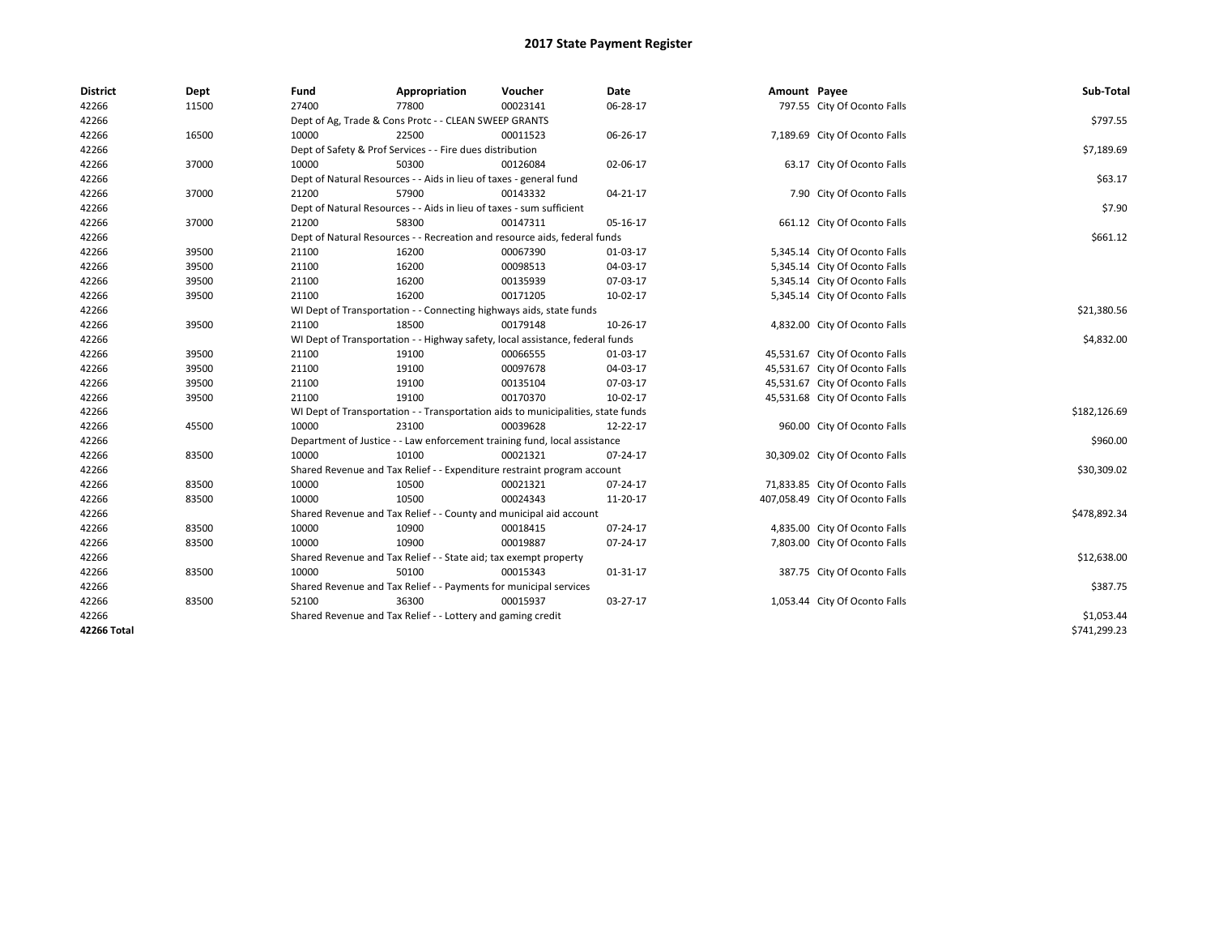# 2017 State Payment Register

| District | Dept | Fund | Appropriation | Voucher | Date | Amount | Payee | Sub-Total |
|---|---|---|---|---|---|---|---|---|
| 42266 | 11500 | 27400 | 77800 | 00023141 | 06-28-17 | 797.55 | City Of Oconto Falls | |
| 42266 | | Dept of Ag, Trade & Cons Protc - - CLEAN SWEEP GRANTS | | | | | | $797.55 |
| 42266 | 16500 | 10000 | 22500 | 00011523 | 06-26-17 | 7,189.69 | City Of Oconto Falls | |
| 42266 | | Dept of Safety & Prof Services - - Fire dues distribution | | | | | | $7,189.69 |
| 42266 | 37000 | 10000 | 50300 | 00126084 | 02-06-17 | 63.17 | City Of Oconto Falls | |
| 42266 | | Dept of Natural Resources - - Aids in lieu of taxes - general fund | | | | | | $63.17 |
| 42266 | 37000 | 21200 | 57900 | 00143332 | 04-21-17 | 7.90 | City Of Oconto Falls | |
| 42266 | | Dept of Natural Resources - - Aids in lieu of taxes - sum sufficient | | | | | | $7.90 |
| 42266 | 37000 | 21200 | 58300 | 00147311 | 05-16-17 | 661.12 | City Of Oconto Falls | |
| 42266 | | Dept of Natural Resources - - Recreation and resource aids, federal funds | | | | | | $661.12 |
| 42266 | 39500 | 21100 | 16200 | 00067390 | 01-03-17 | 5,345.14 | City Of Oconto Falls | |
| 42266 | 39500 | 21100 | 16200 | 00098513 | 04-03-17 | 5,345.14 | City Of Oconto Falls | |
| 42266 | 39500 | 21100 | 16200 | 00135939 | 07-03-17 | 5,345.14 | City Of Oconto Falls | |
| 42266 | 39500 | 21100 | 16200 | 00171205 | 10-02-17 | 5,345.14 | City Of Oconto Falls | |
| 42266 | | WI Dept of Transportation - - Connecting highways aids, state funds | | | | | | $21,380.56 |
| 42266 | 39500 | 21100 | 18500 | 00179148 | 10-26-17 | 4,832.00 | City Of Oconto Falls | |
| 42266 | | WI Dept of Transportation - - Highway safety, local assistance, federal funds | | | | | | $4,832.00 |
| 42266 | 39500 | 21100 | 19100 | 00066555 | 01-03-17 | 45,531.67 | City Of Oconto Falls | |
| 42266 | 39500 | 21100 | 19100 | 00097678 | 04-03-17 | 45,531.67 | City Of Oconto Falls | |
| 42266 | 39500 | 21100 | 19100 | 00135104 | 07-03-17 | 45,531.67 | City Of Oconto Falls | |
| 42266 | 39500 | 21100 | 19100 | 00170370 | 10-02-17 | 45,531.68 | City Of Oconto Falls | |
| 42266 | | WI Dept of Transportation - - Transportation aids to municipalities, state funds | | | | | | $182,126.69 |
| 42266 | 45500 | 10000 | 23100 | 00039628 | 12-22-17 | 960.00 | City Of Oconto Falls | |
| 42266 | | Department of Justice - - Law enforcement training fund, local assistance | | | | | | $960.00 |
| 42266 | 83500 | 10000 | 10100 | 00021321 | 07-24-17 | 30,309.02 | City Of Oconto Falls | |
| 42266 | | Shared Revenue and Tax Relief - - Expenditure restraint program account | | | | | | $30,309.02 |
| 42266 | 83500 | 10000 | 10500 | 00021321 | 07-24-17 | 71,833.85 | City Of Oconto Falls | |
| 42266 | 83500 | 10000 | 10500 | 00024343 | 11-20-17 | 407,058.49 | City Of Oconto Falls | |
| 42266 | | Shared Revenue and Tax Relief - - County and municipal aid account | | | | | | $478,892.34 |
| 42266 | 83500 | 10000 | 10900 | 00018415 | 07-24-17 | 4,835.00 | City Of Oconto Falls | |
| 42266 | 83500 | 10000 | 10900 | 00019887 | 07-24-17 | 7,803.00 | City Of Oconto Falls | |
| 42266 | | Shared Revenue and Tax Relief - - State aid; tax exempt property | | | | | | $12,638.00 |
| 42266 | 83500 | 10000 | 50100 | 00015343 | 01-31-17 | 387.75 | City Of Oconto Falls | |
| 42266 | | Shared Revenue and Tax Relief - - Payments for municipal services | | | | | | $387.75 |
| 42266 | 83500 | 52100 | 36300 | 00015937 | 03-27-17 | 1,053.44 | City Of Oconto Falls | |
| 42266 | | Shared Revenue and Tax Relief - - Lottery and gaming credit | | | | | | $1,053.44 |
| **42266 Total** | | | | | | | | $741,299.23 |